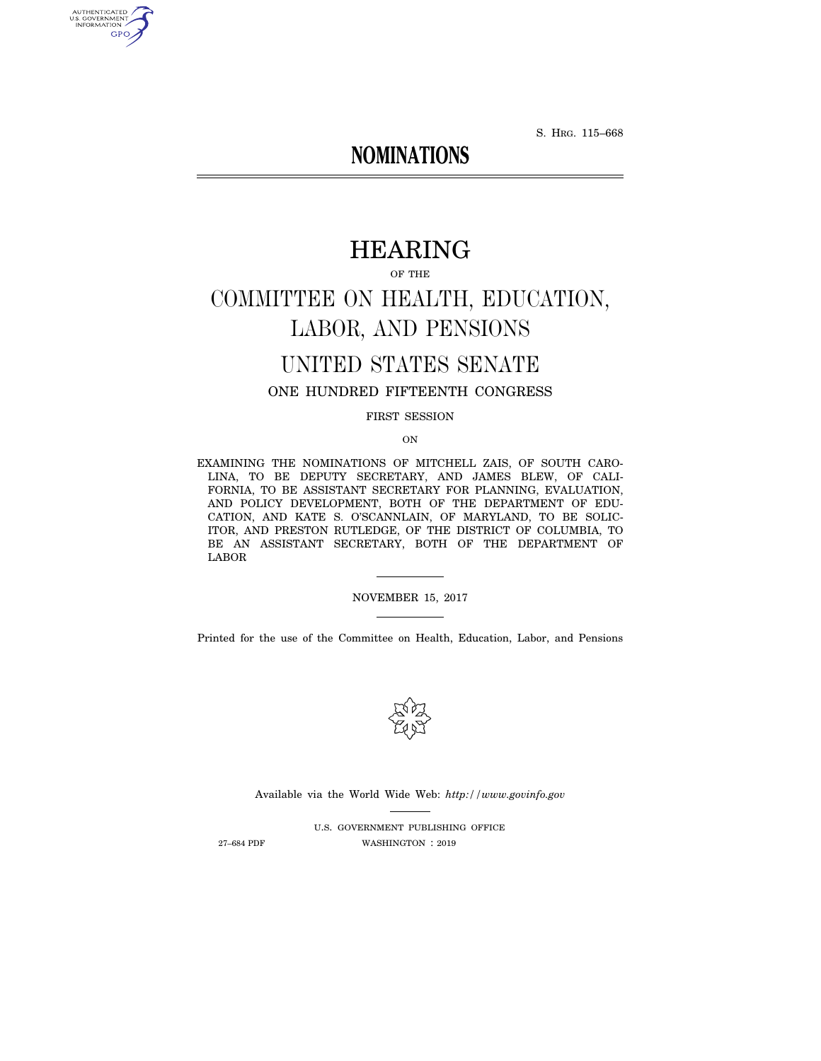S. HRG. 115–668

# NOMINATIONS

# HEARING

OF THE

## COMMITTEE ON HEALTH, EDUCATION, LABOR, AND PENSIONS

## UNITED STATES SENATE

ONE HUNDRED FIFTEENTH CONGRESS

FIRST SESSION

ON

EXAMINING THE NOMINATIONS OF MITCHELL ZAIS, OF SOUTH CAROLINA, TO BE DEPUTY SECRETARY, AND JAMES BLEW, OF CALIFORNIA, TO BE ASSISTANT SECRETARY FOR PLANNING, EVALUATION, AND POLICY DEVELOPMENT, BOTH OF THE DEPARTMENT OF EDUCATION, AND KATE S. O'SCANNLAIN, OF MARYLAND, TO BE SOLICITOR, AND PRESTON RUTLEDGE, OF THE DISTRICT OF COLUMBIA, TO BE AN ASSISTANT SECRETARY, BOTH OF THE DEPARTMENT OF LABOR

NOVEMBER 15, 2017

Printed for the use of the Committee on Health, Education, Labor, and Pensions

Available via the World Wide Web: *http://www.govinfo.gov*

U.S. GOVERNMENT PUBLISHING OFFICE

27–684 PDF WASHINGTON : 2019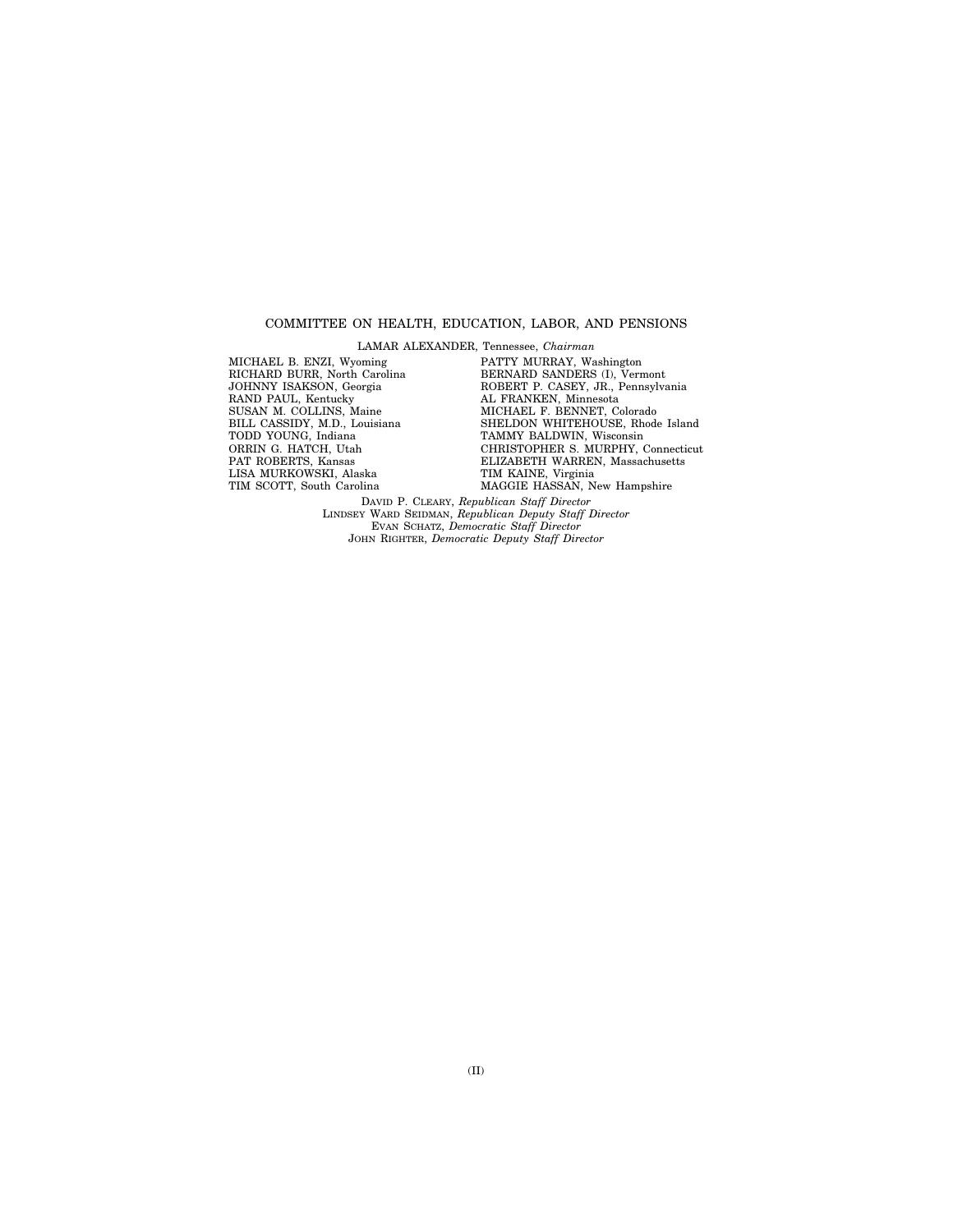COMMITTEE ON HEALTH, EDUCATION, LABOR, AND PENSIONS

LAMAR ALEXANDER, Tennessee, *Chairman*

MICHAEL B. ENZI, Wyoming
RICHARD BURR, North Carolina
JOHNNY ISAKSON, Georgia
RAND PAUL, Kentucky
SUSAN M. COLLINS, Maine
BILL CASSIDY, M.D., Louisiana
TODD YOUNG, Indiana
ORRIN G. HATCH, Utah
PAT ROBERTS, Kansas
LISA MURKOWSKI, Alaska
TIM SCOTT, South Carolina

PATTY MURRAY, Washington
BERNARD SANDERS (I), Vermont
ROBERT P. CASEY, JR., Pennsylvania
AL FRANKEN, Minnesota
MICHAEL F. BENNET, Colorado
SHELDON WHITEHOUSE, Rhode Island
TAMMY BALDWIN, Wisconsin
CHRISTOPHER S. MURPHY, Connecticut
ELIZABETH WARREN, Massachusetts
TIM KAINE, Virginia
MAGGIE HASSAN, New Hampshire

DAVID P. CLEARY, *Republican Staff Director*
LINDSEY WARD SEIDMAN, *Republican Deputy Staff Director*
EVAN SCHATZ, *Democratic Staff Director*
JOHN RIGHTER, *Democratic Deputy Staff Director*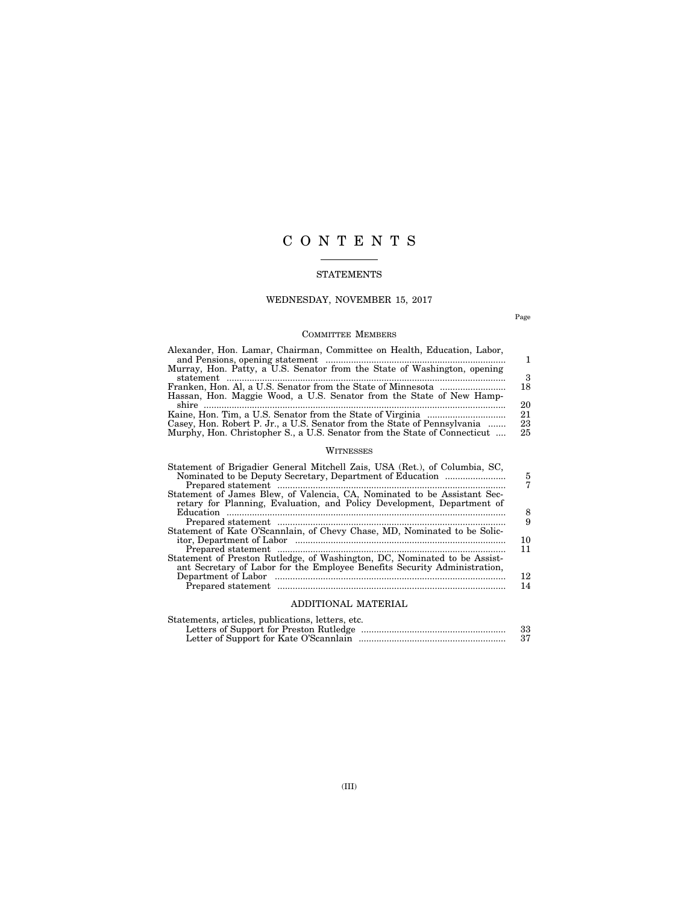# C O N T E N T S

## STATEMENTS

### WEDNESDAY, NOVEMBER 15, 2017

| | Page |
|---|---|
| **COMMITTEE MEMBERS** | |
| Alexander, Hon. Lamar, Chairman, Committee on Health, Education, Labor, and Pensions, opening statement | 1 |
| Murray, Hon. Patty, a U.S. Senator from the State of Washington, opening statement | 3 |
| Franken, Hon. Al, a U.S. Senator from the State of Minnesota | 18 |
| Hassan, Hon. Maggie Wood, a U.S. Senator from the State of New Hampshire | 20 |
| Kaine, Hon. Tim, a U.S. Senator from the State of Virginia | 21 |
| Casey, Hon. Robert P. Jr., a U.S. Senator from the State of Pennsylvania | 23 |
| Murphy, Hon. Christopher S., a U.S. Senator from the State of Connecticut | 25 |
| **WITNESSES** | |
| Statement of Brigadier General Mitchell Zais, USA (Ret.), of Columbia, SC, Nominated to be Deputy Secretary, Department of Education | 5 |
| Prepared statement | 7 |
| Statement of James Blew, of Valencia, CA, Nominated to be Assistant Secretary for Planning, Evaluation, and Policy Development, Department of Education | 8 |
| Prepared statement | 9 |
| Statement of Kate O'Scannlain, of Chevy Chase, MD, Nominated to be Solicitor, Department of Labor | 10 |
| Prepared statement | 11 |
| Statement of Preston Rutledge, of Washington, DC, Nominated to be Assistant Secretary of Labor for the Employee Benefits Security Administration, Department of Labor | 12 |
| Prepared statement | 14 |
| **ADDITIONAL MATERIAL** | |
| Statements, articles, publications, letters, etc. | |
| Letters of Support for Preston Rutledge | 33 |
| Letter of Support for Kate O'Scannlain | 37 |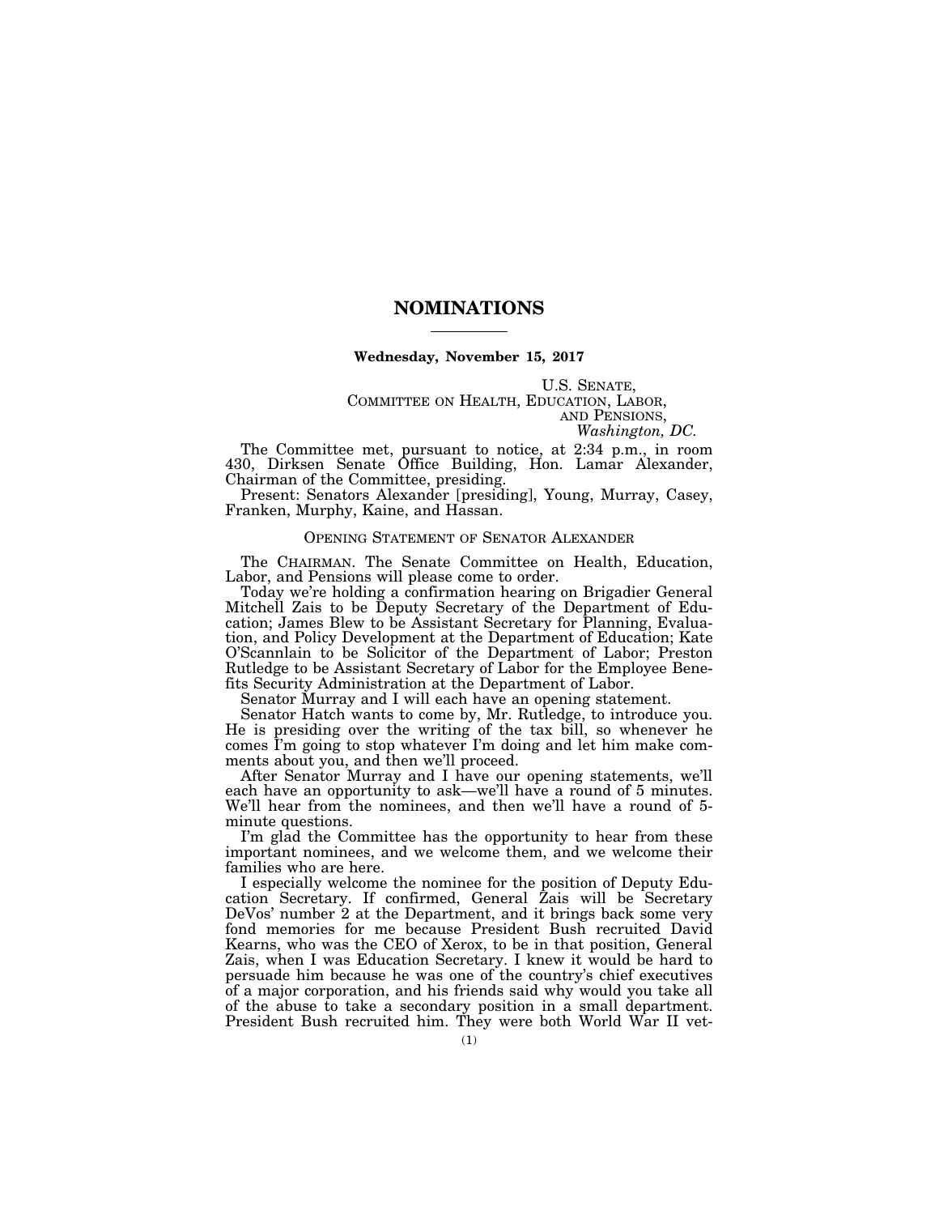# NOMINATIONS

**Wednesday, November 15, 2017**

U.S. SENATE,
COMMITTEE ON HEALTH, EDUCATION, LABOR,
AND PENSIONS,
*Washington, DC.*

The Committee met, pursuant to notice, at 2:34 p.m., in room 430, Dirksen Senate Office Building, Hon. Lamar Alexander, Chairman of the Committee, presiding.

Present: Senators Alexander [presiding], Young, Murray, Casey, Franken, Murphy, Kaine, and Hassan.

## OPENING STATEMENT OF SENATOR ALEXANDER

The CHAIRMAN. The Senate Committee on Health, Education, Labor, and Pensions will please come to order.

Today we're holding a confirmation hearing on Brigadier General Mitchell Zais to be Deputy Secretary of the Department of Education; James Blew to be Assistant Secretary for Planning, Evaluation, and Policy Development at the Department of Education; Kate O'Scannlain to be Solicitor of the Department of Labor; Preston Rutledge to be Assistant Secretary of Labor for the Employee Benefits Security Administration at the Department of Labor.

Senator Murray and I will each have an opening statement.

Senator Hatch wants to come by, Mr. Rutledge, to introduce you. He is presiding over the writing of the tax bill, so whenever he comes I'm going to stop whatever I'm doing and let him make comments about you, and then we'll proceed.

After Senator Murray and I have our opening statements, we'll each have an opportunity to ask—we'll have a round of 5 minutes. We'll hear from the nominees, and then we'll have a round of 5-minute questions.

I'm glad the Committee has the opportunity to hear from these important nominees, and we welcome them, and we welcome their families who are here.

I especially welcome the nominee for the position of Deputy Education Secretary. If confirmed, General Zais will be Secretary DeVos' number 2 at the Department, and it brings back some very fond memories for me because President Bush recruited David Kearns, who was the CEO of Xerox, to be in that position, General Zais, when I was Education Secretary. I knew it would be hard to persuade him because he was one of the country's chief executives of a major corporation, and his friends said why would you take all of the abuse to take a secondary position in a small department. President Bush recruited him. They were both World War II vet-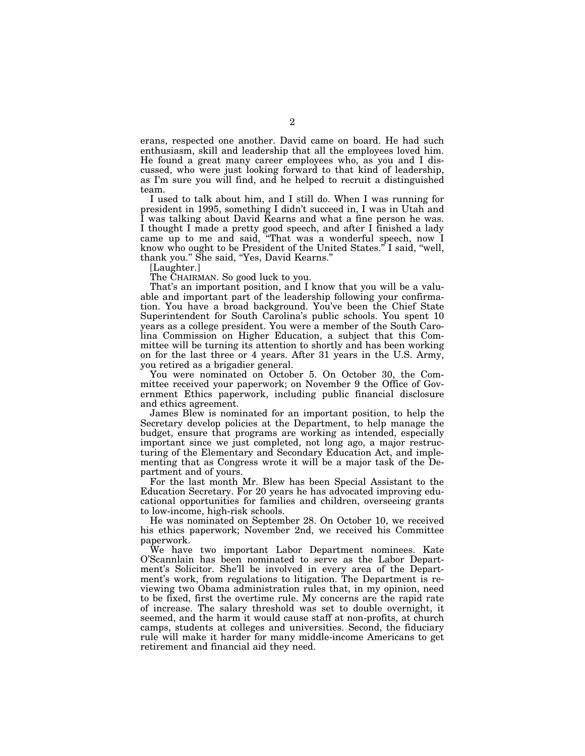erans, respected one another. David came on board. He had such enthusiasm, skill and leadership that all the employees loved him. He found a great many career employees who, as you and I discussed, who were just looking forward to that kind of leadership, as I'm sure you will find, and he helped to recruit a distinguished team.

I used to talk about him, and I still do. When I was running for president in 1995, something I didn't succeed in, I was in Utah and I was talking about David Kearns and what a fine person he was. I thought I made a pretty good speech, and after I finished a lady came up to me and said, "That was a wonderful speech, now I know who ought to be President of the United States." I said, "well, thank you." She said, "Yes, David Kearns."

[Laughter.]

The CHAIRMAN. So good luck to you.

That's an important position, and I know that you will be a valuable and important part of the leadership following your confirmation. You have a broad background. You've been the Chief State Superintendent for South Carolina's public schools. You spent 10 years as a college president. You were a member of the South Carolina Commission on Higher Education, a subject that this Committee will be turning its attention to shortly and has been working on for the last three or 4 years. After 31 years in the U.S. Army, you retired as a brigadier general.

You were nominated on October 5. On October 30, the Committee received your paperwork; on November 9 the Office of Government Ethics paperwork, including public financial disclosure and ethics agreement.

James Blew is nominated for an important position, to help the Secretary develop policies at the Department, to help manage the budget, ensure that programs are working as intended, especially important since we just completed, not long ago, a major restructuring of the Elementary and Secondary Education Act, and implementing that as Congress wrote it will be a major task of the Department and of yours.

For the last month Mr. Blew has been Special Assistant to the Education Secretary. For 20 years he has advocated improving educational opportunities for families and children, overseeing grants to low-income, high-risk schools.

He was nominated on September 28. On October 10, we received his ethics paperwork; November 2nd, we received his Committee paperwork.

We have two important Labor Department nominees. Kate O'Scannlain has been nominated to serve as the Labor Department's Solicitor. She'll be involved in every area of the Department's work, from regulations to litigation. The Department is reviewing two Obama administration rules that, in my opinion, need to be fixed, first the overtime rule. My concerns are the rapid rate of increase. The salary threshold was set to double overnight, it seemed, and the harm it would cause staff at non-profits, at church camps, students at colleges and universities. Second, the fiduciary rule will make it harder for many middle-income Americans to get retirement and financial aid they need.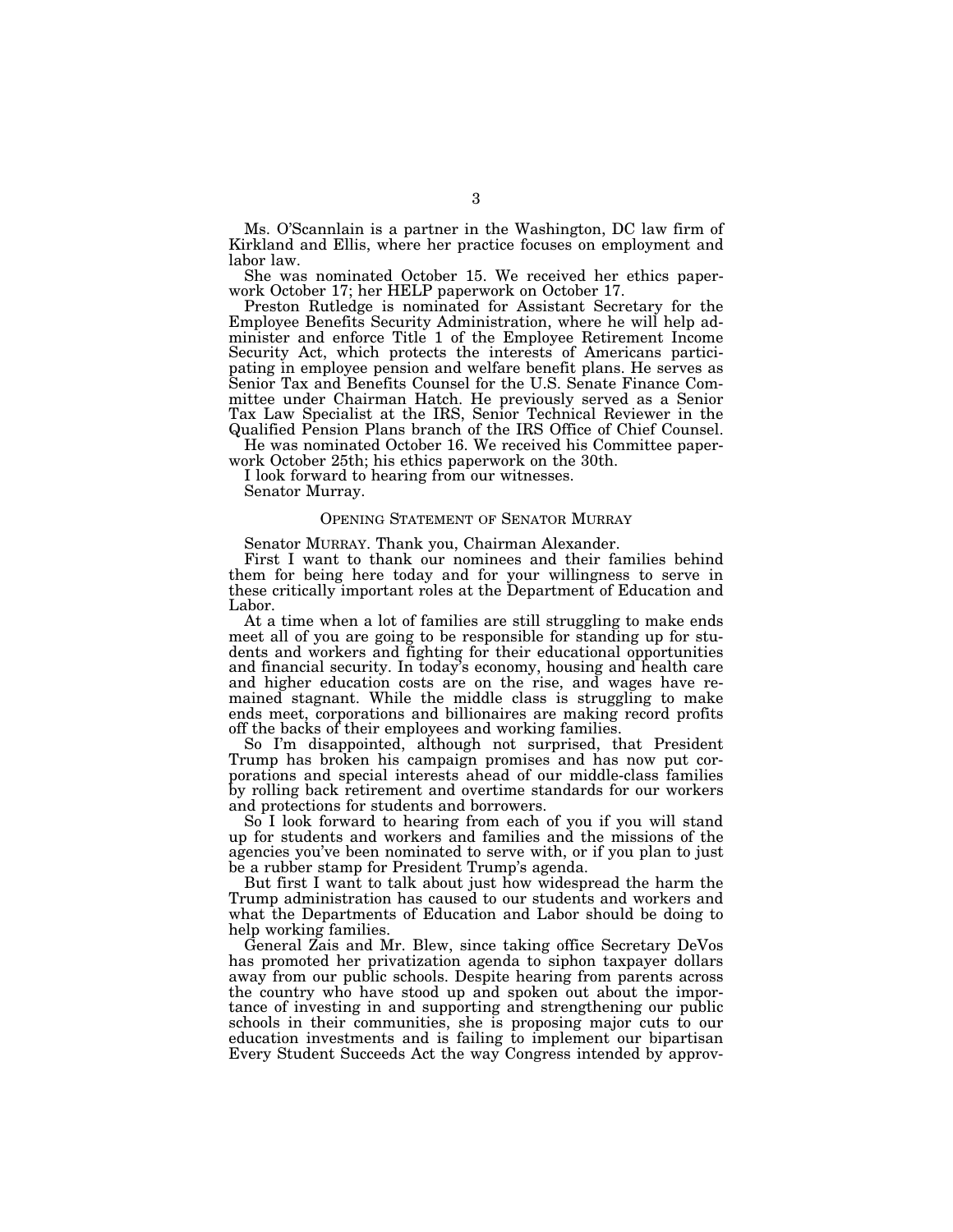Ms. O'Scannlain is a partner in the Washington, DC law firm of Kirkland and Ellis, where her practice focuses on employment and labor law.

She was nominated October 15. We received her ethics paperwork October 17; her HELP paperwork on October 17.

Preston Rutledge is nominated for Assistant Secretary for the Employee Benefits Security Administration, where he will help administer and enforce Title 1 of the Employee Retirement Income Security Act, which protects the interests of Americans participating in employee pension and welfare benefit plans. He serves as Senior Tax and Benefits Counsel for the U.S. Senate Finance Committee under Chairman Hatch. He previously served as a Senior Tax Law Specialist at the IRS, Senior Technical Reviewer in the Qualified Pension Plans branch of the IRS Office of Chief Counsel.

He was nominated October 16. We received his Committee paperwork October 25th; his ethics paperwork on the 30th.

I look forward to hearing from our witnesses.

Senator Murray.

## OPENING STATEMENT OF SENATOR MURRAY

Senator MURRAY. Thank you, Chairman Alexander.

First I want to thank our nominees and their families behind them for being here today and for your willingness to serve in these critically important roles at the Department of Education and Labor.

At a time when a lot of families are still struggling to make ends meet all of you are going to be responsible for standing up for students and workers and fighting for their educational opportunities and financial security. In today's economy, housing and health care and higher education costs are on the rise, and wages have remained stagnant. While the middle class is struggling to make ends meet, corporations and billionaires are making record profits off the backs of their employees and working families.

So I'm disappointed, although not surprised, that President Trump has broken his campaign promises and has now put corporations and special interests ahead of our middle-class families by rolling back retirement and overtime standards for our workers and protections for students and borrowers.

So I look forward to hearing from each of you if you will stand up for students and workers and families and the missions of the agencies you've been nominated to serve with, or if you plan to just be a rubber stamp for President Trump's agenda.

But first I want to talk about just how widespread the harm the Trump administration has caused to our students and workers and what the Departments of Education and Labor should be doing to help working families.

General Zais and Mr. Blew, since taking office Secretary DeVos has promoted her privatization agenda to siphon taxpayer dollars away from our public schools. Despite hearing from parents across the country who have stood up and spoken out about the importance of investing in and supporting and strengthening our public schools in their communities, she is proposing major cuts to our education investments and is failing to implement our bipartisan Every Student Succeeds Act the way Congress intended by approv-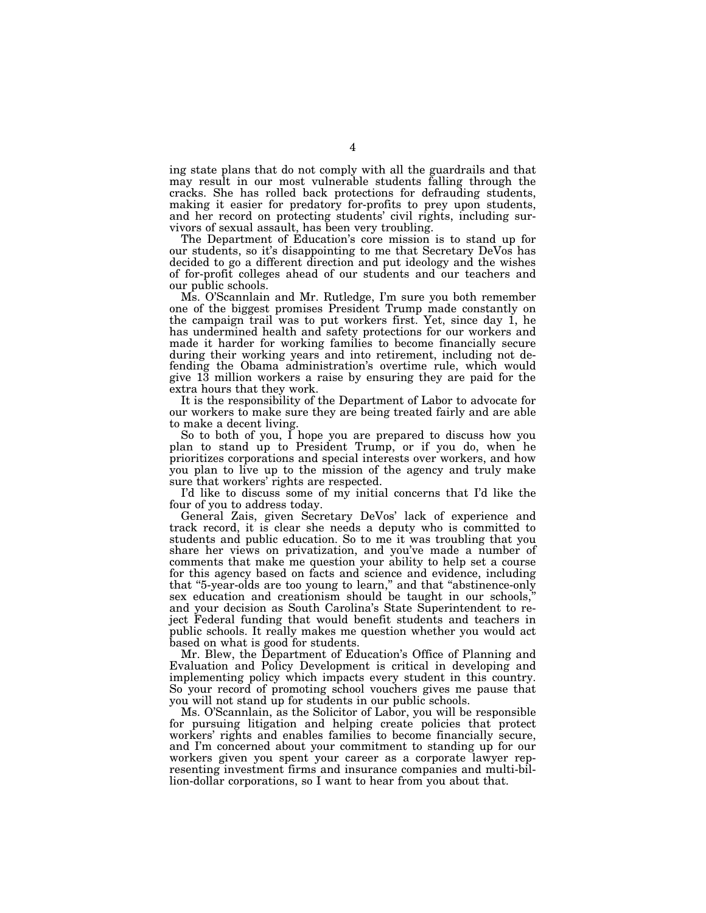ing state plans that do not comply with all the guardrails and that may result in our most vulnerable students falling through the cracks. She has rolled back protections for defrauding students, making it easier for predatory for-profits to prey upon students, and her record on protecting students' civil rights, including survivors of sexual assault, has been very troubling.

The Department of Education's core mission is to stand up for our students, so it's disappointing to me that Secretary DeVos has decided to go a different direction and put ideology and the wishes of for-profit colleges ahead of our students and our teachers and our public schools.

Ms. O'Scannlain and Mr. Rutledge, I'm sure you both remember one of the biggest promises President Trump made constantly on the campaign trail was to put workers first. Yet, since day 1, he has undermined health and safety protections for our workers and made it harder for working families to become financially secure during their working years and into retirement, including not defending the Obama administration's overtime rule, which would give 13 million workers a raise by ensuring they are paid for the extra hours that they work.

It is the responsibility of the Department of Labor to advocate for our workers to make sure they are being treated fairly and are able to make a decent living.

So to both of you, I hope you are prepared to discuss how you plan to stand up to President Trump, or if you do, when he prioritizes corporations and special interests over workers, and how you plan to live up to the mission of the agency and truly make sure that workers' rights are respected.

I'd like to discuss some of my initial concerns that I'd like the four of you to address today.

General Zais, given Secretary DeVos' lack of experience and track record, it is clear she needs a deputy who is committed to students and public education. So to me it was troubling that you share her views on privatization, and you've made a number of comments that make me question your ability to help set a course for this agency based on facts and science and evidence, including that "5-year-olds are too young to learn," and that "abstinence-only sex education and creationism should be taught in our schools," and your decision as South Carolina's State Superintendent to reject Federal funding that would benefit students and teachers in public schools. It really makes me question whether you would act based on what is good for students.

Mr. Blew, the Department of Education's Office of Planning and Evaluation and Policy Development is critical in developing and implementing policy which impacts every student in this country. So your record of promoting school vouchers gives me pause that you will not stand up for students in our public schools.

Ms. O'Scannlain, as the Solicitor of Labor, you will be responsible for pursuing litigation and helping create policies that protect workers' rights and enables families to become financially secure, and I'm concerned about your commitment to standing up for our workers given you spent your career as a corporate lawyer representing investment firms and insurance companies and multi-billion-dollar corporations, so I want to hear from you about that.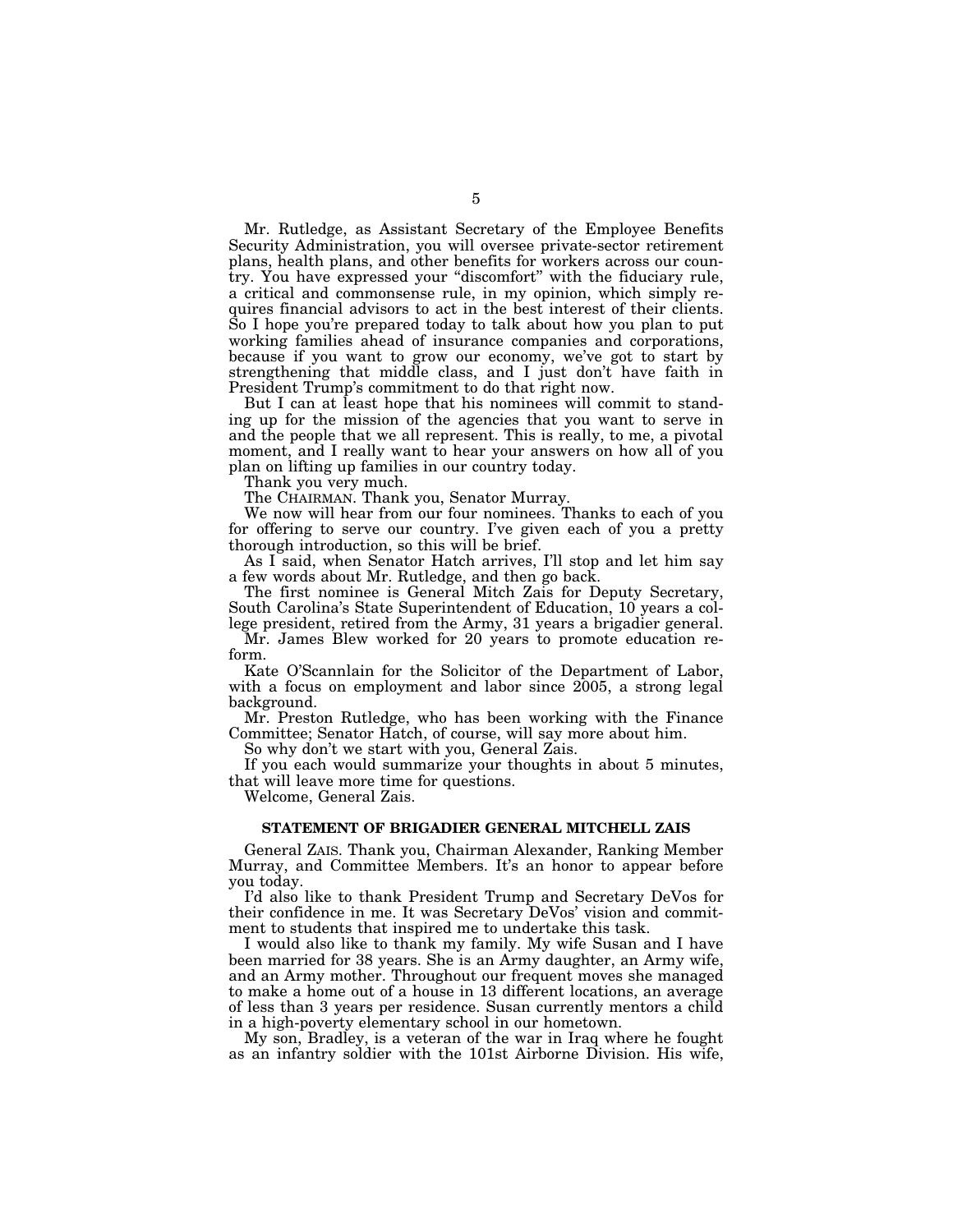Mr. Rutledge, as Assistant Secretary of the Employee Benefits Security Administration, you will oversee private-sector retirement plans, health plans, and other benefits for workers across our country. You have expressed your "discomfort" with the fiduciary rule, a critical and commonsense rule, in my opinion, which simply requires financial advisors to act in the best interest of their clients. So I hope you're prepared today to talk about how you plan to put working families ahead of insurance companies and corporations, because if you want to grow our economy, we've got to start by strengthening that middle class, and I just don't have faith in President Trump's commitment to do that right now.

But I can at least hope that his nominees will commit to standing up for the mission of the agencies that you want to serve in and the people that we all represent. This is really, to me, a pivotal moment, and I really want to hear your answers on how all of you plan on lifting up families in our country today.

Thank you very much.

The CHAIRMAN. Thank you, Senator Murray.

We now will hear from our four nominees. Thanks to each of you for offering to serve our country. I've given each of you a pretty thorough introduction, so this will be brief.

As I said, when Senator Hatch arrives, I'll stop and let him say a few words about Mr. Rutledge, and then go back.

The first nominee is General Mitch Zais for Deputy Secretary, South Carolina's State Superintendent of Education, 10 years a college president, retired from the Army, 31 years a brigadier general.

Mr. James Blew worked for 20 years to promote education reform.

Kate O'Scannlain for the Solicitor of the Department of Labor, with a focus on employment and labor since 2005, a strong legal background.

Mr. Preston Rutledge, who has been working with the Finance Committee; Senator Hatch, of course, will say more about him.

So why don't we start with you, General Zais.

If you each would summarize your thoughts in about 5 minutes, that will leave more time for questions.

Welcome, General Zais.

## STATEMENT OF BRIGADIER GENERAL MITCHELL ZAIS

General ZAIS. Thank you, Chairman Alexander, Ranking Member Murray, and Committee Members. It's an honor to appear before you today.

I'd also like to thank President Trump and Secretary DeVos for their confidence in me. It was Secretary DeVos' vision and commitment to students that inspired me to undertake this task.

I would also like to thank my family. My wife Susan and I have been married for 38 years. She is an Army daughter, an Army wife, and an Army mother. Throughout our frequent moves she managed to make a home out of a house in 13 different locations, an average of less than 3 years per residence. Susan currently mentors a child in a high-poverty elementary school in our hometown.

My son, Bradley, is a veteran of the war in Iraq where he fought as an infantry soldier with the 101st Airborne Division. His wife,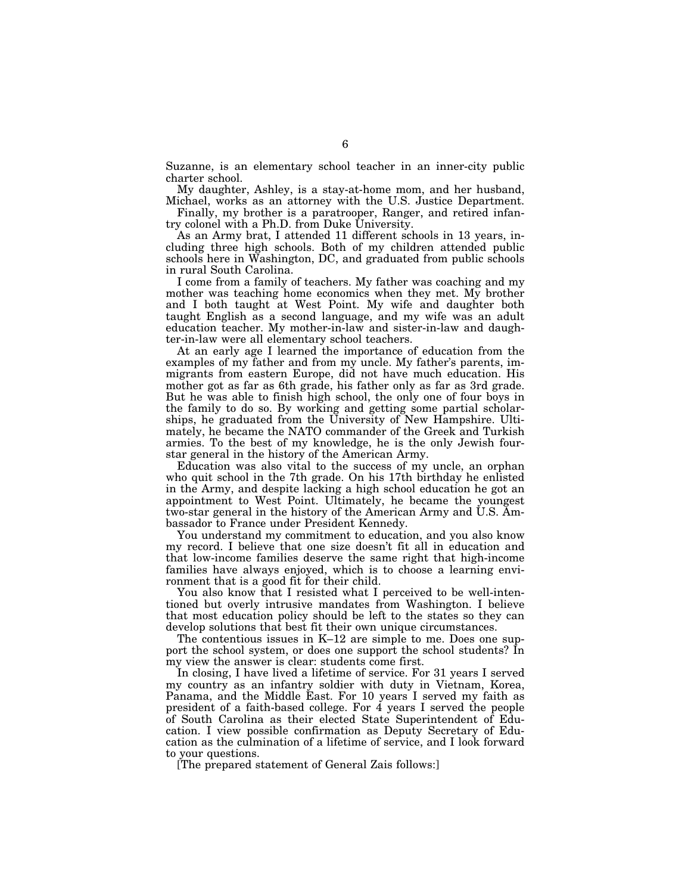Suzanne, is an elementary school teacher in an inner-city public charter school.

My daughter, Ashley, is a stay-at-home mom, and her husband, Michael, works as an attorney with the U.S. Justice Department.

Finally, my brother is a paratrooper, Ranger, and retired infantry colonel with a Ph.D. from Duke University.

As an Army brat, I attended 11 different schools in 13 years, including three high schools. Both of my children attended public schools here in Washington, DC, and graduated from public schools in rural South Carolina.

I come from a family of teachers. My father was coaching and my mother was teaching home economics when they met. My brother and I both taught at West Point. My wife and daughter both taught English as a second language, and my wife was an adult education teacher. My mother-in-law and sister-in-law and daughter-in-law were all elementary school teachers.

At an early age I learned the importance of education from the examples of my father and from my uncle. My father's parents, immigrants from eastern Europe, did not have much education. His mother got as far as 6th grade, his father only as far as 3rd grade. But he was able to finish high school, the only one of four boys in the family to do so. By working and getting some partial scholarships, he graduated from the University of New Hampshire. Ultimately, he became the NATO commander of the Greek and Turkish armies. To the best of my knowledge, he is the only Jewish four-star general in the history of the American Army.

Education was also vital to the success of my uncle, an orphan who quit school in the 7th grade. On his 17th birthday he enlisted in the Army, and despite lacking a high school education he got an appointment to West Point. Ultimately, he became the youngest two-star general in the history of the American Army and U.S. Ambassador to France under President Kennedy.

You understand my commitment to education, and you also know my record. I believe that one size doesn't fit all in education and that low-income families deserve the same right that high-income families have always enjoyed, which is to choose a learning environment that is a good fit for their child.

You also know that I resisted what I perceived to be well-intentioned but overly intrusive mandates from Washington. I believe that most education policy should be left to the states so they can develop solutions that best fit their own unique circumstances.

The contentious issues in K–12 are simple to me. Does one support the school system, or does one support the school students? In my view the answer is clear: students come first.

In closing, I have lived a lifetime of service. For 31 years I served my country as an infantry soldier with duty in Vietnam, Korea, Panama, and the Middle East. For 10 years I served my faith as president of a faith-based college. For 4 years I served the people of South Carolina as their elected State Superintendent of Education. I view possible confirmation as Deputy Secretary of Education as the culmination of a lifetime of service, and I look forward to your questions.

[The prepared statement of General Zais follows:]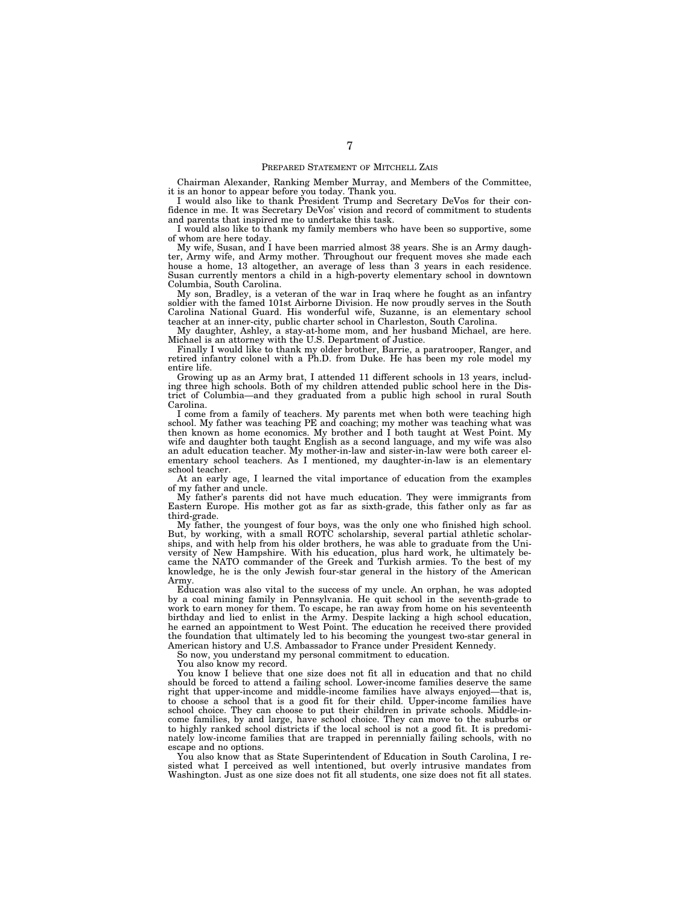## PREPARED STATEMENT OF MITCHELL ZAIS

Chairman Alexander, Ranking Member Murray, and Members of the Committee, it is an honor to appear before you today. Thank you.

I would also like to thank President Trump and Secretary DeVos for their confidence in me. It was Secretary DeVos' vision and record of commitment to students and parents that inspired me to undertake this task.

I would also like to thank my family members who have been so supportive, some of whom are here today.

My wife, Susan, and I have been married almost 38 years. She is an Army daughter, Army wife, and Army mother. Throughout our frequent moves she made each house a home, 13 altogether, an average of less than 3 years in each residence. Susan currently mentors a child in a high-poverty elementary school in downtown Columbia, South Carolina.

My son, Bradley, is a veteran of the war in Iraq where he fought as an infantry soldier with the famed 101st Airborne Division. He now proudly serves in the South Carolina National Guard. His wonderful wife, Suzanne, is an elementary school teacher at an inner-city, public charter school in Charleston, South Carolina.

My daughter, Ashley, a stay-at-home mom, and her husband Michael, are here. Michael is an attorney with the U.S. Department of Justice.

Finally I would like to thank my older brother, Barrie, a paratrooper, Ranger, and retired infantry colonel with a Ph.D. from Duke. He has been my role model my entire life.

Growing up as an Army brat, I attended 11 different schools in 13 years, including three high schools. Both of my children attended public school here in the District of Columbia—and they graduated from a public high school in rural South Carolina.

I come from a family of teachers. My parents met when both were teaching high school. My father was teaching PE and coaching; my mother was teaching what was then known as home economics. My brother and I both taught at West Point. My wife and daughter both taught English as a second language, and my wife was also an adult education teacher. My mother-in-law and sister-in-law were both career elementary school teachers. As I mentioned, my daughter-in-law is an elementary school teacher.

At an early age, I learned the vital importance of education from the examples of my father and uncle.

My father's parents did not have much education. They were immigrants from Eastern Europe. His mother got as far as sixth-grade, this father only as far as third-grade.

My father, the youngest of four boys, was the only one who finished high school. But, by working, with a small ROTC scholarship, several partial athletic scholarships, and with help from his older brothers, he was able to graduate from the University of New Hampshire. With his education, plus hard work, he ultimately became the NATO commander of the Greek and Turkish armies. To the best of my knowledge, he is the only Jewish four-star general in the history of the American Army.

Education was also vital to the success of my uncle. An orphan, he was adopted by a coal mining family in Pennsylvania. He quit school in the seventh-grade to work to earn money for them. To escape, he ran away from home on his seventeenth birthday and lied to enlist in the Army. Despite lacking a high school education, he earned an appointment to West Point. The education he received there provided the foundation that ultimately led to his becoming the youngest two-star general in American history and U.S. Ambassador to France under President Kennedy.

So now, you understand my personal commitment to education.

You also know my record.

You know I believe that one size does not fit all in education and that no child should be forced to attend a failing school. Lower-income families deserve the same right that upper-income and middle-income families have always enjoyed—that is, to choose a school that is a good fit for their child. Upper-income families have school choice. They can choose to put their children in private schools. Middle-income families, by and large, have school choice. They can move to the suburbs or to highly ranked school districts if the local school is not a good fit. It is predominately low-income families that are trapped in perennially failing schools, with no escape and no options.

You also know that as State Superintendent of Education in South Carolina, I resisted what I perceived as well intentioned, but overly intrusive mandates from Washington. Just as one size does not fit all students, one size does not fit all states.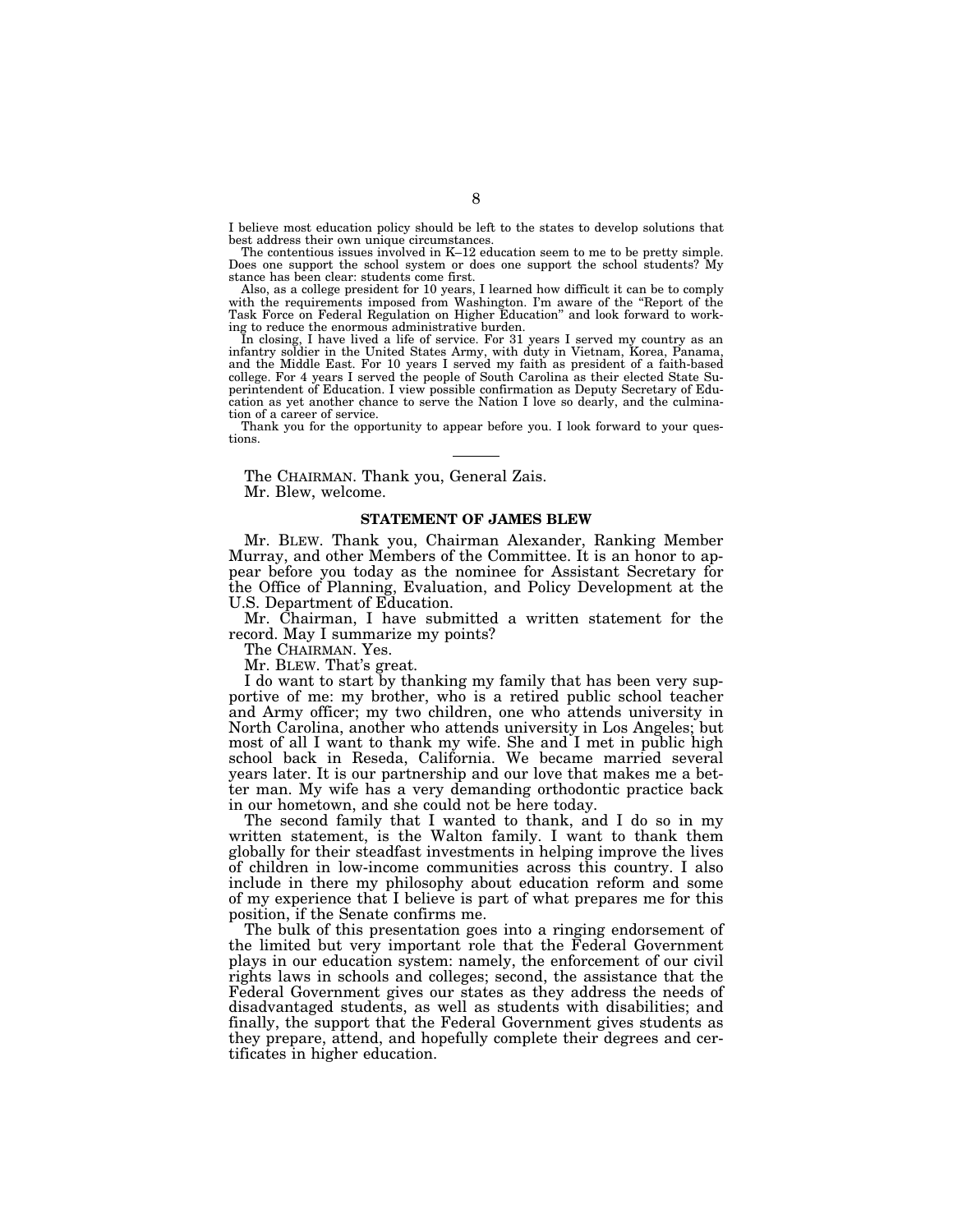I believe most education policy should be left to the states to develop solutions that best address their own unique circumstances.

The contentious issues involved in K–12 education seem to me to be pretty simple. Does one support the school system or does one support the school students? My stance has been clear: students come first.

Also, as a college president for 10 years, I learned how difficult it can be to comply with the requirements imposed from Washington. I'm aware of the "Report of the Task Force on Federal Regulation on Higher Education" and look forward to working to reduce the enormous administrative burden.

In closing, I have lived a life of service. For 31 years I served my country as an infantry soldier in the United States Army, with duty in Vietnam, Korea, Panama, and the Middle East. For 10 years I served my faith as president of a faith-based college. For 4 years I served the people of South Carolina as their elected State Superintendent of Education. I view possible confirmation as Deputy Secretary of Education as yet another chance to serve the Nation I love so dearly, and the culmination of a career of service.

Thank you for the opportunity to appear before you. I look forward to your questions.

---

The CHAIRMAN. Thank you, General Zais.

Mr. Blew, welcome.

## STATEMENT OF JAMES BLEW

Mr. BLEW. Thank you, Chairman Alexander, Ranking Member Murray, and other Members of the Committee. It is an honor to appear before you today as the nominee for Assistant Secretary for the Office of Planning, Evaluation, and Policy Development at the U.S. Department of Education.

Mr. Chairman, I have submitted a written statement for the record. May I summarize my points?

The CHAIRMAN. Yes.

Mr. BLEW. That's great.

I do want to start by thanking my family that has been very supportive of me: my brother, who is a retired public school teacher and Army officer; my two children, one who attends university in North Carolina, another who attends university in Los Angeles; but most of all I want to thank my wife. She and I met in public high school back in Reseda, California. We became married several years later. It is our partnership and our love that makes me a better man. My wife has a very demanding orthodontic practice back in our hometown, and she could not be here today.

The second family that I wanted to thank, and I do so in my written statement, is the Walton family. I want to thank them globally for their steadfast investments in helping improve the lives of children in low-income communities across this country. I also include in there my philosophy about education reform and some of my experience that I believe is part of what prepares me for this position, if the Senate confirms me.

The bulk of this presentation goes into a ringing endorsement of the limited but very important role that the Federal Government plays in our education system: namely, the enforcement of our civil rights laws in schools and colleges; second, the assistance that the Federal Government gives our states as they address the needs of disadvantaged students, as well as students with disabilities; and finally, the support that the Federal Government gives students as they prepare, attend, and hopefully complete their degrees and certificates in higher education.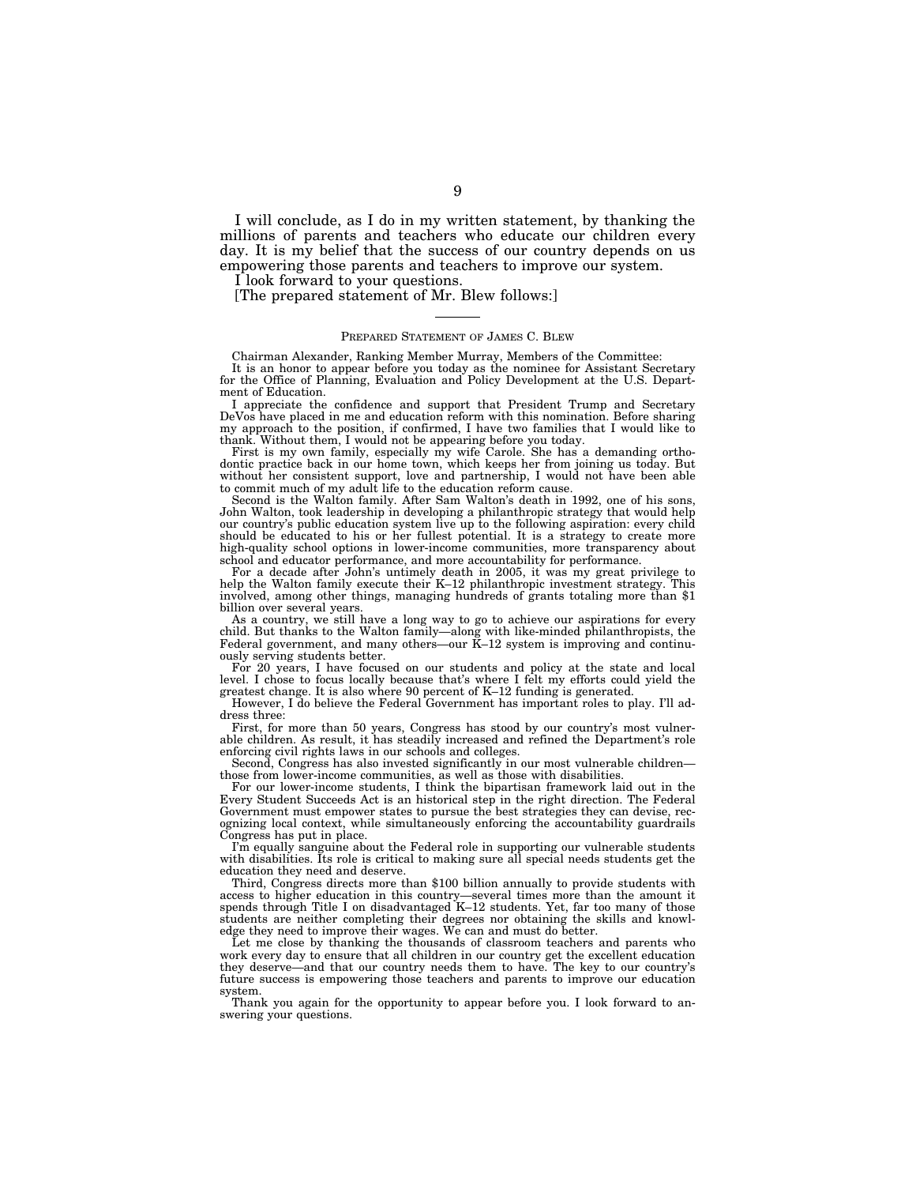I will conclude, as I do in my written statement, by thanking the millions of parents and teachers who educate our children every day. It is my belief that the success of our country depends on us empowering those parents and teachers to improve our system.

I look forward to your questions.

[The prepared statement of Mr. Blew follows:]

---

PREPARED STATEMENT OF JAMES C. BLEW

Chairman Alexander, Ranking Member Murray, Members of the Committee:

It is an honor to appear before you today as the nominee for Assistant Secretary for the Office of Planning, Evaluation and Policy Development at the U.S. Department of Education.

I appreciate the confidence and support that President Trump and Secretary DeVos have placed in me and education reform with this nomination. Before sharing my approach to the position, if confirmed, I have two families that I would like to thank. Without them, I would not be appearing before you today.

First is my own family, especially my wife Carole. She has a demanding orthodontic practice back in our home town, which keeps her from joining us today. But without her consistent support, love and partnership, I would not have been able to commit much of my adult life to the education reform cause.

Second is the Walton family. After Sam Walton's death in 1992, one of his sons, John Walton, took leadership in developing a philanthropic strategy that would help our country's public education system live up to the following aspiration: every child should be educated to his or her fullest potential. It is a strategy to create more high-quality school options in lower-income communities, more transparency about school and educator performance, and more accountability for performance.

For a decade after John's untimely death in 2005, it was my great privilege to help the Walton family execute their K–12 philanthropic investment strategy. This involved, among other things, managing hundreds of grants totaling more than $1 billion over several years.

As a country, we still have a long way to go to achieve our aspirations for every child. But thanks to the Walton family—along with like-minded philanthropists, the Federal government, and many others—our K–12 system is improving and continuously serving students better.

For 20 years, I have focused on our students and policy at the state and local level. I chose to focus locally because that's where I felt my efforts could yield the greatest change. It is also where 90 percent of K–12 funding is generated.

However, I do believe the Federal Government has important roles to play. I'll address three:

First, for more than 50 years, Congress has stood by our country's most vulnerable children. As result, it has steadily increased and refined the Department's role enforcing civil rights laws in our schools and colleges.

Second, Congress has also invested significantly in our most vulnerable children—those from lower-income communities, as well as those with disabilities.

For our lower-income students, I think the bipartisan framework laid out in the Every Student Succeeds Act is an historical step in the right direction. The Federal Government must empower states to pursue the best strategies they can devise, recognizing local context, while simultaneously enforcing the accountability guardrails Congress has put in place.

I'm equally sanguine about the Federal role in supporting our vulnerable students with disabilities. Its role is critical to making sure all special needs students get the education they need and deserve.

Third, Congress directs more than $100 billion annually to provide students with access to higher education in this country—several times more than the amount it spends through Title I on disadvantaged K–12 students. Yet, far too many of those students are neither completing their degrees nor obtaining the skills and knowledge they need to improve their wages. We can and must do better.

Let me close by thanking the thousands of classroom teachers and parents who work every day to ensure that all children in our country get the excellent education they deserve—and that our country needs them to have. The key to our country's future success is empowering those teachers and parents to improve our education system.

Thank you again for the opportunity to appear before you. I look forward to answering your questions.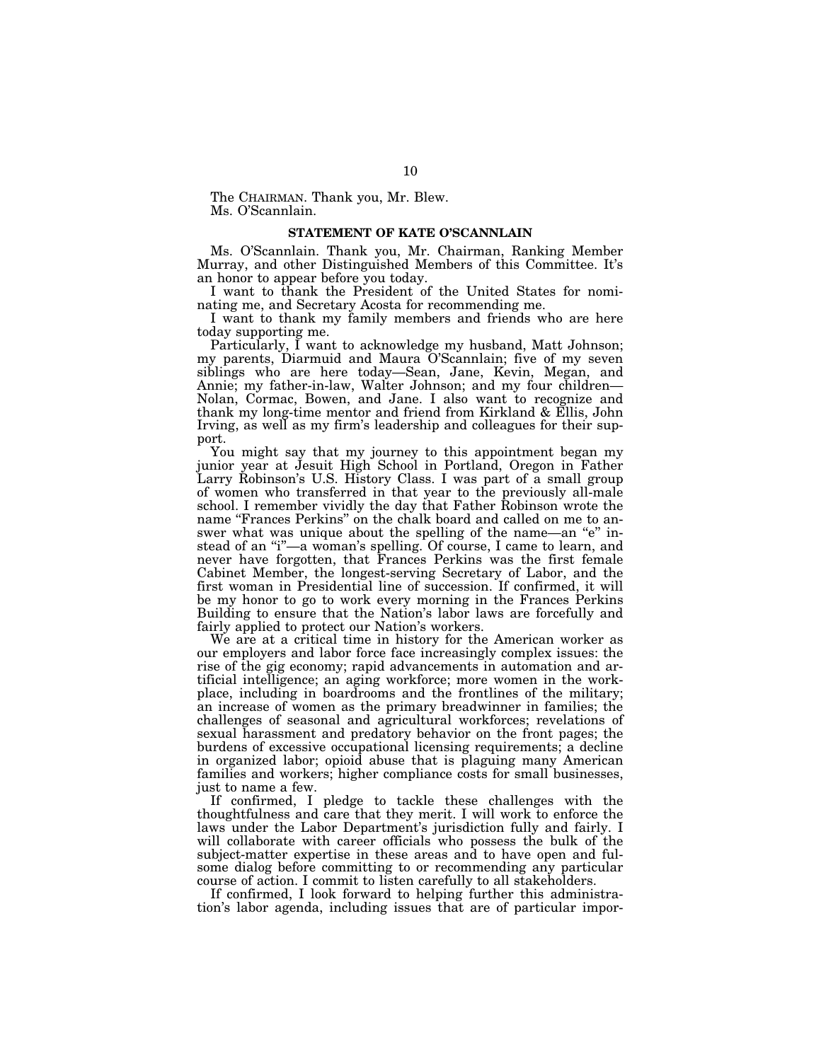The CHAIRMAN. Thank you, Mr. Blew.

Ms. O'Scannlain.

### STATEMENT OF KATE O'SCANNLAIN

Ms. O'Scannlain. Thank you, Mr. Chairman, Ranking Member Murray, and other Distinguished Members of this Committee. It's an honor to appear before you today.

I want to thank the President of the United States for nominating me, and Secretary Acosta for recommending me.

I want to thank my family members and friends who are here today supporting me.

Particularly, I want to acknowledge my husband, Matt Johnson; my parents, Diarmuid and Maura O'Scannlain; five of my seven siblings who are here today—Sean, Jane, Kevin, Megan, and Annie; my father-in-law, Walter Johnson; and my four children—Nolan, Cormac, Bowen, and Jane. I also want to recognize and thank my long-time mentor and friend from Kirkland & Ellis, John Irving, as well as my firm's leadership and colleagues for their support.

You might say that my journey to this appointment began my junior year at Jesuit High School in Portland, Oregon in Father Larry Robinson's U.S. History Class. I was part of a small group of women who transferred in that year to the previously all-male school. I remember vividly the day that Father Robinson wrote the name "Frances Perkins" on the chalk board and called on me to answer what was unique about the spelling of the name—an "e" instead of an "i"—a woman's spelling. Of course, I came to learn, and never have forgotten, that Frances Perkins was the first female Cabinet Member, the longest-serving Secretary of Labor, and the first woman in Presidential line of succession. If confirmed, it will be my honor to go to work every morning in the Frances Perkins Building to ensure that the Nation's labor laws are forcefully and fairly applied to protect our Nation's workers.

We are at a critical time in history for the American worker as our employers and labor force face increasingly complex issues: the rise of the gig economy; rapid advancements in automation and artificial intelligence; an aging workforce; more women in the workplace, including in boardrooms and the frontlines of the military; an increase of women as the primary breadwinner in families; the challenges of seasonal and agricultural workforces; revelations of sexual harassment and predatory behavior on the front pages; the burdens of excessive occupational licensing requirements; a decline in organized labor; opioid abuse that is plaguing many American families and workers; higher compliance costs for small businesses, just to name a few.

If confirmed, I pledge to tackle these challenges with the thoughtfulness and care that they merit. I will work to enforce the laws under the Labor Department's jurisdiction fully and fairly. I will collaborate with career officials who possess the bulk of the subject-matter expertise in these areas and to have open and fulsome dialog before committing to or recommending any particular course of action. I commit to listen carefully to all stakeholders.

If confirmed, I look forward to helping further this administration's labor agenda, including issues that are of particular impor-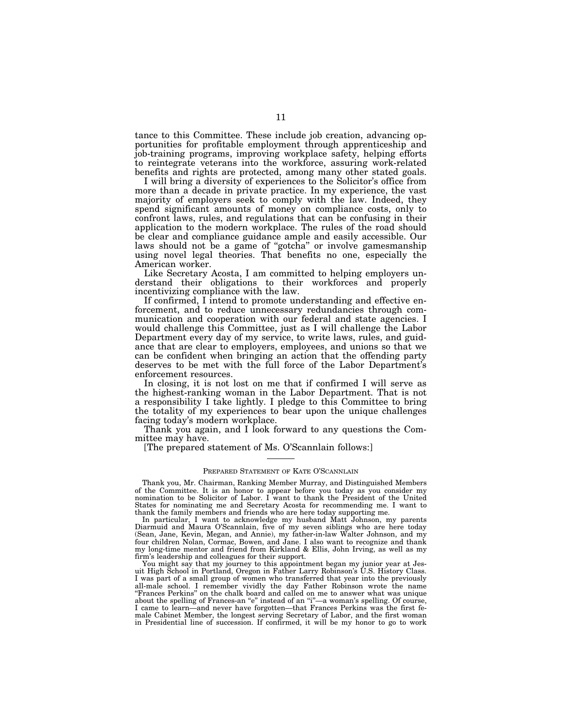tance to this Committee. These include job creation, advancing opportunities for profitable employment through apprenticeship and job-training programs, improving workplace safety, helping efforts to reintegrate veterans into the workforce, assuring work-related benefits and rights are protected, among many other stated goals.

I will bring a diversity of experiences to the Solicitor's office from more than a decade in private practice. In my experience, the vast majority of employers seek to comply with the law. Indeed, they spend significant amounts of money on compliance costs, only to confront laws, rules, and regulations that can be confusing in their application to the modern workplace. The rules of the road should be clear and compliance guidance ample and easily accessible. Our laws should not be a game of "gotcha" or involve gamesmanship using novel legal theories. That benefits no one, especially the American worker.

Like Secretary Acosta, I am committed to helping employers understand their obligations to their workforces and properly incentivizing compliance with the law.

If confirmed, I intend to promote understanding and effective enforcement, and to reduce unnecessary redundancies through communication and cooperation with our federal and state agencies. I would challenge this Committee, just as I will challenge the Labor Department every day of my service, to write laws, rules, and guidance that are clear to employers, employees, and unions so that we can be confident when bringing an action that the offending party deserves to be met with the full force of the Labor Department's enforcement resources.

In closing, it is not lost on me that if confirmed I will serve as the highest-ranking woman in the Labor Department. That is not a responsibility I take lightly. I pledge to this Committee to bring the totality of my experiences to bear upon the unique challenges facing today's modern workplace.

Thank you again, and I look forward to any questions the Committee may have.

[The prepared statement of Ms. O'Scannlain follows:]

---

PREPARED STATEMENT OF KATE O'SCANNLAIN

Thank you, Mr. Chairman, Ranking Member Murray, and Distinguished Members of the Committee. It is an honor to appear before you today as you consider my nomination to be Solicitor of Labor. I want to thank the President of the United States for nominating me and Secretary Acosta for recommending me. I want to thank the family members and friends who are here today supporting me.

In particular, I want to acknowledge my husband Matt Johnson, my parents Diarmuid and Maura O'Scannlain, five of my seven siblings who are here today (Sean, Jane, Kevin, Megan, and Annie), my father-in-law Walter Johnson, and my four children Nolan, Cormac, Bowen, and Jane. I also want to recognize and thank my long-time mentor and friend from Kirkland & Ellis, John Irving, as well as my firm's leadership and colleagues for their support.

You might say that my journey to this appointment began my junior year at Jesuit High School in Portland, Oregon in Father Larry Robinson's U.S. History Class. I was part of a small group of women who transferred that year into the previously all-male school. I remember vividly the day Father Robinson wrote the name "Frances Perkins" on the chalk board and called on me to answer what was unique about the spelling of Frances-an "e" instead of an "i"—a woman's spelling. Of course, I came to learn—and never have forgotten—that Frances Perkins was the first female Cabinet Member, the longest serving Secretary of Labor, and the first woman in Presidential line of succession. If confirmed, it will be my honor to go to work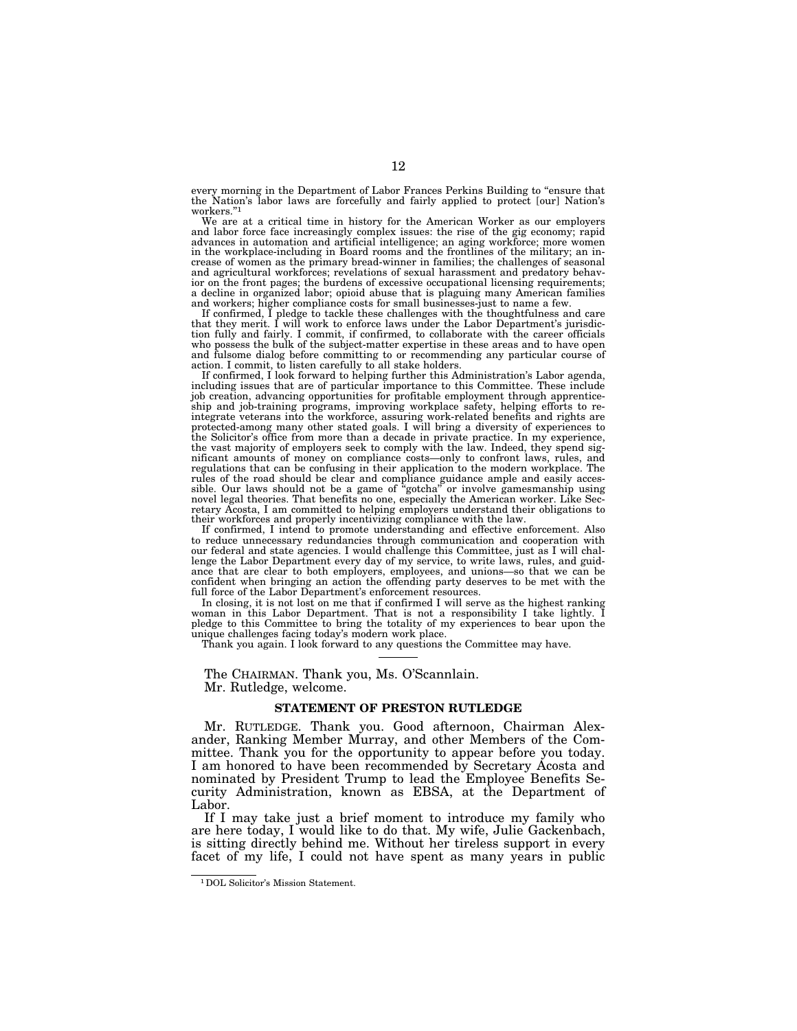every morning in the Department of Labor Frances Perkins Building to "ensure that the Nation's labor laws are forcefully and fairly applied to protect [our] Nation's workers."[1]

We are at a critical time in history for the American Worker as our employers and labor force face increasingly complex issues: the rise of the gig economy; rapid advances in automation and artificial intelligence; an aging workforce; more women in the workplace-including in Board rooms and the frontlines of the military; an increase of women as the primary bread-winner in families; the challenges of seasonal and agricultural workforces; revelations of sexual harassment and predatory behavior on the front pages; the burdens of excessive occupational licensing requirements; a decline in organized labor; opioid abuse that is plaguing many American families and workers; higher compliance costs for small businesses-just to name a few.

If confirmed, I pledge to tackle these challenges with the thoughtfulness and care that they merit. I will work to enforce laws under the Labor Department's jurisdiction fully and fairly. I commit, if confirmed, to collaborate with the career officials who possess the bulk of the subject-matter expertise in these areas and to have open and fulsome dialog before committing to or recommending any particular course of action. I commit, to listen carefully to all stake holders.

If confirmed, I look forward to helping further this Administration's Labor agenda, including issues that are of particular importance to this Committee. These include job creation, advancing opportunities for profitable employment through apprenticeship and job-training programs, improving workplace safety, helping efforts to reintegrate veterans into the workforce, assuring work-related benefits and rights are protected-among many other stated goals. I will bring a diversity of experiences to the Solicitor's office from more than a decade in private practice. In my experience, the vast majority of employers seek to comply with the law. Indeed, they spend significant amounts of money on compliance costs—only to confront laws, rules, and regulations that can be confusing in their application to the modern workplace. The rules of the road should be clear and compliance guidance ample and easily accessible. Our laws should not be a game of "gotcha" or involve gamesmanship using novel legal theories. That benefits no one, especially the American worker. Like Secretary Acosta, I am committed to helping employers understand their obligations to their workforces and properly incentivizing compliance with the law.

If confirmed, I intend to promote understanding and effective enforcement. Also to reduce unnecessary redundancies through communication and cooperation with our federal and state agencies. I would challenge this Committee, just as I will challenge the Labor Department every day of my service, to write laws, rules, and guidance that are clear to both employers, employees, and unions—so that we can be confident when bringing an action the offending party deserves to be met with the full force of the Labor Department's enforcement resources.

In closing, it is not lost on me that if confirmed I will serve as the highest ranking woman in this Labor Department. That is not a responsibility I take lightly. I pledge to this Committee to bring the totality of my experiences to bear upon the unique challenges facing today's modern work place.

Thank you again. I look forward to any questions the Committee may have.

---

The CHAIRMAN. Thank you, Ms. O'Scannlain.

Mr. Rutledge, welcome.

## STATEMENT OF PRESTON RUTLEDGE

Mr. RUTLEDGE. Thank you. Good afternoon, Chairman Alexander, Ranking Member Murray, and other Members of the Committee. Thank you for the opportunity to appear before you today. I am honored to have been recommended by Secretary Acosta and nominated by President Trump to lead the Employee Benefits Security Administration, known as EBSA, at the Department of Labor.

If I may take just a brief moment to introduce my family who are here today, I would like to do that. My wife, Julie Gackenbach, is sitting directly behind me. Without her tireless support in every facet of my life, I could not have spent as many years in public

---

[1] DOL Solicitor's Mission Statement.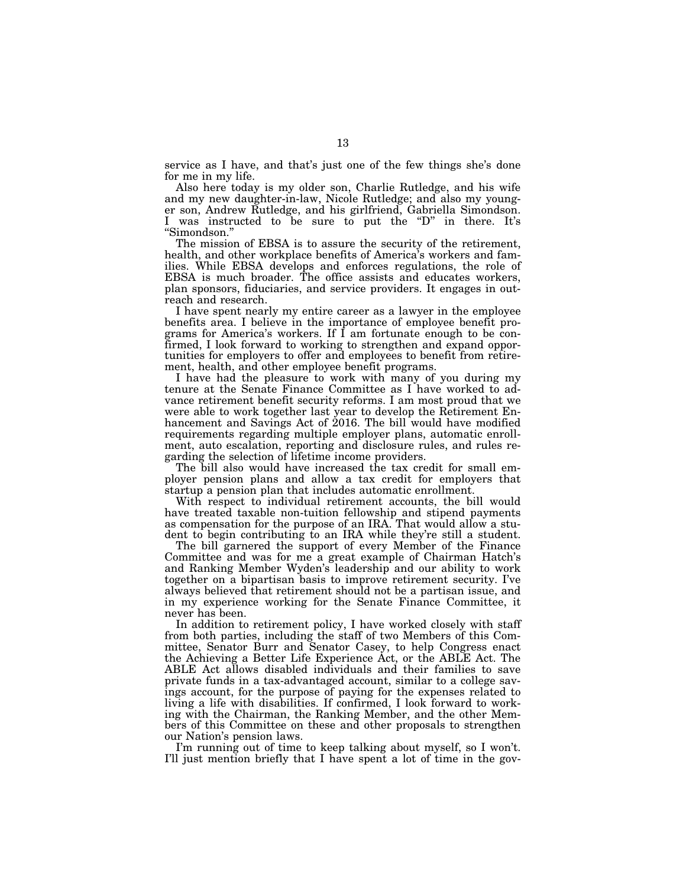service as I have, and that's just one of the few things she's done for me in my life.

Also here today is my older son, Charlie Rutledge, and his wife and my new daughter-in-law, Nicole Rutledge; and also my younger son, Andrew Rutledge, and his girlfriend, Gabriella Simondson. I was instructed to be sure to put the "D" in there. It's "Simondson."

The mission of EBSA is to assure the security of the retirement, health, and other workplace benefits of America's workers and families. While EBSA develops and enforces regulations, the role of EBSA is much broader. The office assists and educates workers, plan sponsors, fiduciaries, and service providers. It engages in outreach and research.

I have spent nearly my entire career as a lawyer in the employee benefits area. I believe in the importance of employee benefit programs for America's workers. If I am fortunate enough to be confirmed, I look forward to working to strengthen and expand opportunities for employers to offer and employees to benefit from retirement, health, and other employee benefit programs.

I have had the pleasure to work with many of you during my tenure at the Senate Finance Committee as I have worked to advance retirement benefit security reforms. I am most proud that we were able to work together last year to develop the Retirement Enhancement and Savings Act of 2016. The bill would have modified requirements regarding multiple employer plans, automatic enrollment, auto escalation, reporting and disclosure rules, and rules regarding the selection of lifetime income providers.

The bill also would have increased the tax credit for small employer pension plans and allow a tax credit for employers that startup a pension plan that includes automatic enrollment.

With respect to individual retirement accounts, the bill would have treated taxable non-tuition fellowship and stipend payments as compensation for the purpose of an IRA. That would allow a student to begin contributing to an IRA while they're still a student.

The bill garnered the support of every Member of the Finance Committee and was for me a great example of Chairman Hatch's and Ranking Member Wyden's leadership and our ability to work together on a bipartisan basis to improve retirement security. I've always believed that retirement should not be a partisan issue, and in my experience working for the Senate Finance Committee, it never has been.

In addition to retirement policy, I have worked closely with staff from both parties, including the staff of two Members of this Committee, Senator Burr and Senator Casey, to help Congress enact the Achieving a Better Life Experience Act, or the ABLE Act. The ABLE Act allows disabled individuals and their families to save private funds in a tax-advantaged account, similar to a college savings account, for the purpose of paying for the expenses related to living a life with disabilities. If confirmed, I look forward to working with the Chairman, the Ranking Member, and the other Members of this Committee on these and other proposals to strengthen our Nation's pension laws.

I'm running out of time to keep talking about myself, so I won't. I'll just mention briefly that I have spent a lot of time in the gov-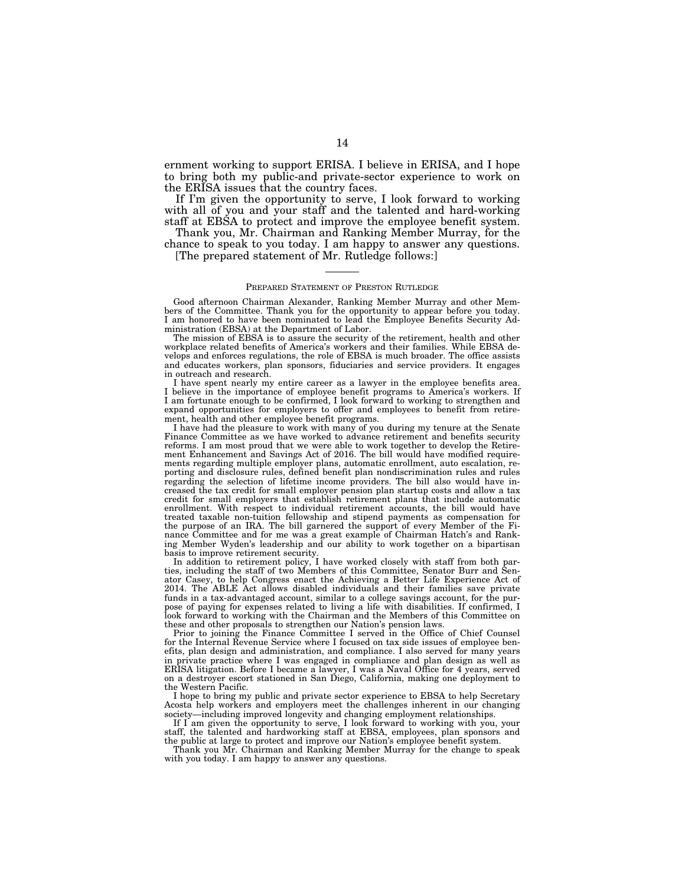ernment working to support ERISA. I believe in ERISA, and I hope to bring both my public-and private-sector experience to work on the ERISA issues that the country faces.

If I'm given the opportunity to serve, I look forward to working with all of you and your staff and the talented and hard-working staff at EBSA to protect and improve the employee benefit system.

Thank you, Mr. Chairman and Ranking Member Murray, for the chance to speak to you today. I am happy to answer any questions.

[The prepared statement of Mr. Rutledge follows:]

---

PREPARED STATEMENT OF PRESTON RUTLEDGE

Good afternoon Chairman Alexander, Ranking Member Murray and other Members of the Committee. Thank you for the opportunity to appear before you today. I am honored to have been nominated to lead the Employee Benefits Security Administration (EBSA) at the Department of Labor.

The mission of EBSA is to assure the security of the retirement, health and other workplace related benefits of America's workers and their families. While EBSA develops and enforces regulations, the role of EBSA is much broader. The office assists and educates workers, plan sponsors, fiduciaries and service providers. It engages in outreach and research.

I have spent nearly my entire career as a lawyer in the employee benefits area. I believe in the importance of employee benefit programs to America's workers. If I am fortunate enough to be confirmed, I look forward to working to strengthen and expand opportunities for employers to offer and employees to benefit from retirement, health and other employee benefit programs.

I have had the pleasure to work with many of you during my tenure at the Senate Finance Committee as we have worked to advance retirement and benefits security reforms. I am most proud that we were able to work together to develop the Retirement Enhancement and Savings Act of 2016. The bill would have modified requirements regarding multiple employer plans, automatic enrollment, auto escalation, reporting and disclosure rules, defined benefit plan nondiscrimination rules and rules regarding the selection of lifetime income providers. The bill also would have increased the tax credit for small employer pension plan startup costs and allow a tax credit for small employers that establish retirement plans that include automatic enrollment. With respect to individual retirement accounts, the bill would have treated taxable non-tuition fellowship and stipend payments as compensation for the purpose of an IRA. The bill garnered the support of every Member of the Finance Committee and for me was a great example of Chairman Hatch's and Ranking Member Wyden's leadership and our ability to work together on a bipartisan basis to improve retirement security.

In addition to retirement policy, I have worked closely with staff from both parties, including the staff of two Members of this Committee, Senator Burr and Senator Casey, to help Congress enact the Achieving a Better Life Experience Act of 2014. The ABLE Act allows disabled individuals and their families save private funds in a tax-advantaged account, similar to a college savings account, for the purpose of paying for expenses related to living a life with disabilities. If confirmed, I look forward to working with the Chairman and the Members of this Committee on these and other proposals to strengthen our Nation's pension laws.

Prior to joining the Finance Committee I served in the Office of Chief Counsel for the Internal Revenue Service where I focused on tax side issues of employee benefits, plan design and administration, and compliance. I also served for many years in private practice where I was engaged in compliance and plan design as well as ERISA litigation. Before I became a lawyer, I was a Naval Office for 4 years, served on a destroyer escort stationed in San Diego, California, making one deployment to the Western Pacific.

I hope to bring my public and private sector experience to EBSA to help Secretary Acosta help workers and employers meet the challenges inherent in our changing society—including improved longevity and changing employment relationships.

If I am given the opportunity to serve, I look forward to working with you, your staff, the talented and hardworking staff at EBSA, employees, plan sponsors and the public at large to protect and improve our Nation's employee benefit system.

Thank you Mr. Chairman and Ranking Member Murray for the change to speak with you today. I am happy to answer any questions.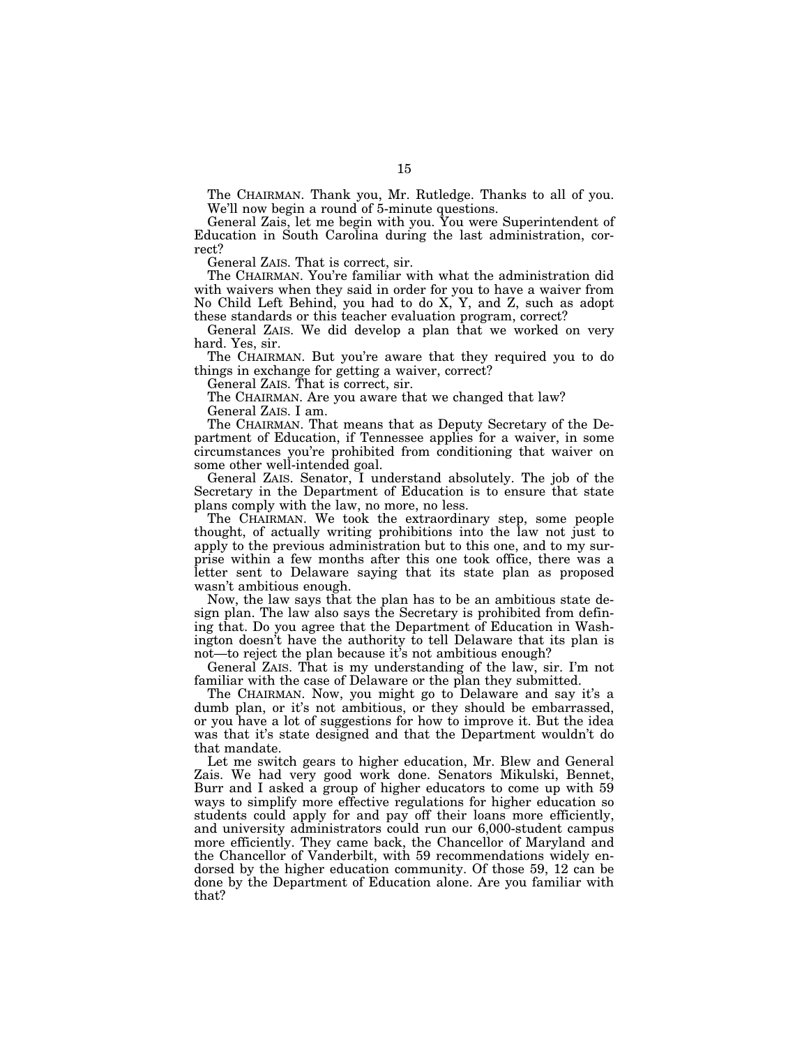The CHAIRMAN. Thank you, Mr. Rutledge. Thanks to all of you. We'll now begin a round of 5-minute questions.

General Zais, let me begin with you. You were Superintendent of Education in South Carolina during the last administration, correct?

General ZAIS. That is correct, sir.

The CHAIRMAN. You're familiar with what the administration did with waivers when they said in order for you to have a waiver from No Child Left Behind, you had to do X, Y, and Z, such as adopt these standards or this teacher evaluation program, correct?

General ZAIS. We did develop a plan that we worked on very hard. Yes, sir.

The CHAIRMAN. But you're aware that they required you to do things in exchange for getting a waiver, correct?

General ZAIS. That is correct, sir.

The CHAIRMAN. Are you aware that we changed that law?

General ZAIS. I am.

The CHAIRMAN. That means that as Deputy Secretary of the Department of Education, if Tennessee applies for a waiver, in some circumstances you're prohibited from conditioning that waiver on some other well-intended goal.

General ZAIS. Senator, I understand absolutely. The job of the Secretary in the Department of Education is to ensure that state plans comply with the law, no more, no less.

The CHAIRMAN. We took the extraordinary step, some people thought, of actually writing prohibitions into the law not just to apply to the previous administration but to this one, and to my surprise within a few months after this one took office, there was a letter sent to Delaware saying that its state plan as proposed wasn't ambitious enough.

Now, the law says that the plan has to be an ambitious state design plan. The law also says the Secretary is prohibited from defining that. Do you agree that the Department of Education in Washington doesn't have the authority to tell Delaware that its plan is not—to reject the plan because it's not ambitious enough?

General ZAIS. That is my understanding of the law, sir. I'm not familiar with the case of Delaware or the plan they submitted.

The CHAIRMAN. Now, you might go to Delaware and say it's a dumb plan, or it's not ambitious, or they should be embarrassed, or you have a lot of suggestions for how to improve it. But the idea was that it's state designed and that the Department wouldn't do that mandate.

Let me switch gears to higher education, Mr. Blew and General Zais. We had very good work done. Senators Mikulski, Bennet, Burr and I asked a group of higher educators to come up with 59 ways to simplify more effective regulations for higher education so students could apply for and pay off their loans more efficiently, and university administrators could run our 6,000-student campus more efficiently. They came back, the Chancellor of Maryland and the Chancellor of Vanderbilt, with 59 recommendations widely endorsed by the higher education community. Of those 59, 12 can be done by the Department of Education alone. Are you familiar with that?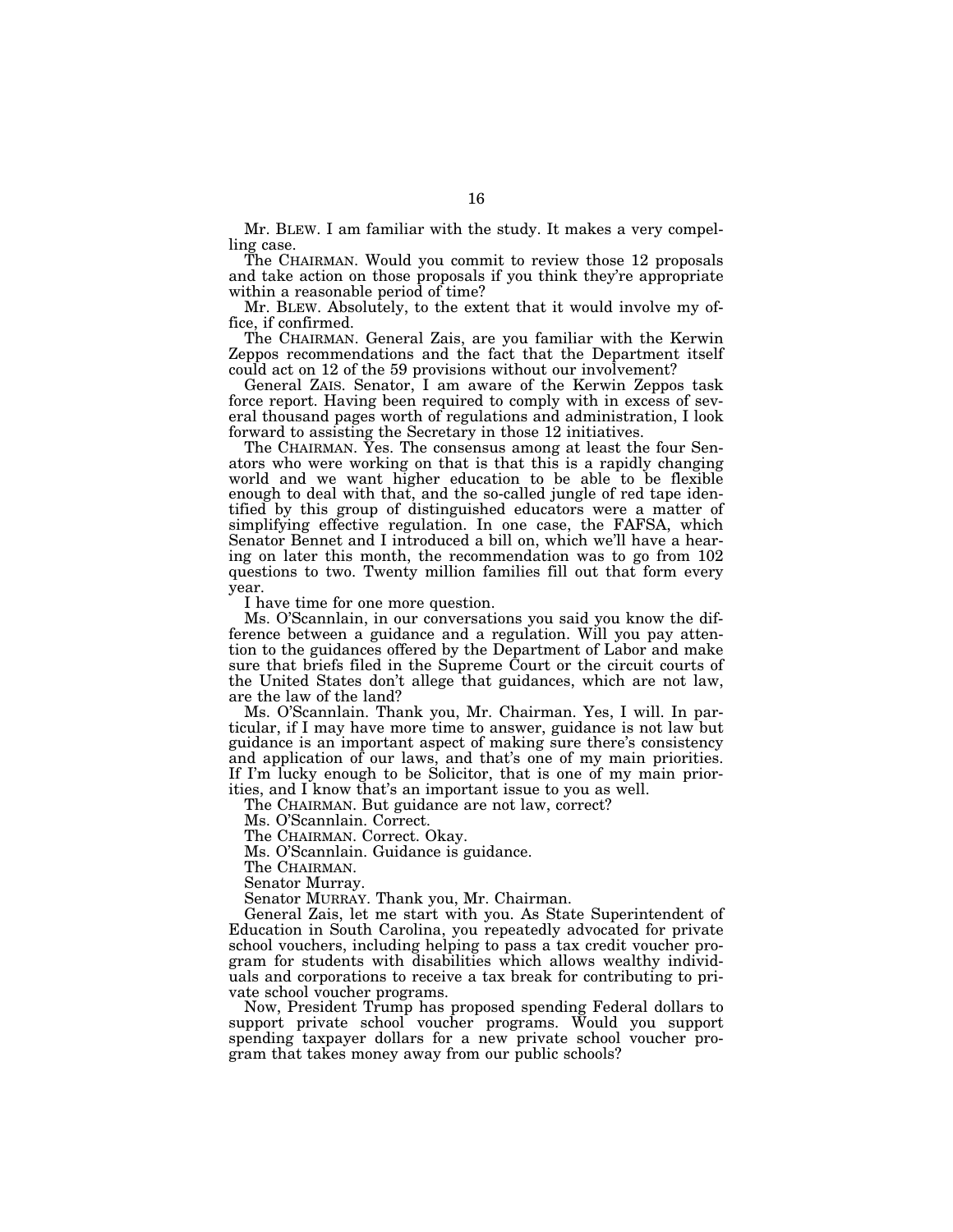Mr. BLEW. I am familiar with the study. It makes a very compelling case.

The CHAIRMAN. Would you commit to review those 12 proposals and take action on those proposals if you think they're appropriate within a reasonable period of time?

Mr. BLEW. Absolutely, to the extent that it would involve my office, if confirmed.

The CHAIRMAN. General Zais, are you familiar with the Kerwin Zeppos recommendations and the fact that the Department itself could act on 12 of the 59 provisions without our involvement?

General ZAIS. Senator, I am aware of the Kerwin Zeppos task force report. Having been required to comply with in excess of several thousand pages worth of regulations and administration, I look forward to assisting the Secretary in those 12 initiatives.

The CHAIRMAN. Yes. The consensus among at least the four Senators who were working on that is that this is a rapidly changing world and we want higher education to be able to be flexible enough to deal with that, and the so-called jungle of red tape identified by this group of distinguished educators were a matter of simplifying effective regulation. In one case, the FAFSA, which Senator Bennet and I introduced a bill on, which we'll have a hearing on later this month, the recommendation was to go from 102 questions to two. Twenty million families fill out that form every year.

I have time for one more question.

Ms. O'Scannlain, in our conversations you said you know the difference between a guidance and a regulation. Will you pay attention to the guidances offered by the Department of Labor and make sure that briefs filed in the Supreme Court or the circuit courts of the United States don't allege that guidances, which are not law, are the law of the land?

Ms. O'Scannlain. Thank you, Mr. Chairman. Yes, I will. In particular, if I may have more time to answer, guidance is not law but guidance is an important aspect of making sure there's consistency and application of our laws, and that's one of my main priorities. If I'm lucky enough to be Solicitor, that is one of my main priorities, and I know that's an important issue to you as well.

The CHAIRMAN. But guidance are not law, correct?

Ms. O'Scannlain. Correct.

The CHAIRMAN. Correct. Okay.

Ms. O'Scannlain. Guidance is guidance.

The CHAIRMAN.

Senator Murray.

Senator MURRAY. Thank you, Mr. Chairman.

General Zais, let me start with you. As State Superintendent of Education in South Carolina, you repeatedly advocated for private school vouchers, including helping to pass a tax credit voucher program for students with disabilities which allows wealthy individuals and corporations to receive a tax break for contributing to private school voucher programs.

Now, President Trump has proposed spending Federal dollars to support private school voucher programs. Would you support spending taxpayer dollars for a new private school voucher program that takes money away from our public schools?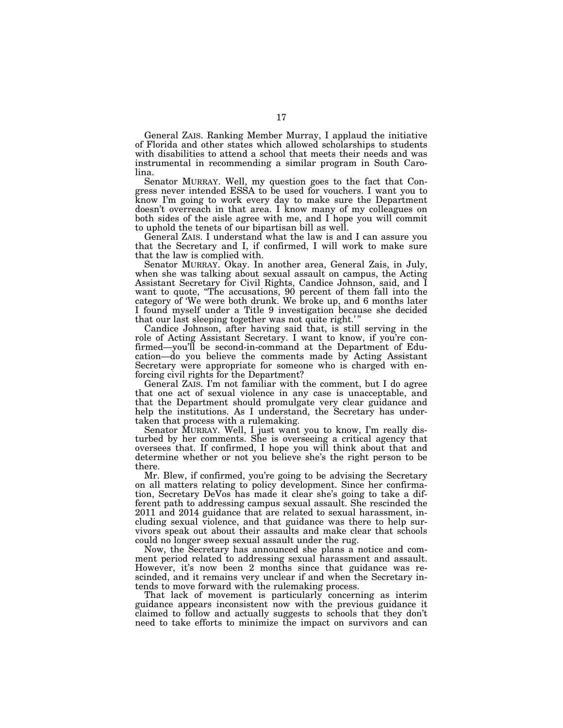General ZAIS. Ranking Member Murray, I applaud the initiative of Florida and other states which allowed scholarships to students with disabilities to attend a school that meets their needs and was instrumental in recommending a similar program in South Carolina.

Senator MURRAY. Well, my question goes to the fact that Congress never intended ESSA to be used for vouchers. I want you to know I'm going to work every day to make sure the Department doesn't overreach in that area. I know many of my colleagues on both sides of the aisle agree with me, and I hope you will commit to uphold the tenets of our bipartisan bill as well.

General ZAIS. I understand what the law is and I can assure you that the Secretary and I, if confirmed, I will work to make sure that the law is complied with.

Senator MURRAY. Okay. In another area, General Zais, in July, when she was talking about sexual assault on campus, the Acting Assistant Secretary for Civil Rights, Candice Johnson, said, and I want to quote, "The accusations, 90 percent of them fall into the category of 'We were both drunk. We broke up, and 6 months later I found myself under a Title 9 investigation because she decided that our last sleeping together was not quite right.'"

Candice Johnson, after having said that, is still serving in the role of Acting Assistant Secretary. I want to know, if you're confirmed—you'll be second-in-command at the Department of Education—do you believe the comments made by Acting Assistant Secretary were appropriate for someone who is charged with enforcing civil rights for the Department?

General ZAIS. I'm not familiar with the comment, but I do agree that one act of sexual violence in any case is unacceptable, and that the Department should promulgate very clear guidance and help the institutions. As I understand, the Secretary has undertaken that process with a rulemaking.

Senator MURRAY. Well, I just want you to know, I'm really disturbed by her comments. She is overseeing a critical agency that oversees that. If confirmed, I hope you will think about that and determine whether or not you believe she's the right person to be there.

Mr. Blew, if confirmed, you're going to be advising the Secretary on all matters relating to policy development. Since her confirmation, Secretary DeVos has made it clear she's going to take a different path to addressing campus sexual assault. She rescinded the 2011 and 2014 guidance that are related to sexual harassment, including sexual violence, and that guidance was there to help survivors speak out about their assaults and make clear that schools could no longer sweep sexual assault under the rug.

Now, the Secretary has announced she plans a notice and comment period related to addressing sexual harassment and assault. However, it's now been 2 months since that guidance was rescinded, and it remains very unclear if and when the Secretary intends to move forward with the rulemaking process.

That lack of movement is particularly concerning as interim guidance appears inconsistent now with the previous guidance it claimed to follow and actually suggests to schools that they don't need to take efforts to minimize the impact on survivors and can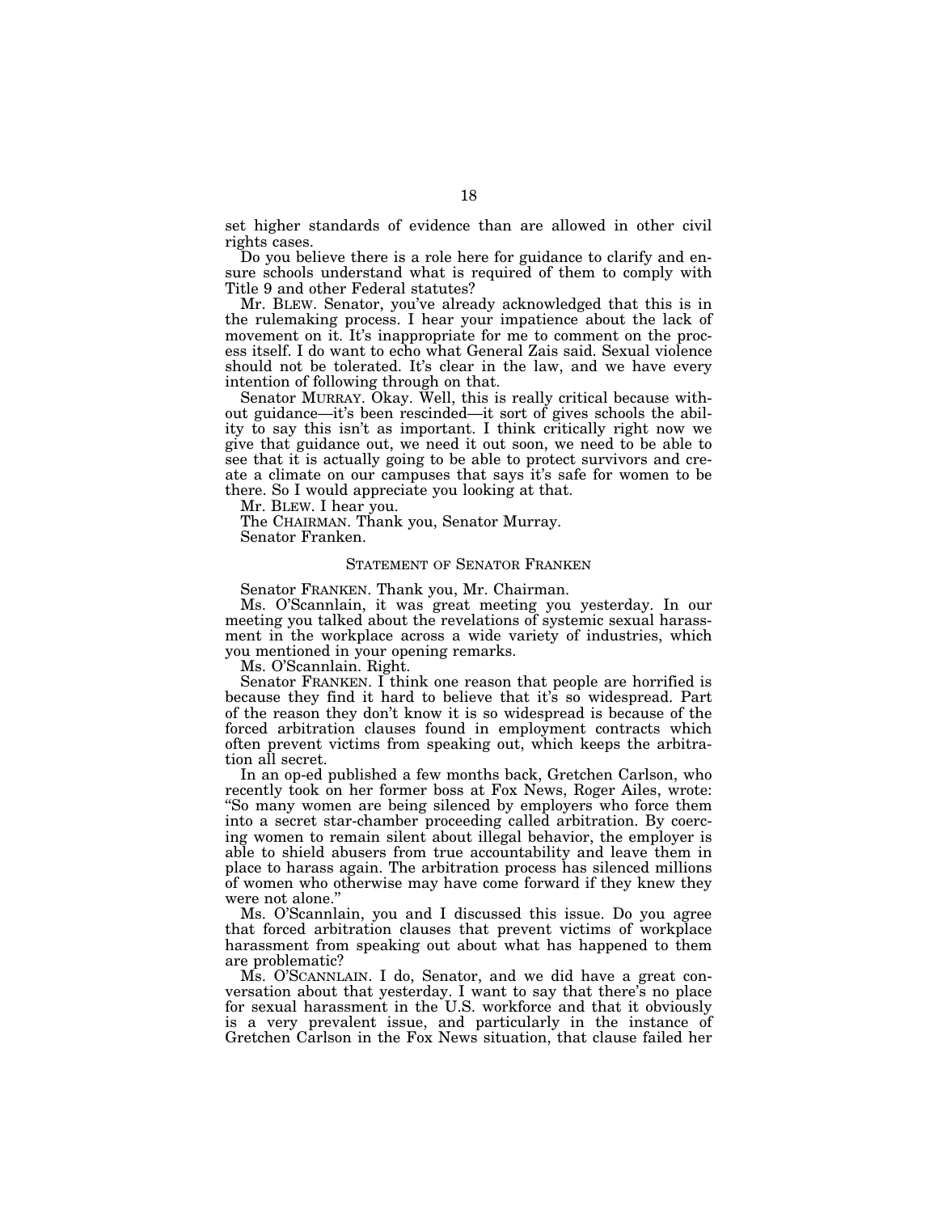set higher standards of evidence than are allowed in other civil rights cases.

Do you believe there is a role here for guidance to clarify and ensure schools understand what is required of them to comply with Title 9 and other Federal statutes?

Mr. BLEW. Senator, you've already acknowledged that this is in the rulemaking process. I hear your impatience about the lack of movement on it. It's inappropriate for me to comment on the process itself. I do want to echo what General Zais said. Sexual violence should not be tolerated. It's clear in the law, and we have every intention of following through on that.

Senator MURRAY. Okay. Well, this is really critical because without guidance—it's been rescinded—it sort of gives schools the ability to say this isn't as important. I think critically right now we give that guidance out, we need it out soon, we need to be able to see that it is actually going to be able to protect survivors and create a climate on our campuses that says it's safe for women to be there. So I would appreciate you looking at that.

Mr. BLEW. I hear you.

The CHAIRMAN. Thank you, Senator Murray.

Senator Franken.

## STATEMENT OF SENATOR FRANKEN

Senator FRANKEN. Thank you, Mr. Chairman.

Ms. O'Scannlain, it was great meeting you yesterday. In our meeting you talked about the revelations of systemic sexual harassment in the workplace across a wide variety of industries, which you mentioned in your opening remarks.

Ms. O'Scannlain. Right.

Senator FRANKEN. I think one reason that people are horrified is because they find it hard to believe that it's so widespread. Part of the reason they don't know it is so widespread is because of the forced arbitration clauses found in employment contracts which often prevent victims from speaking out, which keeps the arbitration all secret.

In an op-ed published a few months back, Gretchen Carlson, who recently took on her former boss at Fox News, Roger Ailes, wrote: "So many women are being silenced by employers who force them into a secret star-chamber proceeding called arbitration. By coercing women to remain silent about illegal behavior, the employer is able to shield abusers from true accountability and leave them in place to harass again. The arbitration process has silenced millions of women who otherwise may have come forward if they knew they were not alone."

Ms. O'Scannlain, you and I discussed this issue. Do you agree that forced arbitration clauses that prevent victims of workplace harassment from speaking out about what has happened to them are problematic?

Ms. O'SCANNLAIN. I do, Senator, and we did have a great conversation about that yesterday. I want to say that there's no place for sexual harassment in the U.S. workforce and that it obviously is a very prevalent issue, and particularly in the instance of Gretchen Carlson in the Fox News situation, that clause failed her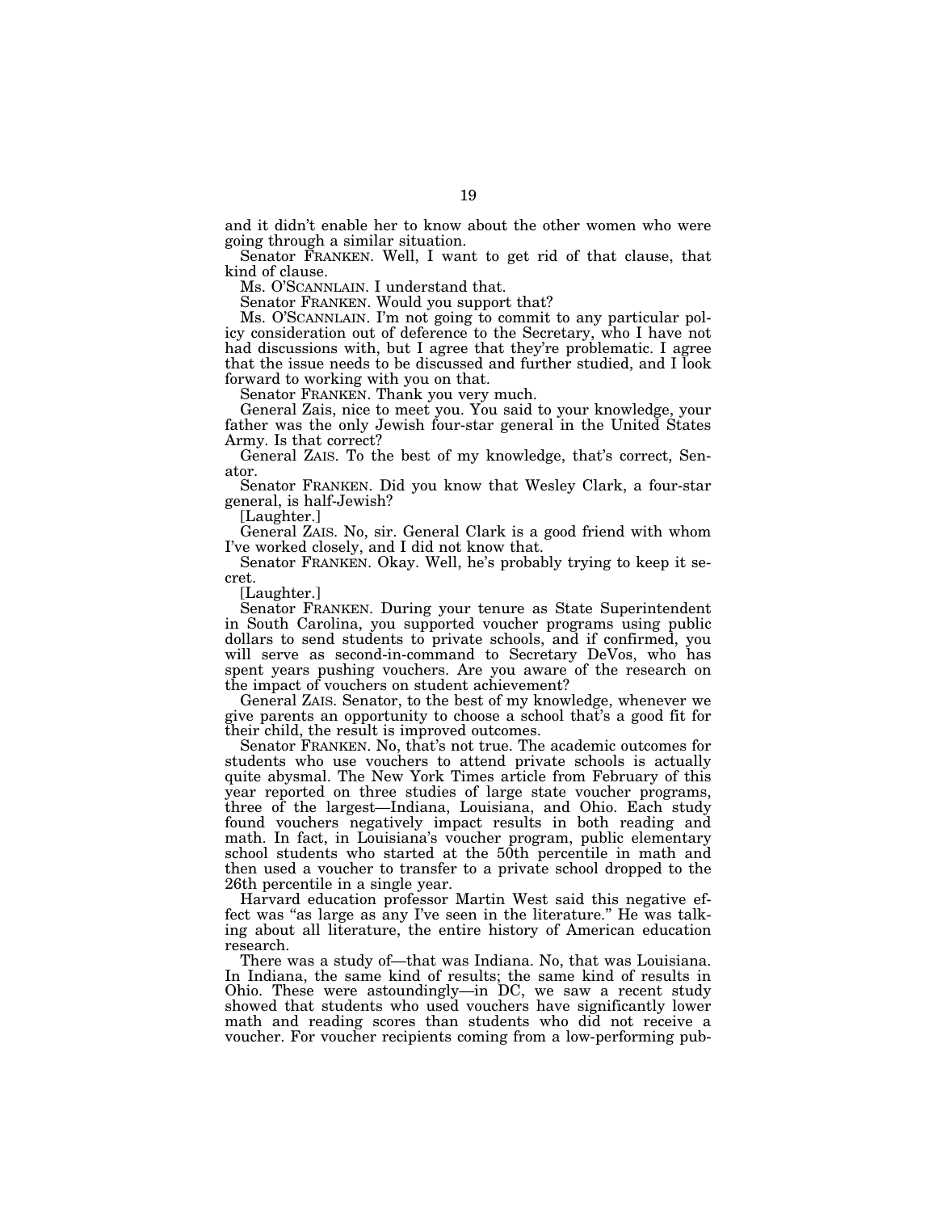and it didn't enable her to know about the other women who were going through a similar situation.

Senator FRANKEN. Well, I want to get rid of that clause, that kind of clause.

Ms. O'SCANNLAIN. I understand that.

Senator FRANKEN. Would you support that?

Ms. O'SCANNLAIN. I'm not going to commit to any particular policy consideration out of deference to the Secretary, who I have not had discussions with, but I agree that they're problematic. I agree that the issue needs to be discussed and further studied, and I look forward to working with you on that.

Senator FRANKEN. Thank you very much.

General Zais, nice to meet you. You said to your knowledge, your father was the only Jewish four-star general in the United States Army. Is that correct?

General ZAIS. To the best of my knowledge, that's correct, Senator.

Senator FRANKEN. Did you know that Wesley Clark, a four-star general, is half-Jewish?

[Laughter.]

General ZAIS. No, sir. General Clark is a good friend with whom I've worked closely, and I did not know that.

Senator FRANKEN. Okay. Well, he's probably trying to keep it secret.

[Laughter.]

Senator FRANKEN. During your tenure as State Superintendent in South Carolina, you supported voucher programs using public dollars to send students to private schools, and if confirmed, you will serve as second-in-command to Secretary DeVos, who has spent years pushing vouchers. Are you aware of the research on the impact of vouchers on student achievement?

General ZAIS. Senator, to the best of my knowledge, whenever we give parents an opportunity to choose a school that's a good fit for their child, the result is improved outcomes.

Senator FRANKEN. No, that's not true. The academic outcomes for students who use vouchers to attend private schools is actually quite abysmal. The New York Times article from February of this year reported on three studies of large state voucher programs, three of the largest—Indiana, Louisiana, and Ohio. Each study found vouchers negatively impact results in both reading and math. In fact, in Louisiana's voucher program, public elementary school students who started at the 50th percentile in math and then used a voucher to transfer to a private school dropped to the 26th percentile in a single year.

Harvard education professor Martin West said this negative effect was "as large as any I've seen in the literature." He was talking about all literature, the entire history of American education research.

There was a study of—that was Indiana. No, that was Louisiana. In Indiana, the same kind of results; the same kind of results in Ohio. These were astoundingly—in DC, we saw a recent study showed that students who used vouchers have significantly lower math and reading scores than students who did not receive a voucher. For voucher recipients coming from a low-performing pub-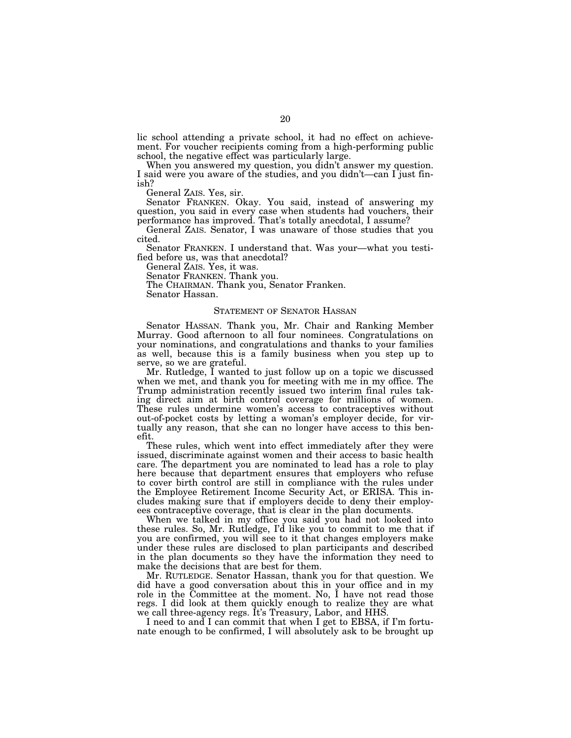lic school attending a private school, it had no effect on achievement. For voucher recipients coming from a high-performing public school, the negative effect was particularly large.

When you answered my question, you didn't answer my question. I said were you aware of the studies, and you didn't—can I just finish?

General ZAIS. Yes, sir.

Senator FRANKEN. Okay. You said, instead of answering my question, you said in every case when students had vouchers, their performance has improved. That's totally anecdotal, I assume?

General ZAIS. Senator, I was unaware of those studies that you cited.

Senator FRANKEN. I understand that. Was your—what you testified before us, was that anecdotal?

General ZAIS. Yes, it was.

Senator FRANKEN. Thank you.

The CHAIRMAN. Thank you, Senator Franken.

Senator Hassan.

## STATEMENT OF SENATOR HASSAN

Senator HASSAN. Thank you, Mr. Chair and Ranking Member Murray. Good afternoon to all four nominees. Congratulations on your nominations, and congratulations and thanks to your families as well, because this is a family business when you step up to serve, so we are grateful.

Mr. Rutledge, I wanted to just follow up on a topic we discussed when we met, and thank you for meeting with me in my office. The Trump administration recently issued two interim final rules taking direct aim at birth control coverage for millions of women. These rules undermine women's access to contraceptives without out-of-pocket costs by letting a woman's employer decide, for virtually any reason, that she can no longer have access to this benefit.

These rules, which went into effect immediately after they were issued, discriminate against women and their access to basic health care. The department you are nominated to lead has a role to play here because that department ensures that employers who refuse to cover birth control are still in compliance with the rules under the Employee Retirement Income Security Act, or ERISA. This includes making sure that if employers decide to deny their employees contraceptive coverage, that is clear in the plan documents.

When we talked in my office you said you had not looked into these rules. So, Mr. Rutledge, I'd like you to commit to me that if you are confirmed, you will see to it that changes employers make under these rules are disclosed to plan participants and described in the plan documents so they have the information they need to make the decisions that are best for them.

Mr. RUTLEDGE. Senator Hassan, thank you for that question. We did have a good conversation about this in your office and in my role in the Committee at the moment. No, I have not read those regs. I did look at them quickly enough to realize they are what we call three-agency regs. It's Treasury, Labor, and HHS.

I need to and I can commit that when I get to EBSA, if I'm fortunate enough to be confirmed, I will absolutely ask to be brought up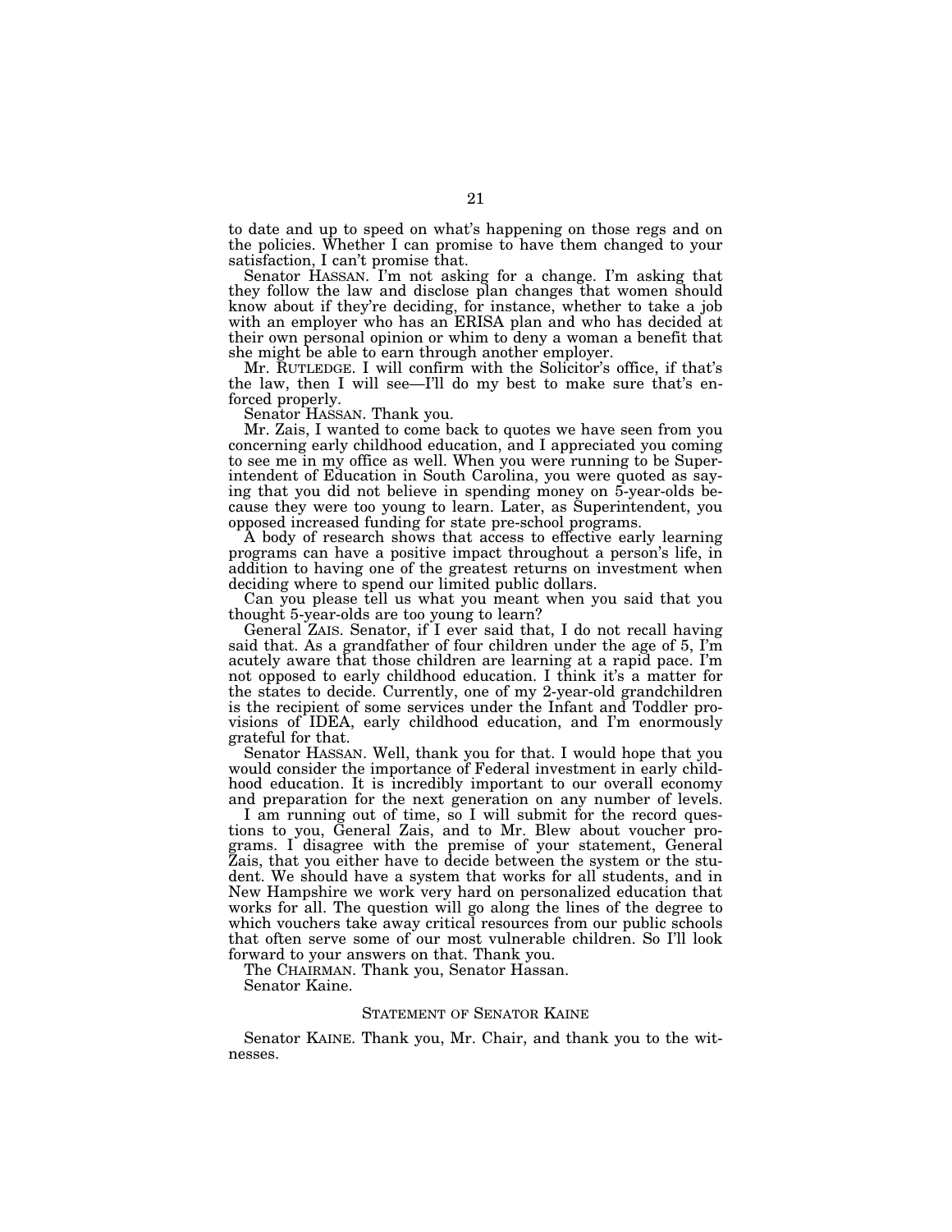to date and up to speed on what's happening on those regs and on the policies. Whether I can promise to have them changed to your satisfaction, I can't promise that.

Senator HASSAN. I'm not asking for a change. I'm asking that they follow the law and disclose plan changes that women should know about if they're deciding, for instance, whether to take a job with an employer who has an ERISA plan and who has decided at their own personal opinion or whim to deny a woman a benefit that she might be able to earn through another employer.

Mr. RUTLEDGE. I will confirm with the Solicitor's office, if that's the law, then I will see—I'll do my best to make sure that's enforced properly.

Senator HASSAN. Thank you.

Mr. Zais, I wanted to come back to quotes we have seen from you concerning early childhood education, and I appreciated you coming to see me in my office as well. When you were running to be Superintendent of Education in South Carolina, you were quoted as saying that you did not believe in spending money on 5-year-olds because they were too young to learn. Later, as Superintendent, you opposed increased funding for state pre-school programs.

A body of research shows that access to effective early learning programs can have a positive impact throughout a person's life, in addition to having one of the greatest returns on investment when deciding where to spend our limited public dollars.

Can you please tell us what you meant when you said that you thought 5-year-olds are too young to learn?

General ZAIS. Senator, if I ever said that, I do not recall having said that. As a grandfather of four children under the age of 5, I'm acutely aware that those children are learning at a rapid pace. I'm not opposed to early childhood education. I think it's a matter for the states to decide. Currently, one of my 2-year-old grandchildren is the recipient of some services under the Infant and Toddler provisions of IDEA, early childhood education, and I'm enormously grateful for that.

Senator HASSAN. Well, thank you for that. I would hope that you would consider the importance of Federal investment in early childhood education. It is incredibly important to our overall economy and preparation for the next generation on any number of levels.

I am running out of time, so I will submit for the record questions to you, General Zais, and to Mr. Blew about voucher programs. I disagree with the premise of your statement, General Zais, that you either have to decide between the system or the student. We should have a system that works for all students, and in New Hampshire we work very hard on personalized education that works for all. The question will go along the lines of the degree to which vouchers take away critical resources from our public schools that often serve some of our most vulnerable children. So I'll look forward to your answers on that. Thank you.

The CHAIRMAN. Thank you, Senator Hassan.

Senator Kaine.

## STATEMENT OF SENATOR KAINE

Senator KAINE. Thank you, Mr. Chair, and thank you to the witnesses.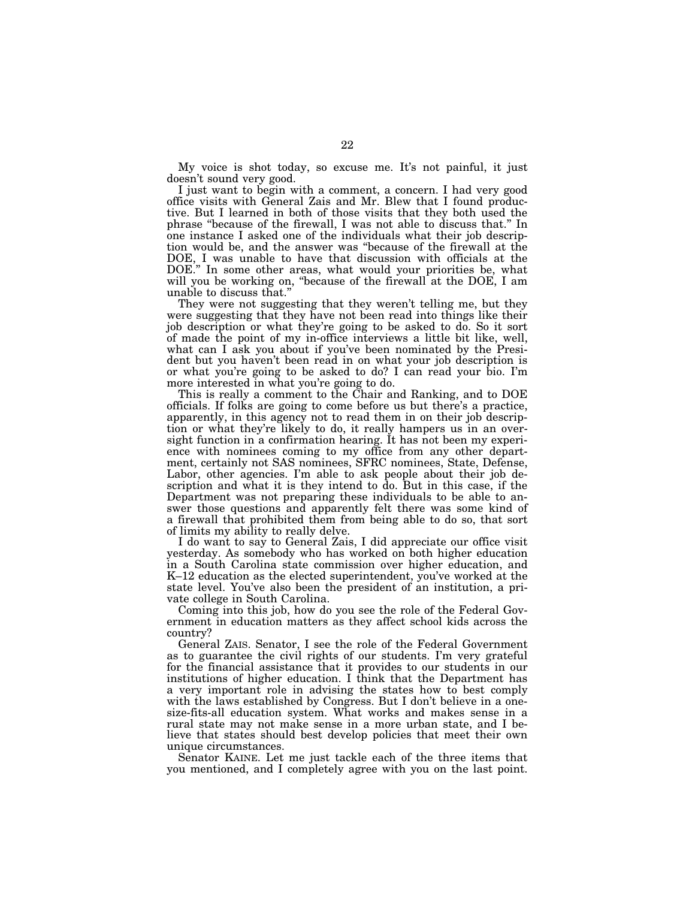My voice is shot today, so excuse me. It's not painful, it just doesn't sound very good.

I just want to begin with a comment, a concern. I had very good office visits with General Zais and Mr. Blew that I found productive. But I learned in both of those visits that they both used the phrase "because of the firewall, I was not able to discuss that." In one instance I asked one of the individuals what their job description would be, and the answer was "because of the firewall at the DOE, I was unable to have that discussion with officials at the DOE." In some other areas, what would your priorities be, what will you be working on, "because of the firewall at the DOE, I am unable to discuss that."

They were not suggesting that they weren't telling me, but they were suggesting that they have not been read into things like their job description or what they're going to be asked to do. So it sort of made the point of my in-office interviews a little bit like, well, what can I ask you about if you've been nominated by the President but you haven't been read in on what your job description is or what you're going to be asked to do? I can read your bio. I'm more interested in what you're going to do.

This is really a comment to the Chair and Ranking, and to DOE officials. If folks are going to come before us but there's a practice, apparently, in this agency not to read them in on their job description or what they're likely to do, it really hampers us in an oversight function in a confirmation hearing. It has not been my experience with nominees coming to my office from any other department, certainly not SAS nominees, SFRC nominees, State, Defense, Labor, other agencies. I'm able to ask people about their job description and what it is they intend to do. But in this case, if the Department was not preparing these individuals to be able to answer those questions and apparently felt there was some kind of a firewall that prohibited them from being able to do so, that sort of limits my ability to really delve.

I do want to say to General Zais, I did appreciate our office visit yesterday. As somebody who has worked on both higher education in a South Carolina state commission over higher education, and K–12 education as the elected superintendent, you've worked at the state level. You've also been the president of an institution, a private college in South Carolina.

Coming into this job, how do you see the role of the Federal Government in education matters as they affect school kids across the country?

General ZAIS. Senator, I see the role of the Federal Government as to guarantee the civil rights of our students. I'm very grateful for the financial assistance that it provides to our students in our institutions of higher education. I think that the Department has a very important role in advising the states how to best comply with the laws established by Congress. But I don't believe in a one-size-fits-all education system. What works and makes sense in a rural state may not make sense in a more urban state, and I believe that states should best develop policies that meet their own unique circumstances.

Senator KAINE. Let me just tackle each of the three items that you mentioned, and I completely agree with you on the last point.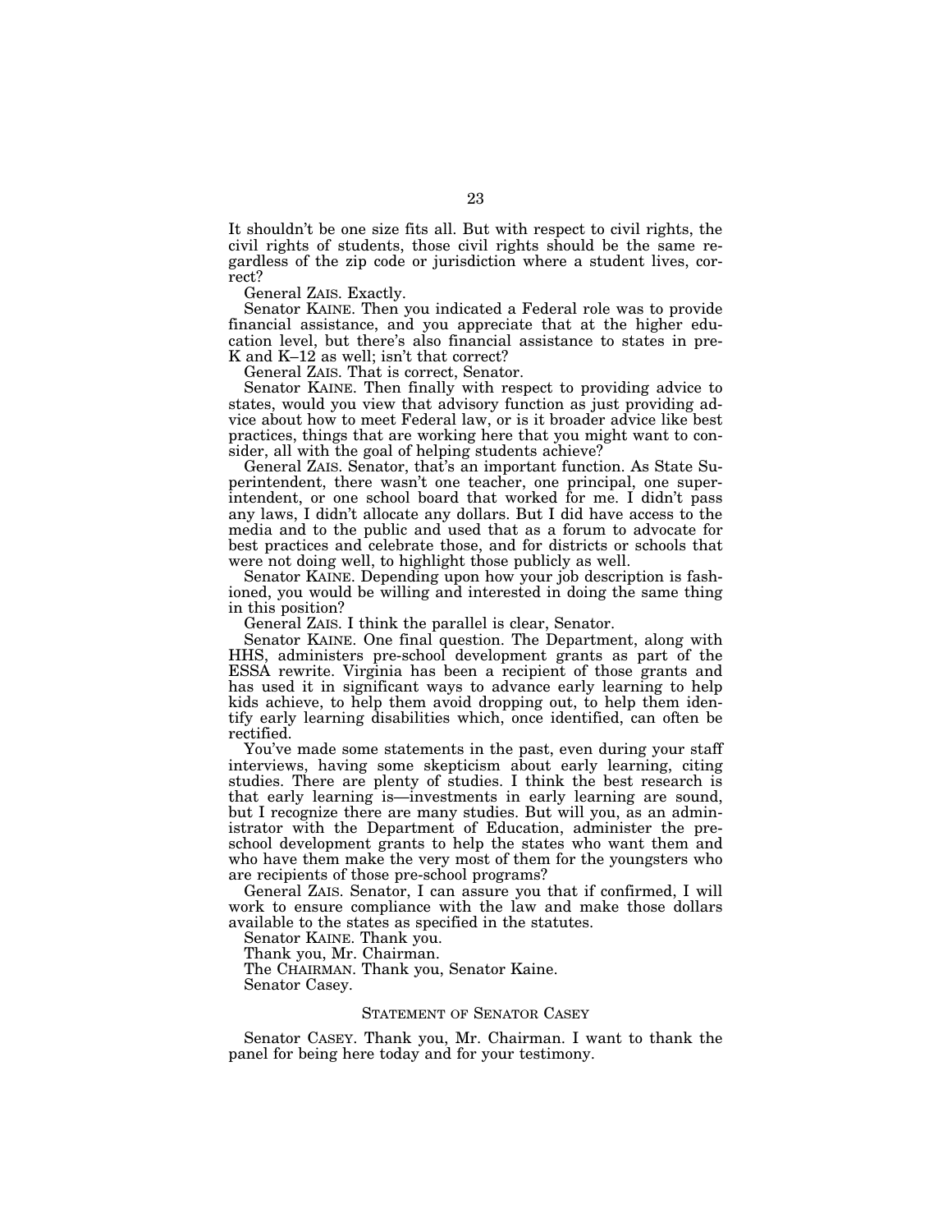It shouldn't be one size fits all. But with respect to civil rights, the civil rights of students, those civil rights should be the same regardless of the zip code or jurisdiction where a student lives, correct?

General ZAIS. Exactly.

Senator KAINE. Then you indicated a Federal role was to provide financial assistance, and you appreciate that at the higher education level, but there's also financial assistance to states in pre-K and K–12 as well; isn't that correct?

General ZAIS. That is correct, Senator.

Senator KAINE. Then finally with respect to providing advice to states, would you view that advisory function as just providing advice about how to meet Federal law, or is it broader advice like best practices, things that are working here that you might want to consider, all with the goal of helping students achieve?

General ZAIS. Senator, that's an important function. As State Superintendent, there wasn't one teacher, one principal, one superintendent, or one school board that worked for me. I didn't pass any laws, I didn't allocate any dollars. But I did have access to the media and to the public and used that as a forum to advocate for best practices and celebrate those, and for districts or schools that were not doing well, to highlight those publicly as well.

Senator KAINE. Depending upon how your job description is fashioned, you would be willing and interested in doing the same thing in this position?

General ZAIS. I think the parallel is clear, Senator.

Senator KAINE. One final question. The Department, along with HHS, administers pre-school development grants as part of the ESSA rewrite. Virginia has been a recipient of those grants and has used it in significant ways to advance early learning to help kids achieve, to help them avoid dropping out, to help them identify early learning disabilities which, once identified, can often be rectified.

You've made some statements in the past, even during your staff interviews, having some skepticism about early learning, citing studies. There are plenty of studies. I think the best research is that early learning is—investments in early learning are sound, but I recognize there are many studies. But will you, as an administrator with the Department of Education, administer the pre-school development grants to help the states who want them and who have them make the very most of them for the youngsters who are recipients of those pre-school programs?

General ZAIS. Senator, I can assure you that if confirmed, I will work to ensure compliance with the law and make those dollars available to the states as specified in the statutes.

Senator KAINE. Thank you.

Thank you, Mr. Chairman.

The CHAIRMAN. Thank you, Senator Kaine.

Senator Casey.

## STATEMENT OF SENATOR CASEY

Senator CASEY. Thank you, Mr. Chairman. I want to thank the panel for being here today and for your testimony.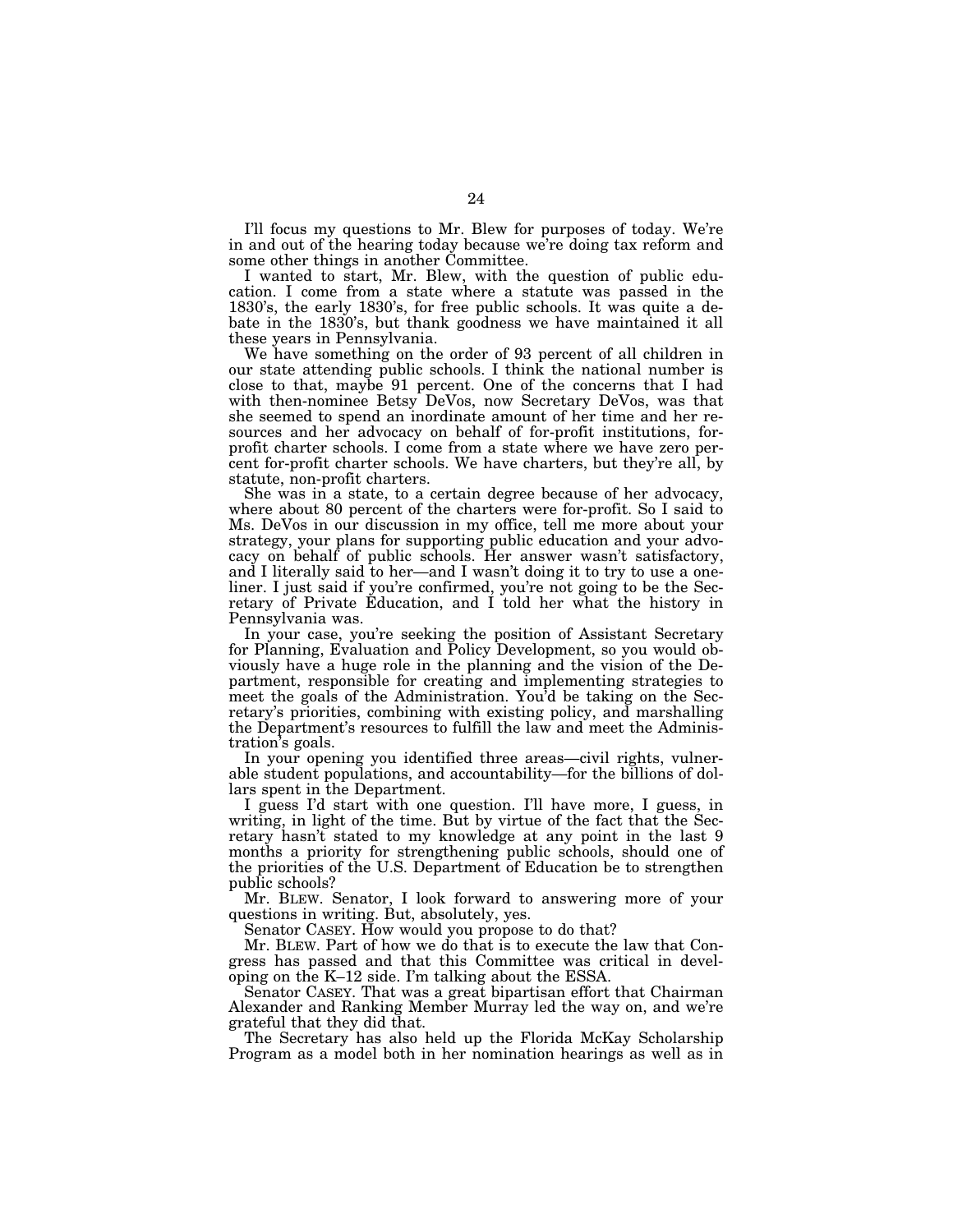I'll focus my questions to Mr. Blew for purposes of today. We're in and out of the hearing today because we're doing tax reform and some other things in another Committee.

I wanted to start, Mr. Blew, with the question of public education. I come from a state where a statute was passed in the 1830's, the early 1830's, for free public schools. It was quite a debate in the 1830's, but thank goodness we have maintained it all these years in Pennsylvania.

We have something on the order of 93 percent of all children in our state attending public schools. I think the national number is close to that, maybe 91 percent. One of the concerns that I had with then-nominee Betsy DeVos, now Secretary DeVos, was that she seemed to spend an inordinate amount of her time and her resources and her advocacy on behalf of for-profit institutions, for-profit charter schools. I come from a state where we have zero percent for-profit charter schools. We have charters, but they're all, by statute, non-profit charters.

She was in a state, to a certain degree because of her advocacy, where about 80 percent of the charters were for-profit. So I said to Ms. DeVos in our discussion in my office, tell me more about your strategy, your plans for supporting public education and your advocacy on behalf of public schools. Her answer wasn't satisfactory, and I literally said to her—and I wasn't doing it to try to use a one-liner. I just said if you're confirmed, you're not going to be the Secretary of Private Education, and I told her what the history in Pennsylvania was.

In your case, you're seeking the position of Assistant Secretary for Planning, Evaluation and Policy Development, so you would obviously have a huge role in the planning and the vision of the Department, responsible for creating and implementing strategies to meet the goals of the Administration. You'd be taking on the Secretary's priorities, combining with existing policy, and marshalling the Department's resources to fulfill the law and meet the Administration's goals.

In your opening you identified three areas—civil rights, vulnerable student populations, and accountability—for the billions of dollars spent in the Department.

I guess I'd start with one question. I'll have more, I guess, in writing, in light of the time. But by virtue of the fact that the Secretary hasn't stated to my knowledge at any point in the last 9 months a priority for strengthening public schools, should one of the priorities of the U.S. Department of Education be to strengthen public schools?

Mr. BLEW. Senator, I look forward to answering more of your questions in writing. But, absolutely, yes.

Senator CASEY. How would you propose to do that?

Mr. BLEW. Part of how we do that is to execute the law that Congress has passed and that this Committee was critical in developing on the K–12 side. I'm talking about the ESSA.

Senator CASEY. That was a great bipartisan effort that Chairman Alexander and Ranking Member Murray led the way on, and we're grateful that they did that.

The Secretary has also held up the Florida McKay Scholarship Program as a model both in her nomination hearings as well as in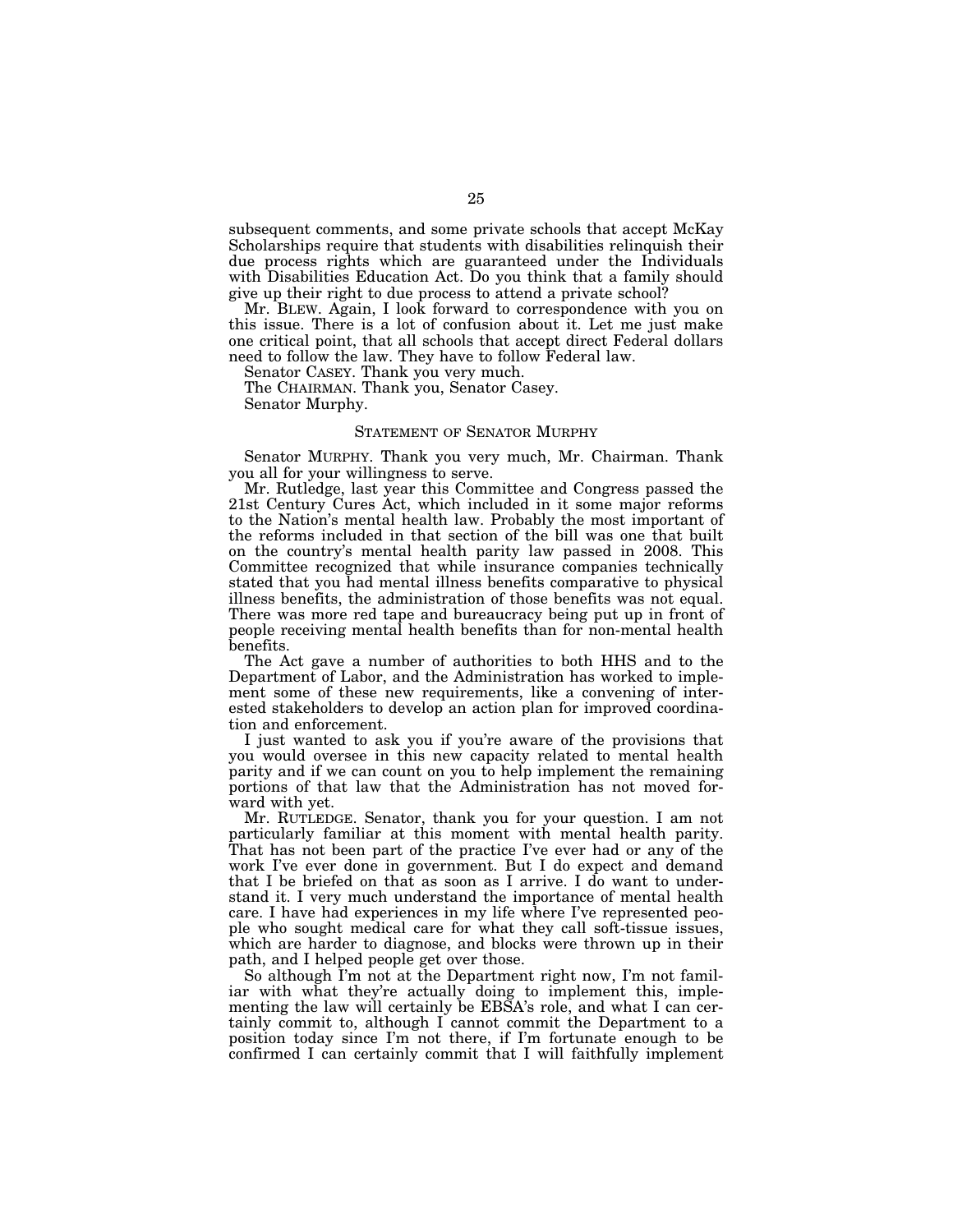subsequent comments, and some private schools that accept McKay Scholarships require that students with disabilities relinquish their due process rights which are guaranteed under the Individuals with Disabilities Education Act. Do you think that a family should give up their right to due process to attend a private school?

Mr. BLEW. Again, I look forward to correspondence with you on this issue. There is a lot of confusion about it. Let me just make one critical point, that all schools that accept direct Federal dollars need to follow the law. They have to follow Federal law.

Senator CASEY. Thank you very much.

The CHAIRMAN. Thank you, Senator Casey.

Senator Murphy.

## STATEMENT OF SENATOR MURPHY

Senator MURPHY. Thank you very much, Mr. Chairman. Thank you all for your willingness to serve.

Mr. Rutledge, last year this Committee and Congress passed the 21st Century Cures Act, which included in it some major reforms to the Nation's mental health law. Probably the most important of the reforms included in that section of the bill was one that built on the country's mental health parity law passed in 2008. This Committee recognized that while insurance companies technically stated that you had mental illness benefits comparative to physical illness benefits, the administration of those benefits was not equal. There was more red tape and bureaucracy being put up in front of people receiving mental health benefits than for non-mental health benefits.

The Act gave a number of authorities to both HHS and to the Department of Labor, and the Administration has worked to implement some of these new requirements, like a convening of interested stakeholders to develop an action plan for improved coordination and enforcement.

I just wanted to ask you if you're aware of the provisions that you would oversee in this new capacity related to mental health parity and if we can count on you to help implement the remaining portions of that law that the Administration has not moved forward with yet.

Mr. RUTLEDGE. Senator, thank you for your question. I am not particularly familiar at this moment with mental health parity. That has not been part of the practice I've ever had or any of the work I've ever done in government. But I do expect and demand that I be briefed on that as soon as I arrive. I do want to understand it. I very much understand the importance of mental health care. I have had experiences in my life where I've represented people who sought medical care for what they call soft-tissue issues, which are harder to diagnose, and blocks were thrown up in their path, and I helped people get over those.

So although I'm not at the Department right now, I'm not familiar with what they're actually doing to implement this, implementing the law will certainly be EBSA's role, and what I can certainly commit to, although I cannot commit the Department to a position today since I'm not there, if I'm fortunate enough to be confirmed I can certainly commit that I will faithfully implement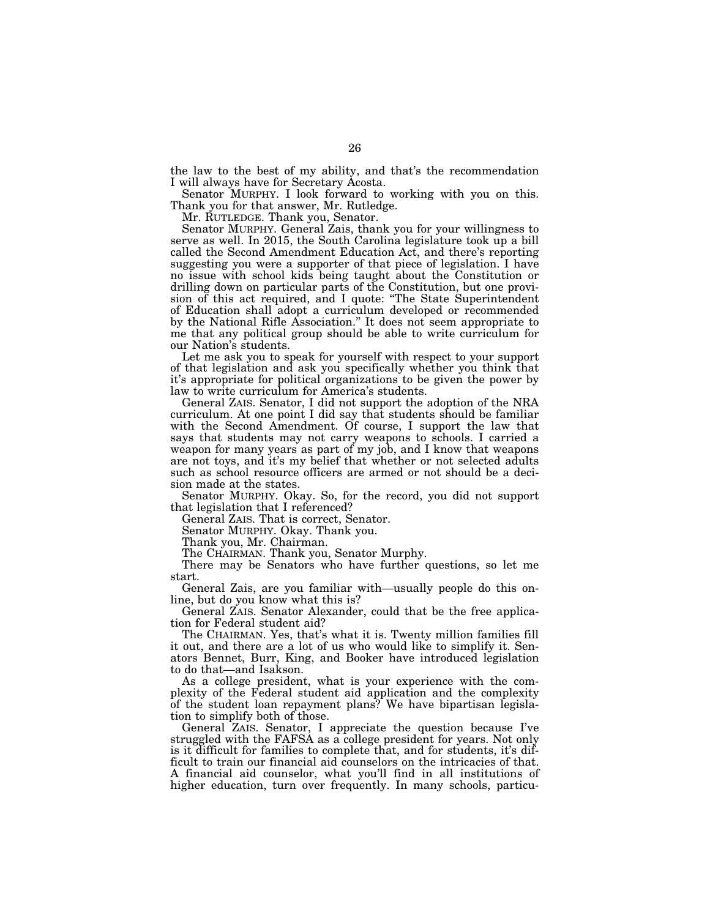the law to the best of my ability, and that's the recommendation I will always have for Secretary Acosta.

Senator MURPHY. I look forward to working with you on this. Thank you for that answer, Mr. Rutledge.

Mr. RUTLEDGE. Thank you, Senator.

Senator MURPHY. General Zais, thank you for your willingness to serve as well. In 2015, the South Carolina legislature took up a bill called the Second Amendment Education Act, and there's reporting suggesting you were a supporter of that piece of legislation. I have no issue with school kids being taught about the Constitution or drilling down on particular parts of the Constitution, but one provision of this act required, and I quote: "The State Superintendent of Education shall adopt a curriculum developed or recommended by the National Rifle Association." It does not seem appropriate to me that any political group should be able to write curriculum for our Nation's students.

Let me ask you to speak for yourself with respect to your support of that legislation and ask you specifically whether you think that it's appropriate for political organizations to be given the power by law to write curriculum for America's students.

General ZAIS. Senator, I did not support the adoption of the NRA curriculum. At one point I did say that students should be familiar with the Second Amendment. Of course, I support the law that says that students may not carry weapons to schools. I carried a weapon for many years as part of my job, and I know that weapons are not toys, and it's my belief that whether or not selected adults such as school resource officers are armed or not should be a decision made at the states.

Senator MURPHY. Okay. So, for the record, you did not support that legislation that I referenced?

General ZAIS. That is correct, Senator.

Senator MURPHY. Okay. Thank you.

Thank you, Mr. Chairman.

The CHAIRMAN. Thank you, Senator Murphy.

There may be Senators who have further questions, so let me start.

General Zais, are you familiar with—usually people do this online, but do you know what this is?

General ZAIS. Senator Alexander, could that be the free application for Federal student aid?

The CHAIRMAN. Yes, that's what it is. Twenty million families fill it out, and there are a lot of us who would like to simplify it. Senators Bennet, Burr, King, and Booker have introduced legislation to do that—and Isakson.

As a college president, what is your experience with the complexity of the Federal student aid application and the complexity of the student loan repayment plans? We have bipartisan legislation to simplify both of those.

General ZAIS. Senator, I appreciate the question because I've struggled with the FAFSA as a college president for years. Not only is it difficult for families to complete that, and for students, it's difficult to train our financial aid counselors on the intricacies of that. A financial aid counselor, what you'll find in all institutions of higher education, turn over frequently. In many schools, particu-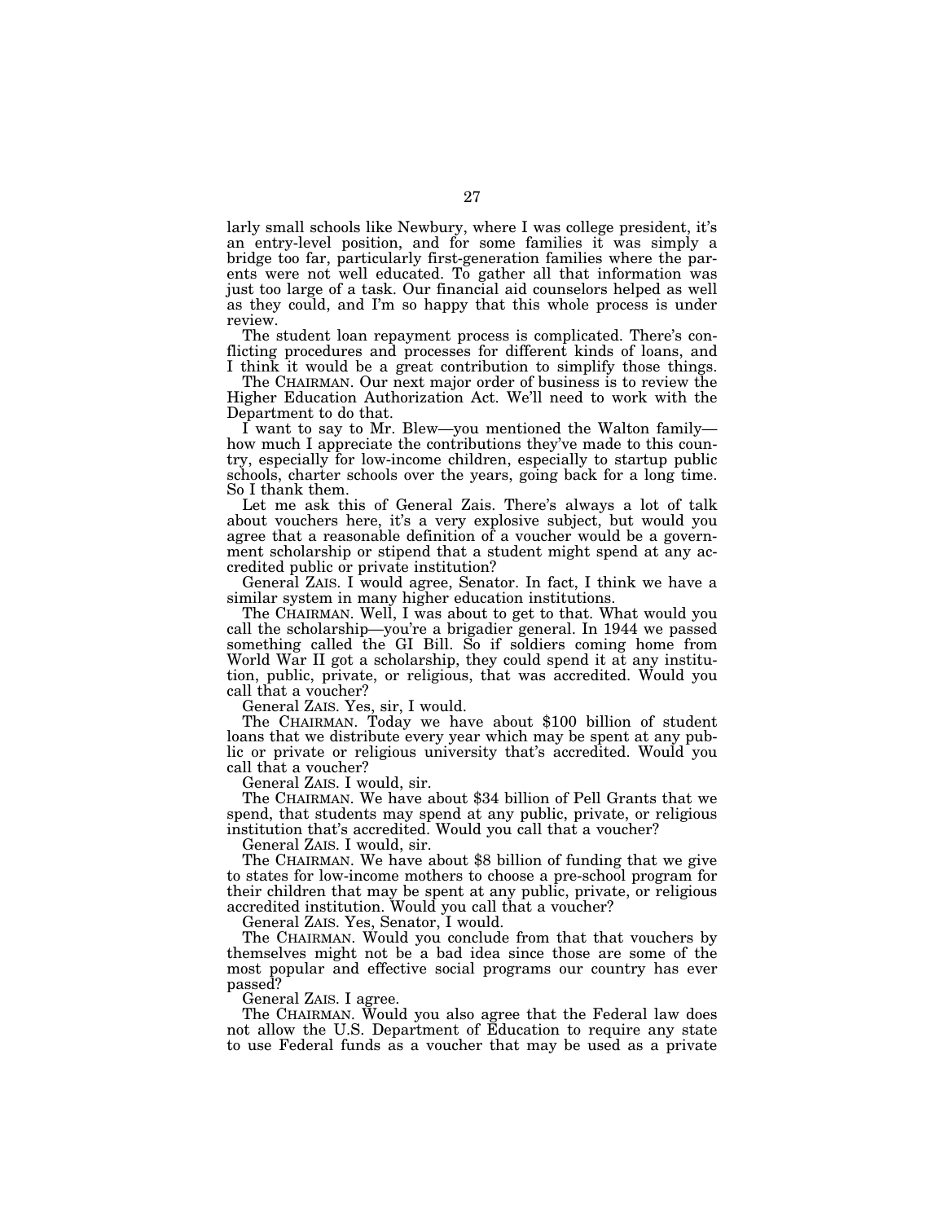larly small schools like Newbury, where I was college president, it's an entry-level position, and for some families it was simply a bridge too far, particularly first-generation families where the parents were not well educated. To gather all that information was just too large of a task. Our financial aid counselors helped as well as they could, and I'm so happy that this whole process is under review.

The student loan repayment process is complicated. There's conflicting procedures and processes for different kinds of loans, and I think it would be a great contribution to simplify those things.

The CHAIRMAN. Our next major order of business is to review the Higher Education Authorization Act. We'll need to work with the Department to do that.

I want to say to Mr. Blew—you mentioned the Walton family—how much I appreciate the contributions they've made to this country, especially for low-income children, especially to startup public schools, charter schools over the years, going back for a long time. So I thank them.

Let me ask this of General Zais. There's always a lot of talk about vouchers here, it's a very explosive subject, but would you agree that a reasonable definition of a voucher would be a government scholarship or stipend that a student might spend at any accredited public or private institution?

General ZAIS. I would agree, Senator. In fact, I think we have a similar system in many higher education institutions.

The CHAIRMAN. Well, I was about to get to that. What would you call the scholarship—you're a brigadier general. In 1944 we passed something called the GI Bill. So if soldiers coming home from World War II got a scholarship, they could spend it at any institution, public, private, or religious, that was accredited. Would you call that a voucher?

General ZAIS. Yes, sir, I would.

The CHAIRMAN. Today we have about $100 billion of student loans that we distribute every year which may be spent at any public or private or religious university that's accredited. Would you call that a voucher?

General ZAIS. I would, sir.

The CHAIRMAN. We have about $34 billion of Pell Grants that we spend, that students may spend at any public, private, or religious institution that's accredited. Would you call that a voucher?

General ZAIS. I would, sir.

The CHAIRMAN. We have about $8 billion of funding that we give to states for low-income mothers to choose a pre-school program for their children that may be spent at any public, private, or religious accredited institution. Would you call that a voucher?

General ZAIS. Yes, Senator, I would.

The CHAIRMAN. Would you conclude from that that vouchers by themselves might not be a bad idea since those are some of the most popular and effective social programs our country has ever passed?

General ZAIS. I agree.

The CHAIRMAN. Would you also agree that the Federal law does not allow the U.S. Department of Education to require any state to use Federal funds as a voucher that may be used as a private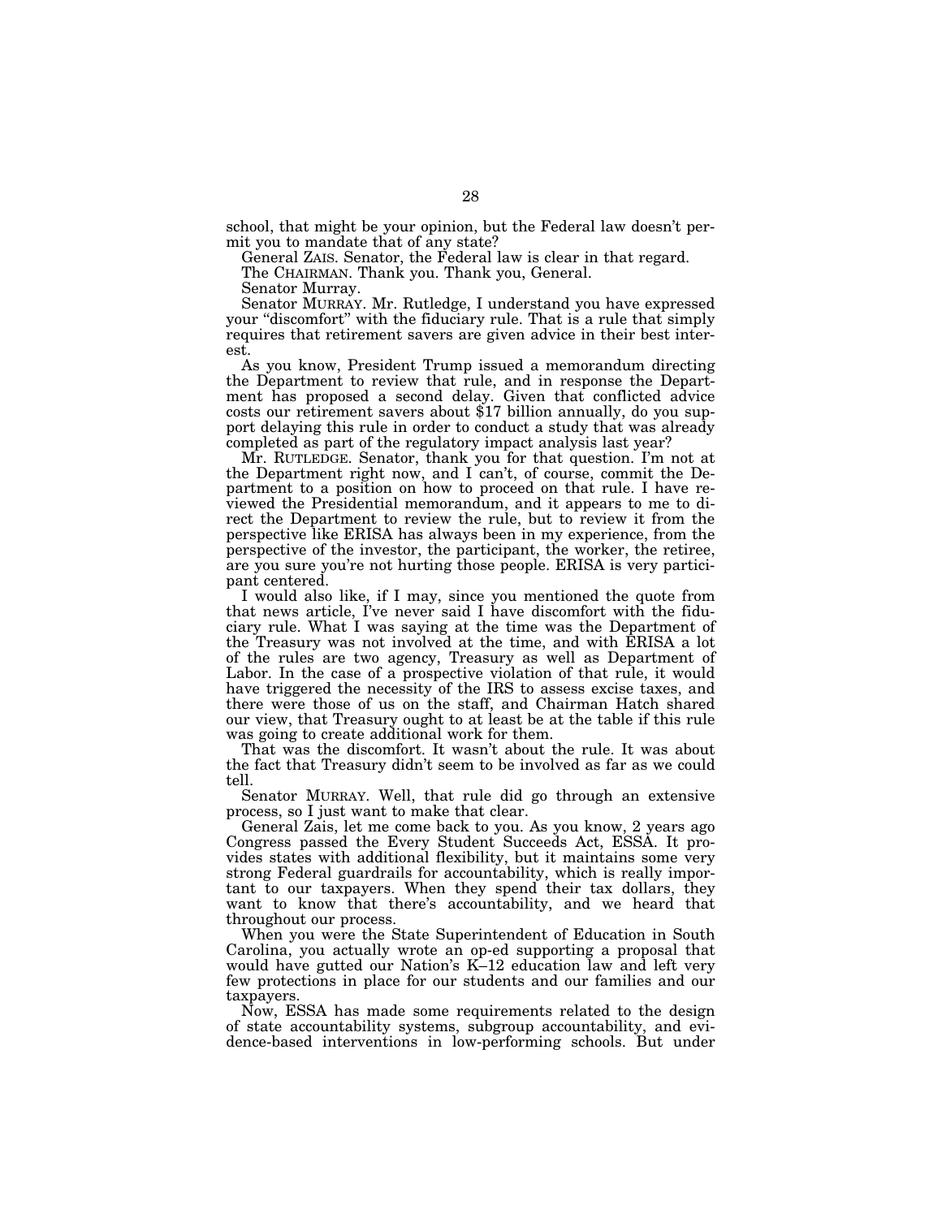school, that might be your opinion, but the Federal law doesn't permit you to mandate that of any state?

General ZAIS. Senator, the Federal law is clear in that regard.

The CHAIRMAN. Thank you. Thank you, General.

Senator Murray.

Senator MURRAY. Mr. Rutledge, I understand you have expressed your "discomfort" with the fiduciary rule. That is a rule that simply requires that retirement savers are given advice in their best interest.

As you know, President Trump issued a memorandum directing the Department to review that rule, and in response the Department has proposed a second delay. Given that conflicted advice costs our retirement savers about $17 billion annually, do you support delaying this rule in order to conduct a study that was already completed as part of the regulatory impact analysis last year?

Mr. RUTLEDGE. Senator, thank you for that question. I'm not at the Department right now, and I can't, of course, commit the Department to a position on how to proceed on that rule. I have reviewed the Presidential memorandum, and it appears to me to direct the Department to review the rule, but to review it from the perspective like ERISA has always been in my experience, from the perspective of the investor, the participant, the worker, the retiree, are you sure you're not hurting those people. ERISA is very participant centered.

I would also like, if I may, since you mentioned the quote from that news article, I've never said I have discomfort with the fiduciary rule. What I was saying at the time was the Department of the Treasury was not involved at the time, and with ERISA a lot of the rules are two agency, Treasury as well as Department of Labor. In the case of a prospective violation of that rule, it would have triggered the necessity of the IRS to assess excise taxes, and there were those of us on the staff, and Chairman Hatch shared our view, that Treasury ought to at least be at the table if this rule was going to create additional work for them.

That was the discomfort. It wasn't about the rule. It was about the fact that Treasury didn't seem to be involved as far as we could tell.

Senator MURRAY. Well, that rule did go through an extensive process, so I just want to make that clear.

General Zais, let me come back to you. As you know, 2 years ago Congress passed the Every Student Succeeds Act, ESSA. It provides states with additional flexibility, but it maintains some very strong Federal guardrails for accountability, which is really important to our taxpayers. When they spend their tax dollars, they want to know that there's accountability, and we heard that throughout our process.

When you were the State Superintendent of Education in South Carolina, you actually wrote an op-ed supporting a proposal that would have gutted our Nation's K–12 education law and left very few protections in place for our students and our families and our taxpayers.

Now, ESSA has made some requirements related to the design of state accountability systems, subgroup accountability, and evidence-based interventions in low-performing schools. But under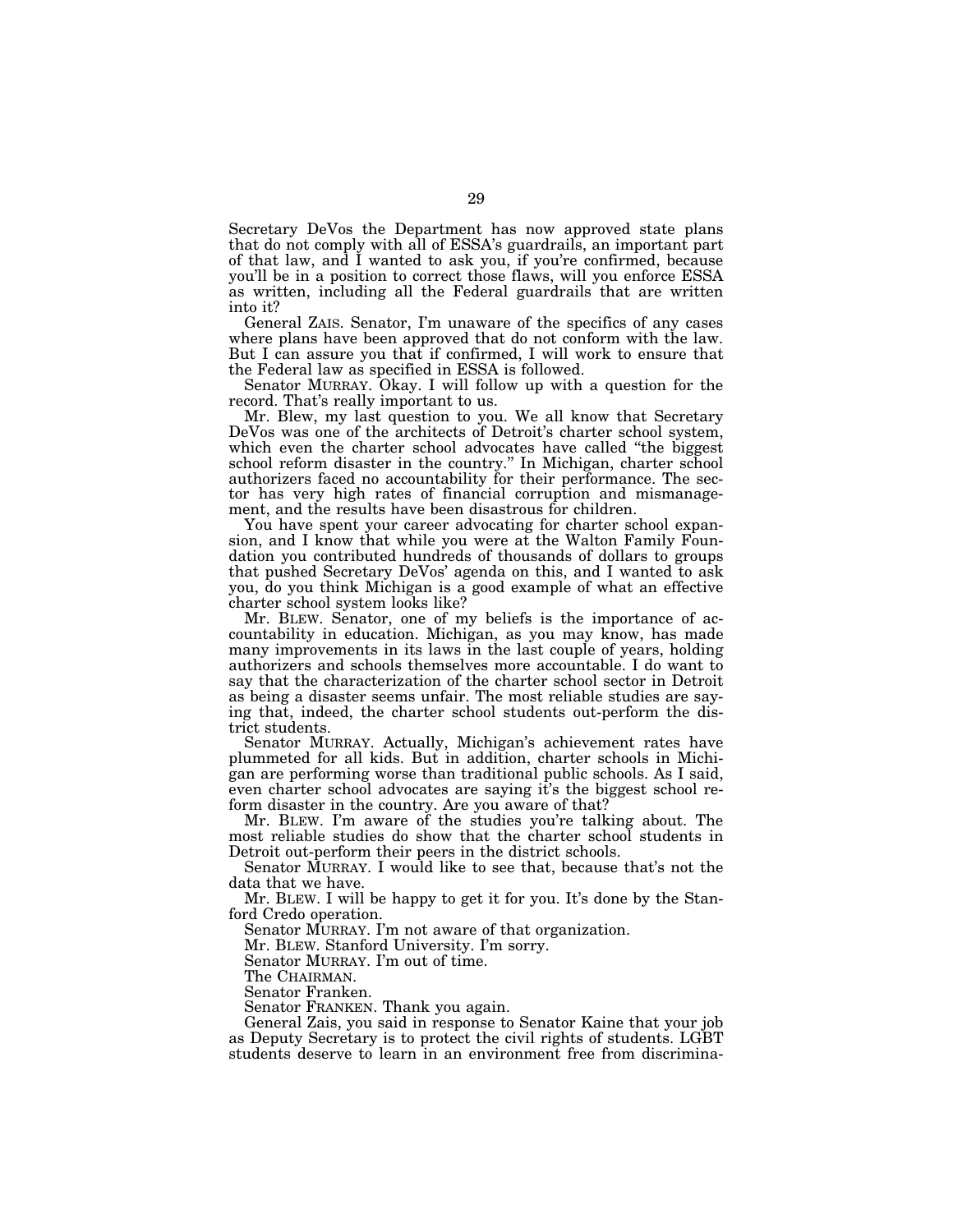Secretary DeVos the Department has now approved state plans that do not comply with all of ESSA's guardrails, an important part of that law, and I wanted to ask you, if you're confirmed, because you'll be in a position to correct those flaws, will you enforce ESSA as written, including all the Federal guardrails that are written into it?

General ZAIS. Senator, I'm unaware of the specifics of any cases where plans have been approved that do not conform with the law. But I can assure you that if confirmed, I will work to ensure that the Federal law as specified in ESSA is followed.

Senator MURRAY. Okay. I will follow up with a question for the record. That's really important to us.

Mr. Blew, my last question to you. We all know that Secretary DeVos was one of the architects of Detroit's charter school system, which even the charter school advocates have called "the biggest school reform disaster in the country." In Michigan, charter school authorizers faced no accountability for their performance. The sector has very high rates of financial corruption and mismanagement, and the results have been disastrous for children.

You have spent your career advocating for charter school expansion, and I know that while you were at the Walton Family Foundation you contributed hundreds of thousands of dollars to groups that pushed Secretary DeVos' agenda on this, and I wanted to ask you, do you think Michigan is a good example of what an effective charter school system looks like?

Mr. BLEW. Senator, one of my beliefs is the importance of accountability in education. Michigan, as you may know, has made many improvements in its laws in the last couple of years, holding authorizers and schools themselves more accountable. I do want to say that the characterization of the charter school sector in Detroit as being a disaster seems unfair. The most reliable studies are saying that, indeed, the charter school students out-perform the district students.

Senator MURRAY. Actually, Michigan's achievement rates have plummeted for all kids. But in addition, charter schools in Michigan are performing worse than traditional public schools. As I said, even charter school advocates are saying it's the biggest school reform disaster in the country. Are you aware of that?

Mr. BLEW. I'm aware of the studies you're talking about. The most reliable studies do show that the charter school students in Detroit out-perform their peers in the district schools.

Senator MURRAY. I would like to see that, because that's not the data that we have.

Mr. BLEW. I will be happy to get it for you. It's done by the Stanford Credo operation.

Senator MURRAY. I'm not aware of that organization.

Mr. BLEW. Stanford University. I'm sorry.

Senator MURRAY. I'm out of time.

The CHAIRMAN.

Senator Franken.

Senator FRANKEN. Thank you again.

General Zais, you said in response to Senator Kaine that your job as Deputy Secretary is to protect the civil rights of students. LGBT students deserve to learn in an environment free from discrimina-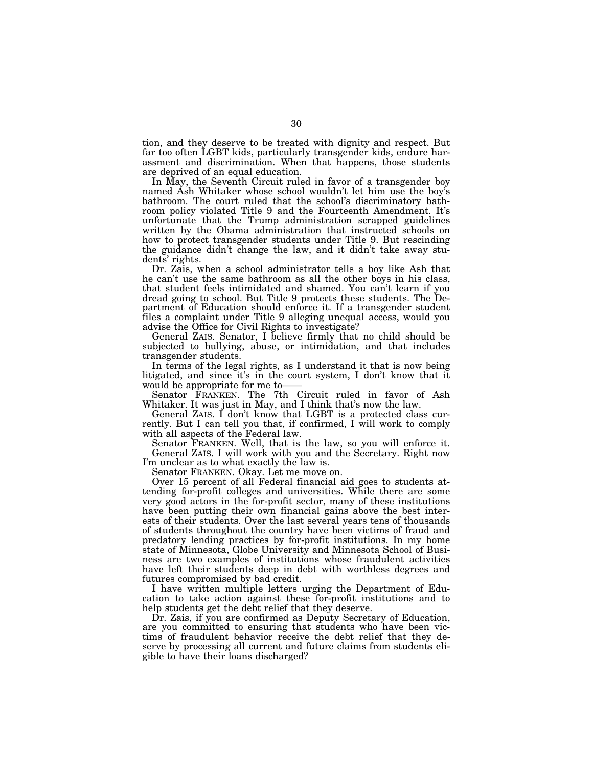tion, and they deserve to be treated with dignity and respect. But far too often LGBT kids, particularly transgender kids, endure harassment and discrimination. When that happens, those students are deprived of an equal education.

In May, the Seventh Circuit ruled in favor of a transgender boy named Ash Whitaker whose school wouldn't let him use the boy's bathroom. The court ruled that the school's discriminatory bathroom policy violated Title 9 and the Fourteenth Amendment. It's unfortunate that the Trump administration scrapped guidelines written by the Obama administration that instructed schools on how to protect transgender students under Title 9. But rescinding the guidance didn't change the law, and it didn't take away students' rights.

Dr. Zais, when a school administrator tells a boy like Ash that he can't use the same bathroom as all the other boys in his class, that student feels intimidated and shamed. You can't learn if you dread going to school. But Title 9 protects these students. The Department of Education should enforce it. If a transgender student files a complaint under Title 9 alleging unequal access, would you advise the Office for Civil Rights to investigate?

General ZAIS. Senator, I believe firmly that no child should be subjected to bullying, abuse, or intimidation, and that includes transgender students.

In terms of the legal rights, as I understand it that is now being litigated, and since it's in the court system, I don't know that it would be appropriate for me to——

Senator FRANKEN. The 7th Circuit ruled in favor of Ash Whitaker. It was just in May, and I think that's now the law.

General ZAIS. I don't know that LGBT is a protected class currently. But I can tell you that, if confirmed, I will work to comply with all aspects of the Federal law.

Senator FRANKEN. Well, that is the law, so you will enforce it.

General ZAIS. I will work with you and the Secretary. Right now I'm unclear as to what exactly the law is.

Senator FRANKEN. Okay. Let me move on.

Over 15 percent of all Federal financial aid goes to students attending for-profit colleges and universities. While there are some very good actors in the for-profit sector, many of these institutions have been putting their own financial gains above the best interests of their students. Over the last several years tens of thousands of students throughout the country have been victims of fraud and predatory lending practices by for-profit institutions. In my home state of Minnesota, Globe University and Minnesota School of Business are two examples of institutions whose fraudulent activities have left their students deep in debt with worthless degrees and futures compromised by bad credit.

I have written multiple letters urging the Department of Education to take action against these for-profit institutions and to help students get the debt relief that they deserve.

Dr. Zais, if you are confirmed as Deputy Secretary of Education, are you committed to ensuring that students who have been victims of fraudulent behavior receive the debt relief that they deserve by processing all current and future claims from students eligible to have their loans discharged?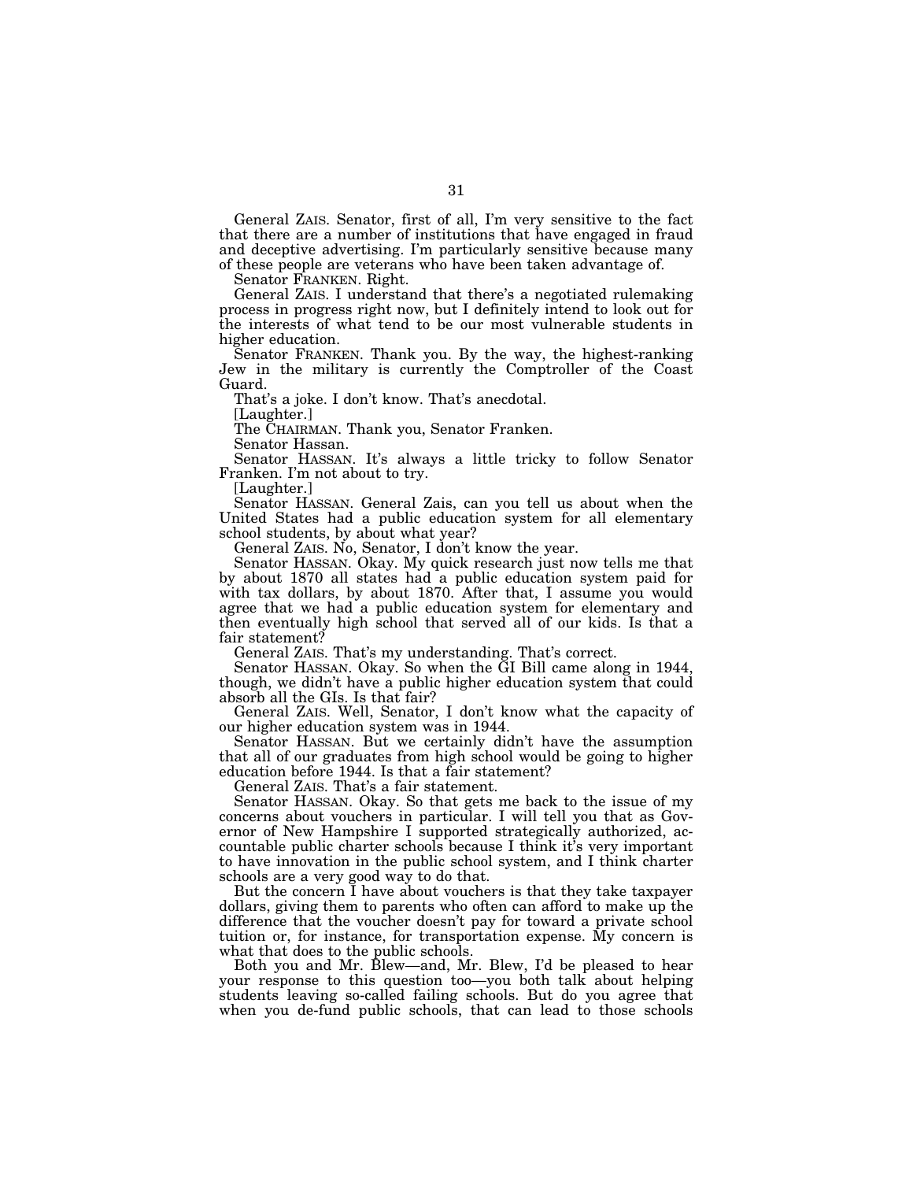General ZAIS. Senator, first of all, I'm very sensitive to the fact that there are a number of institutions that have engaged in fraud and deceptive advertising. I'm particularly sensitive because many of these people are veterans who have been taken advantage of.

Senator FRANKEN. Right.

General ZAIS. I understand that there's a negotiated rulemaking process in progress right now, but I definitely intend to look out for the interests of what tend to be our most vulnerable students in higher education.

Senator FRANKEN. Thank you. By the way, the highest-ranking Jew in the military is currently the Comptroller of the Coast Guard.

That's a joke. I don't know. That's anecdotal.

[Laughter.]

The CHAIRMAN. Thank you, Senator Franken.

Senator Hassan.

Senator HASSAN. It's always a little tricky to follow Senator Franken. I'm not about to try.

[Laughter.]

Senator HASSAN. General Zais, can you tell us about when the United States had a public education system for all elementary school students, by about what year?

General ZAIS. No, Senator, I don't know the year.

Senator HASSAN. Okay. My quick research just now tells me that by about 1870 all states had a public education system paid for with tax dollars, by about 1870. After that, I assume you would agree that we had a public education system for elementary and then eventually high school that served all of our kids. Is that a fair statement?

General ZAIS. That's my understanding. That's correct.

Senator HASSAN. Okay. So when the GI Bill came along in 1944, though, we didn't have a public higher education system that could absorb all the GIs. Is that fair?

General ZAIS. Well, Senator, I don't know what the capacity of our higher education system was in 1944.

Senator HASSAN. But we certainly didn't have the assumption that all of our graduates from high school would be going to higher education before 1944. Is that a fair statement?

General ZAIS. That's a fair statement.

Senator HASSAN. Okay. So that gets me back to the issue of my concerns about vouchers in particular. I will tell you that as Governor of New Hampshire I supported strategically authorized, accountable public charter schools because I think it's very important to have innovation in the public school system, and I think charter schools are a very good way to do that.

But the concern I have about vouchers is that they take taxpayer dollars, giving them to parents who often can afford to make up the difference that the voucher doesn't pay for toward a private school tuition or, for instance, for transportation expense. My concern is what that does to the public schools.

Both you and Mr. Blew—and, Mr. Blew, I'd be pleased to hear your response to this question too—you both talk about helping students leaving so-called failing schools. But do you agree that when you de-fund public schools, that can lead to those schools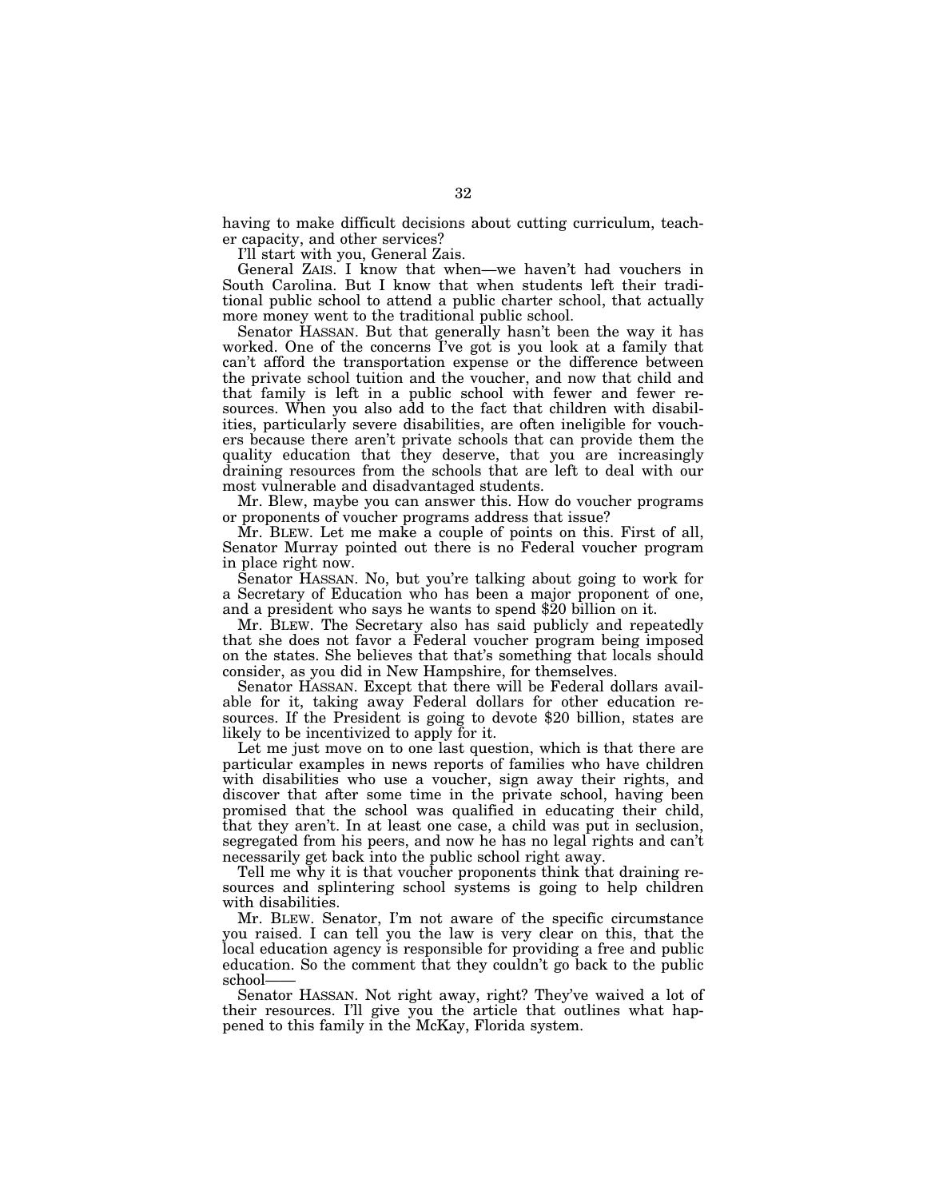having to make difficult decisions about cutting curriculum, teacher capacity, and other services?

I'll start with you, General Zais.

General ZAIS. I know that when—we haven't had vouchers in South Carolina. But I know that when students left their traditional public school to attend a public charter school, that actually more money went to the traditional public school.

Senator HASSAN. But that generally hasn't been the way it has worked. One of the concerns I've got is you look at a family that can't afford the transportation expense or the difference between the private school tuition and the voucher, and now that child and that family is left in a public school with fewer and fewer resources. When you also add to the fact that children with disabilities, particularly severe disabilities, are often ineligible for vouchers because there aren't private schools that can provide them the quality education that they deserve, that you are increasingly draining resources from the schools that are left to deal with our most vulnerable and disadvantaged students.

Mr. Blew, maybe you can answer this. How do voucher programs or proponents of voucher programs address that issue?

Mr. BLEW. Let me make a couple of points on this. First of all, Senator Murray pointed out there is no Federal voucher program in place right now.

Senator HASSAN. No, but you're talking about going to work for a Secretary of Education who has been a major proponent of one, and a president who says he wants to spend $20 billion on it.

Mr. BLEW. The Secretary also has said publicly and repeatedly that she does not favor a Federal voucher program being imposed on the states. She believes that that's something that locals should consider, as you did in New Hampshire, for themselves.

Senator HASSAN. Except that there will be Federal dollars available for it, taking away Federal dollars for other education resources. If the President is going to devote $20 billion, states are likely to be incentivized to apply for it.

Let me just move on to one last question, which is that there are particular examples in news reports of families who have children with disabilities who use a voucher, sign away their rights, and discover that after some time in the private school, having been promised that the school was qualified in educating their child, that they aren't. In at least one case, a child was put in seclusion, segregated from his peers, and now he has no legal rights and can't necessarily get back into the public school right away.

Tell me why it is that voucher proponents think that draining resources and splintering school systems is going to help children with disabilities.

Mr. BLEW. Senator, I'm not aware of the specific circumstance you raised. I can tell you the law is very clear on this, that the local education agency is responsible for providing a free and public education. So the comment that they couldn't go back to the public school——

Senator HASSAN. Not right away, right? They've waived a lot of their resources. I'll give you the article that outlines what happened to this family in the McKay, Florida system.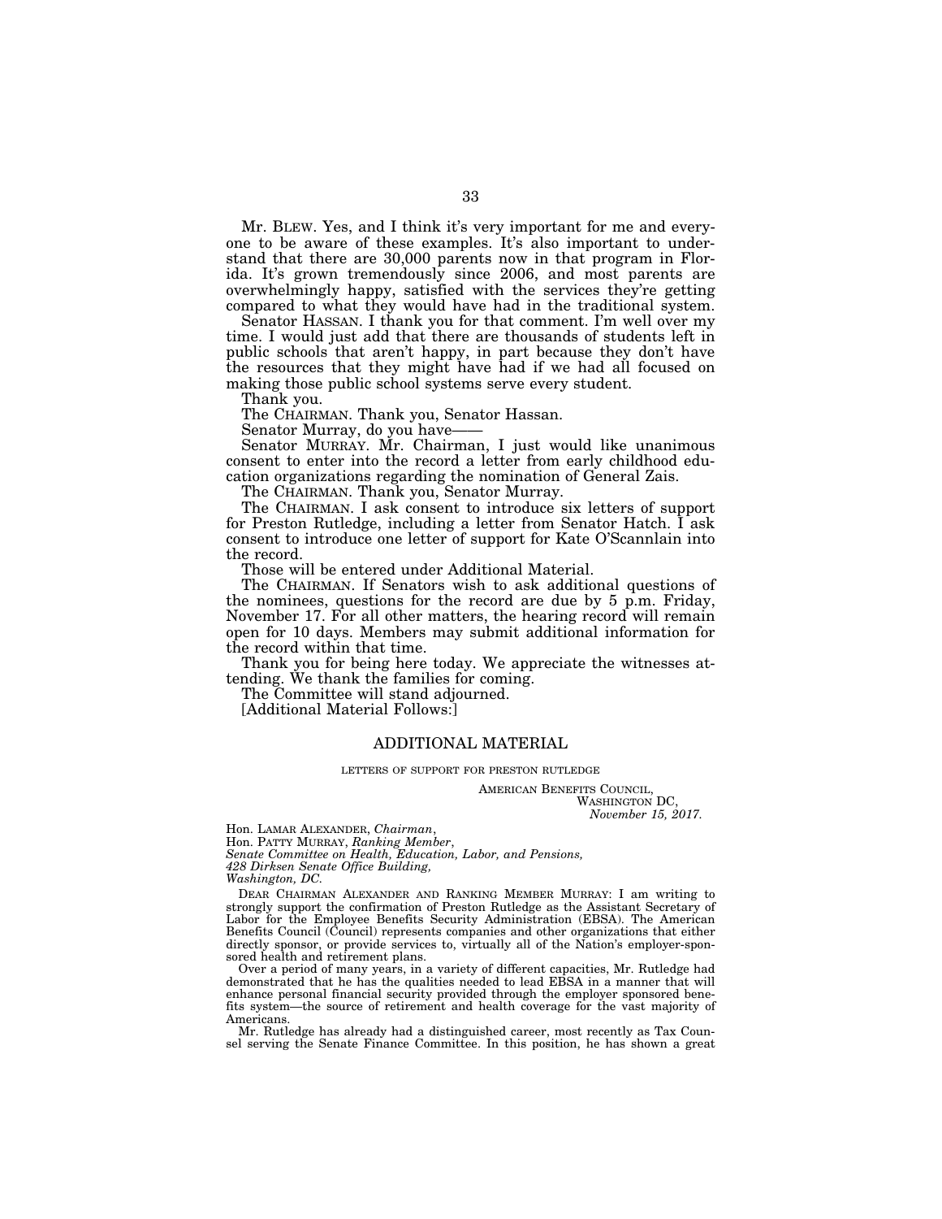Mr. BLEW. Yes, and I think it's very important for me and everyone to be aware of these examples. It's also important to understand that there are 30,000 parents now in that program in Florida. It's grown tremendously since 2006, and most parents are overwhelmingly happy, satisfied with the services they're getting compared to what they would have had in the traditional system.

Senator HASSAN. I thank you for that comment. I'm well over my time. I would just add that there are thousands of students left in public schools that aren't happy, in part because they don't have the resources that they might have had if we had all focused on making those public school systems serve every student.

Thank you.

The CHAIRMAN. Thank you, Senator Hassan.

Senator Murray, do you have——

Senator MURRAY. Mr. Chairman, I just would like unanimous consent to enter into the record a letter from early childhood education organizations regarding the nomination of General Zais.

The CHAIRMAN. Thank you, Senator Murray.

The CHAIRMAN. I ask consent to introduce six letters of support for Preston Rutledge, including a letter from Senator Hatch. I ask consent to introduce one letter of support for Kate O'Scannlain into the record.

Those will be entered under Additional Material.

The CHAIRMAN. If Senators wish to ask additional questions of the nominees, questions for the record are due by 5 p.m. Friday, November 17. For all other matters, the hearing record will remain open for 10 days. Members may submit additional information for the record within that time.

Thank you for being here today. We appreciate the witnesses attending. We thank the families for coming.

The Committee will stand adjourned.

[Additional Material Follows:]

## ADDITIONAL MATERIAL

### LETTERS OF SUPPORT FOR PRESTON RUTLEDGE

AMERICAN BENEFITS COUNCIL,
WASHINGTON DC,
*November 15, 2017.*

Hon. LAMAR ALEXANDER, *Chairman*,
Hon. PATTY MURRAY, *Ranking Member*,
*Senate Committee on Health, Education, Labor, and Pensions,*
*428 Dirksen Senate Office Building,*
*Washington, DC.*

DEAR CHAIRMAN ALEXANDER AND RANKING MEMBER MURRAY: I am writing to strongly support the confirmation of Preston Rutledge as the Assistant Secretary of Labor for the Employee Benefits Security Administration (EBSA). The American Benefits Council (Council) represents companies and other organizations that either directly sponsor, or provide services to, virtually all of the Nation's employer-sponsored health and retirement plans.

Over a period of many years, in a variety of different capacities, Mr. Rutledge had demonstrated that he has the qualities needed to lead EBSA in a manner that will enhance personal financial security provided through the employer sponsored benefits system—the source of retirement and health coverage for the vast majority of Americans.

Mr. Rutledge has already had a distinguished career, most recently as Tax Counsel serving the Senate Finance Committee. In this position, he has shown a great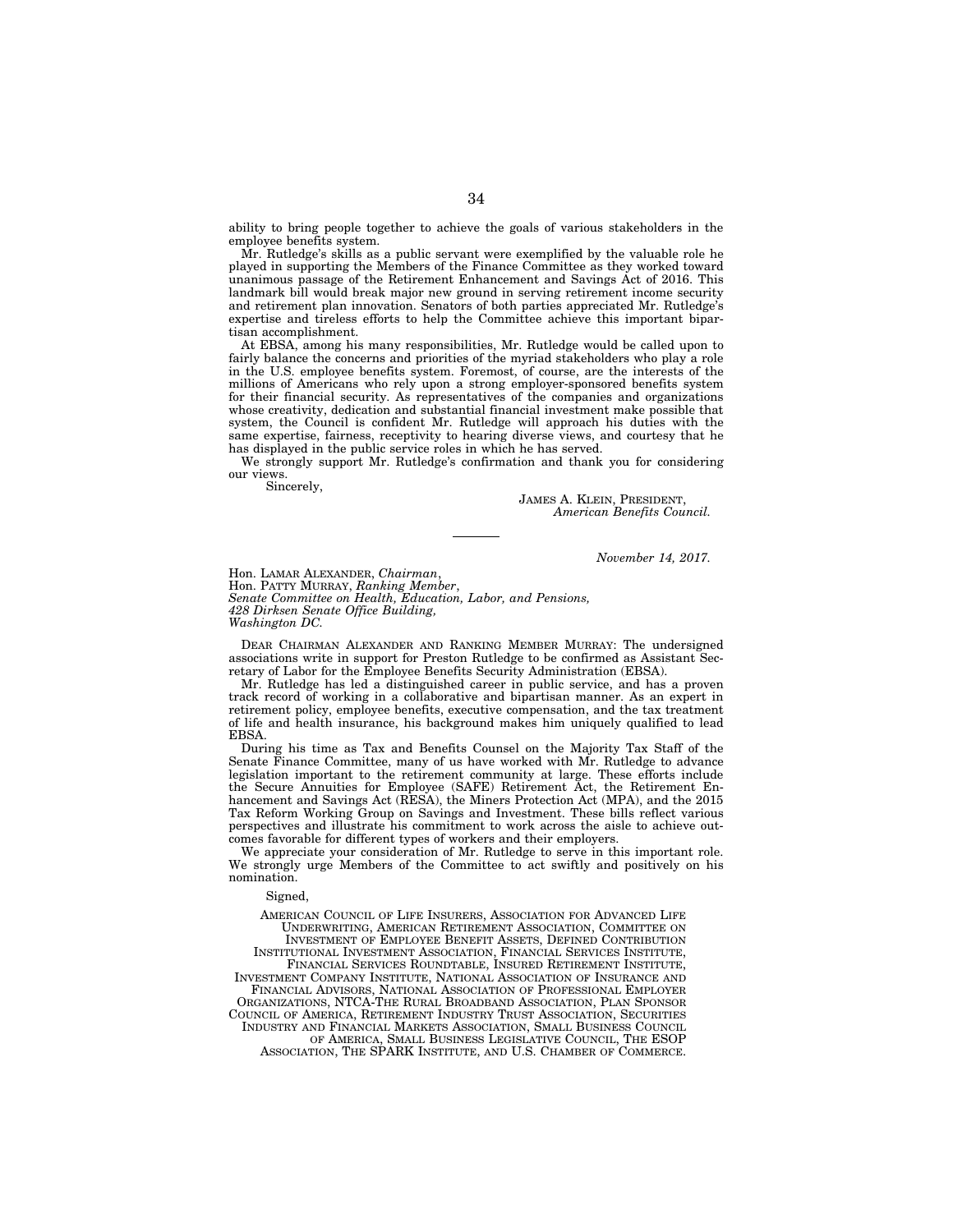ability to bring people together to achieve the goals of various stakeholders in the employee benefits system.

Mr. Rutledge's skills as a public servant were exemplified by the valuable role he played in supporting the Members of the Finance Committee as they worked toward unanimous passage of the Retirement Enhancement and Savings Act of 2016. This landmark bill would break major new ground in serving retirement income security and retirement plan innovation. Senators of both parties appreciated Mr. Rutledge's expertise and tireless efforts to help the Committee achieve this important bipartisan accomplishment.

At EBSA, among his many responsibilities, Mr. Rutledge would be called upon to fairly balance the concerns and priorities of the myriad stakeholders who play a role in the U.S. employee benefits system. Foremost, of course, are the interests of the millions of Americans who rely upon a strong employer-sponsored benefits system for their financial security. As representatives of the companies and organizations whose creativity, dedication and substantial financial investment make possible that system, the Council is confident Mr. Rutledge will approach his duties with the same expertise, fairness, receptivity to hearing diverse views, and courtesy that he has displayed in the public service roles in which he has served.

We strongly support Mr. Rutledge's confirmation and thank you for considering our views.

Sincerely,

JAMES A. KLEIN, PRESIDENT,
*American Benefits Council.*

---

*November 14, 2017.*

Hon. LAMAR ALEXANDER, *Chairman*,
Hon. PATTY MURRAY, *Ranking Member*,
*Senate Committee on Health, Education, Labor, and Pensions,*
*428 Dirksen Senate Office Building,*
*Washington DC.*

DEAR CHAIRMAN ALEXANDER AND RANKING MEMBER MURRAY: The undersigned associations write in support for Preston Rutledge to be confirmed as Assistant Secretary of Labor for the Employee Benefits Security Administration (EBSA).

Mr. Rutledge has led a distinguished career in public service, and has a proven track record of working in a collaborative and bipartisan manner. As an expert in retirement policy, employee benefits, executive compensation, and the tax treatment of life and health insurance, his background makes him uniquely qualified to lead EBSA.

During his time as Tax and Benefits Counsel on the Majority Tax Staff of the Senate Finance Committee, many of us have worked with Mr. Rutledge to advance legislation important to the retirement community at large. These efforts include the Secure Annuities for Employee (SAFE) Retirement Act, the Retirement Enhancement and Savings Act (RESA), the Miners Protection Act (MPA), and the 2015 Tax Reform Working Group on Savings and Investment. These bills reflect various perspectives and illustrate his commitment to work across the aisle to achieve outcomes favorable for different types of workers and their employers.

We appreciate your consideration of Mr. Rutledge to serve in this important role. We strongly urge Members of the Committee to act swiftly and positively on his nomination.

Signed,

AMERICAN COUNCIL OF LIFE INSURERS, ASSOCIATION FOR ADVANCED LIFE UNDERWRITING, AMERICAN RETIREMENT ASSOCIATION, COMMITTEE ON INVESTMENT OF EMPLOYEE BENEFIT ASSETS, DEFINED CONTRIBUTION INSTITUTIONAL INVESTMENT ASSOCIATION, FINANCIAL SERVICES INSTITUTE, FINANCIAL SERVICES ROUNDTABLE, INSURED RETIREMENT INSTITUTE, INVESTMENT COMPANY INSTITUTE, NATIONAL ASSOCIATION OF INSURANCE AND FINANCIAL ADVISORS, NATIONAL ASSOCIATION OF PROFESSIONAL EMPLOYER ORGANIZATIONS, NTCA-THE RURAL BROADBAND ASSOCIATION, PLAN SPONSOR COUNCIL OF AMERICA, RETIREMENT INDUSTRY TRUST ASSOCIATION, SECURITIES INDUSTRY AND FINANCIAL MARKETS ASSOCIATION, SMALL BUSINESS COUNCIL OF AMERICA, SMALL BUSINESS LEGISLATIVE COUNCIL, THE ESOP ASSOCIATION, THE SPARK INSTITUTE, AND U.S. CHAMBER OF COMMERCE.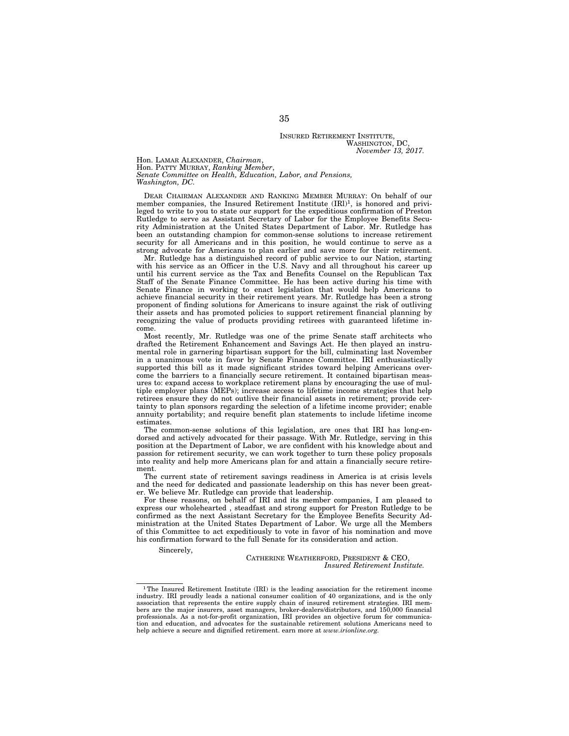INSURED RETIREMENT INSTITUTE,
WASHINGTON, DC,
*November 13, 2017.*

Hon. LAMAR ALEXANDER, *Chairman*,
Hon. PATTY MURRAY, *Ranking Member*,
*Senate Committee on Health, Education, Labor, and Pensions,*
*Washington, DC.*

DEAR CHAIRMAN ALEXANDER AND RANKING MEMBER MURRAY: On behalf of our member companies, the Insured Retirement Institute (IRI)[1], is honored and privileged to write to you to state our support for the expeditious confirmation of Preston Rutledge to serve as Assistant Secretary of Labor for the Employee Benefits Security Administration at the United States Department of Labor. Mr. Rutledge has been an outstanding champion for common-sense solutions to increase retirement security for all Americans and in this position, he would continue to serve as a strong advocate for Americans to plan earlier and save more for their retirement.

Mr. Rutledge has a distinguished record of public service to our Nation, starting with his service as an Officer in the U.S. Navy and all throughout his career up until his current service as the Tax and Benefits Counsel on the Republican Tax Staff of the Senate Finance Committee. He has been active during his time with Senate Finance in working to enact legislation that would help Americans to achieve financial security in their retirement years. Mr. Rutledge has been a strong proponent of finding solutions for Americans to insure against the risk of outliving their assets and has promoted policies to support retirement financial planning by recognizing the value of products providing retirees with guaranteed lifetime income.

Most recently, Mr. Rutledge was one of the prime Senate staff architects who drafted the Retirement Enhancement and Savings Act. He then played an instrumental role in garnering bipartisan support for the bill, culminating last November in a unanimous vote in favor by Senate Finance Committee. IRI enthusiastically supported this bill as it made significant strides toward helping Americans overcome the barriers to a financially secure retirement. It contained bipartisan measures to: expand access to workplace retirement plans by encouraging the use of multiple employer plans (MEPs); increase access to lifetime income strategies that help retirees ensure they do not outlive their financial assets in retirement; provide certainty to plan sponsors regarding the selection of a lifetime income provider; enable annuity portability; and require benefit plan statements to include lifetime income estimates.

The common-sense solutions of this legislation, are ones that IRI has long-endorsed and actively advocated for their passage. With Mr. Rutledge, serving in this position at the Department of Labor, we are confident with his knowledge about and passion for retirement security, we can work together to turn these policy proposals into reality and help more Americans plan for and attain a financially secure retirement.

The current state of retirement savings readiness in America is at crisis levels and the need for dedicated and passionate leadership on this has never been greater. We believe Mr. Rutledge can provide that leadership.

For these reasons, on behalf of IRI and its member companies, I am pleased to express our wholehearted , steadfast and strong support for Preston Rutledge to be confirmed as the next Assistant Secretary for the Employee Benefits Security Administration at the United States Department of Labor. We urge all the Members of this Committee to act expeditiously to vote in favor of his nomination and move his confirmation forward to the full Senate for its consideration and action.

Sincerely,

CATHERINE WEATHERFORD, PRESIDENT & CEO,
*Insured Retirement Institute.*

---

[1] The Insured Retirement Institute (IRI) is the leading association for the retirement income industry. IRI proudly leads a national consumer coalition of 40 organizations, and is the only association that represents the entire supply chain of insured retirement strategies. IRI members are the major insurers, asset managers, broker-dealers/distributors, and 150,000 financial professionals. As a not-for-profit organization, IRI provides an objective forum for communication and education, and advocates for the sustainable retirement solutions Americans need to help achieve a secure and dignified retirement. earn more at *www.irionline.org.*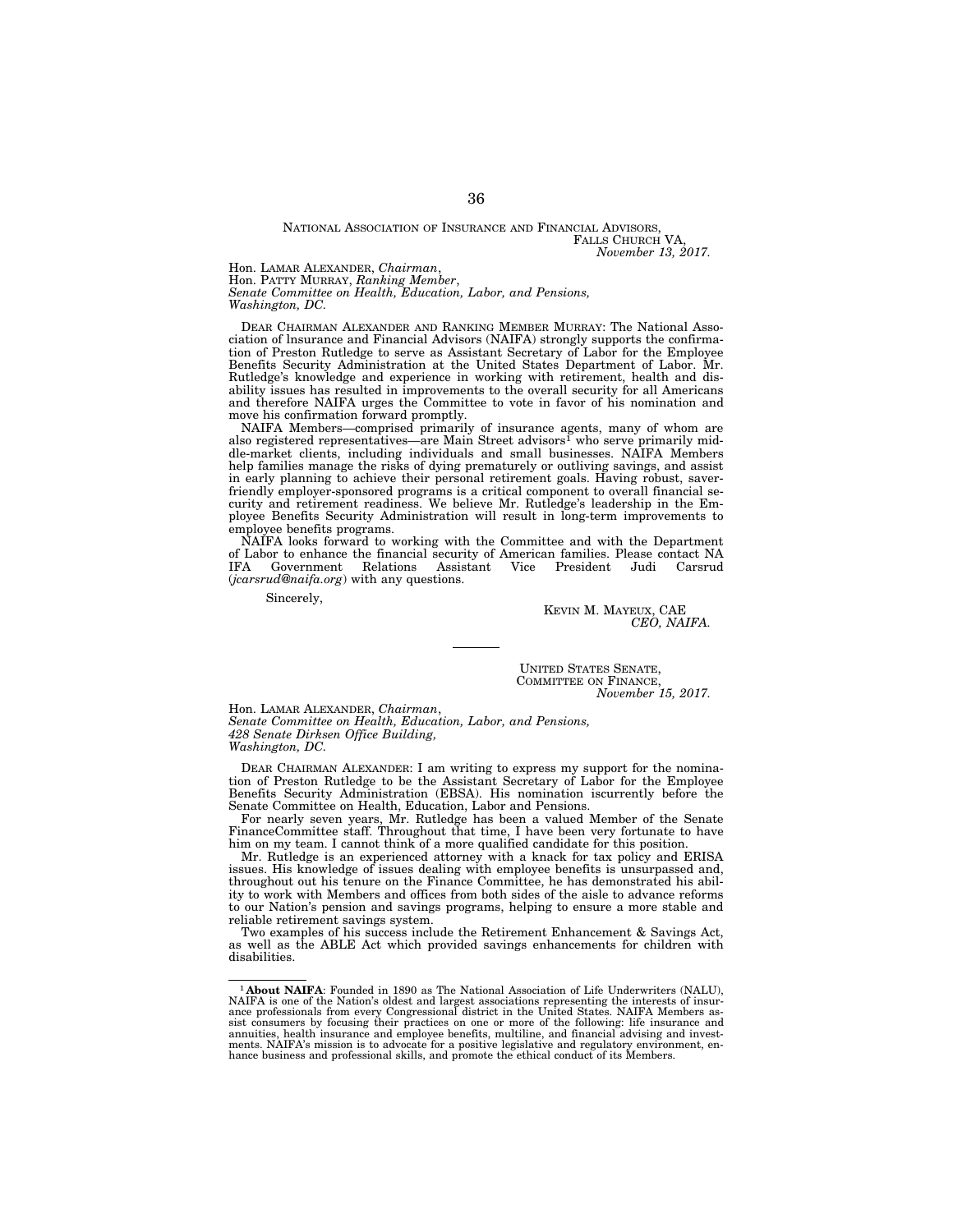NATIONAL ASSOCIATION OF INSURANCE AND FINANCIAL ADVISORS,
FALLS CHURCH VA,
*November 13, 2017.*

Hon. LAMAR ALEXANDER, *Chairman*,
Hon. PATTY MURRAY, *Ranking Member*,
*Senate Committee on Health, Education, Labor, and Pensions,*
*Washington, DC.*

DEAR CHAIRMAN ALEXANDER AND RANKING MEMBER MURRAY: The National Association of lnsurance and Financial Advisors (NAIFA) strongly supports the confirmation of Preston Rutledge to serve as Assistant Secretary of Labor for the Employee Benefits Security Administration at the United States Department of Labor. Mr. Rutledge's knowledge and experience in working with retirement, health and disability issues has resulted in improvements to the overall security for all Americans and therefore NAIFA urges the Committee to vote in favor of his nomination and move his confirmation forward promptly.

NAIFA Members—comprised primarily of insurance agents, many of whom are also registered representatives—are Main Street advisors[1] who serve primarily middle-market clients, including individuals and small businesses. NAIFA Members help families manage the risks of dying prematurely or outliving savings, and assist in early planning to achieve their personal retirement goals. Having robust, saver-friendly employer-sponsored programs is a critical component to overall financial security and retirement readiness. We believe Mr. Rutledge's leadership in the Employee Benefits Security Administration will result in long-term improvements to employee benefits programs.

NAIFA looks forward to working with the Committee and with the Department of Labor to enhance the financial security of American families. Please contact NA IFA Government Relations Assistant Vice President Judi Carsrud (*jcarsrud@naifa.org*) with any questions.

Sincerely,

KEVIN M. MAYEUX, CAE
*CEO, NAIFA.*

---

UNITED STATES SENATE,
COMMITTEE ON FINANCE,
*November 15, 2017.*

Hon. LAMAR ALEXANDER, *Chairman*,
*Senate Committee on Health, Education, Labor, and Pensions,*
*428 Senate Dirksen Office Building,*
*Washington, DC.*

DEAR CHAIRMAN ALEXANDER: I am writing to express my support for the nomination of Preston Rutledge to be the Assistant Secretary of Labor for the Employee Benefits Security Administration (EBSA). His nomination iscurrently before the Senate Committee on Health, Education, Labor and Pensions.

For nearly seven years, Mr. Rutledge has been a valued Member of the Senate FinanceCommittee staff. Throughout that time, I have been very fortunate to have him on my team. I cannot think of a more qualified candidate for this position.

Mr. Rutledge is an experienced attorney with a knack for tax policy and ERISA issues. His knowledge of issues dealing with employee benefits is unsurpassed and, throughout out his tenure on the Finance Committee, he has demonstrated his ability to work with Members and offices from both sides of the aisle to advance reforms to our Nation's pension and savings programs, helping to ensure a more stable and reliable retirement savings system.

Two examples of his success include the Retirement Enhancement & Savings Act, as well as the ABLE Act which provided savings enhancements for children with disabilities.

---

[1] **About NAIFA**: Founded in 1890 as The National Association of Life Underwriters (NALU), NAIFA is one of the Nation's oldest and largest associations representing the interests of insurance professionals from every Congressional district in the United States. NAIFA Members assist consumers by focusing their practices on one or more of the following: life insurance and annuities, health insurance and employee benefits, multiline, and financial advising and investments. NAIFA's mission is to advocate for a positive legislative and regulatory environment, enhance business and professional skills, and promote the ethical conduct of its Members.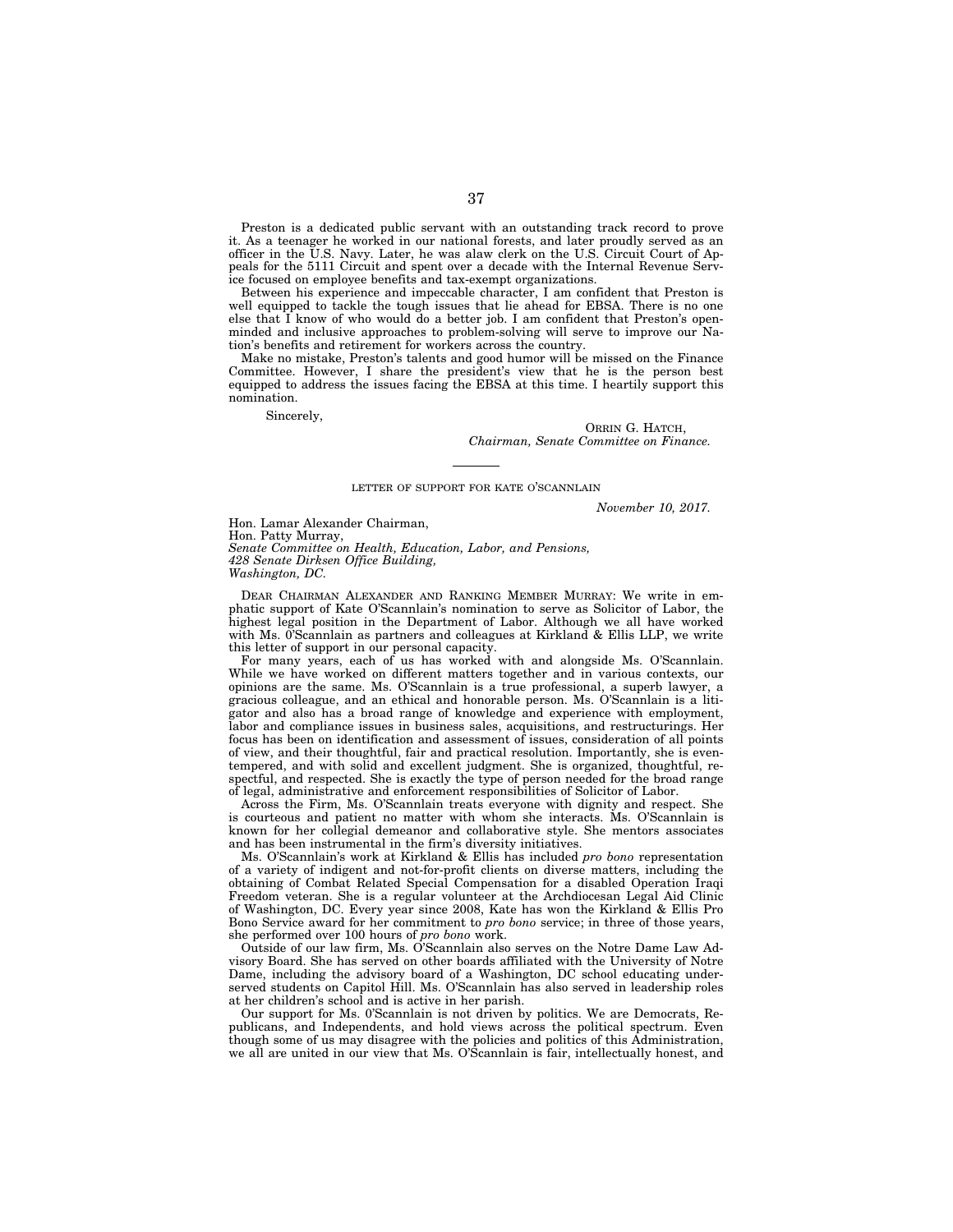Preston is a dedicated public servant with an outstanding track record to prove it. As a teenager he worked in our national forests, and later proudly served as an officer in the U.S. Navy. Later, he was alaw clerk on the U.S. Circuit Court of Appeals for the 5111 Circuit and spent over a decade with the Internal Revenue Service focused on employee benefits and tax-exempt organizations.

Between his experience and impeccable character, I am confident that Preston is well equipped to tackle the tough issues that lie ahead for EBSA. There is no one else that I know of who would do a better job. I am confident that Preston's open-minded and inclusive approaches to problem-solving will serve to improve our Nation's benefits and retirement for workers across the country.

Make no mistake, Preston's talents and good humor will be missed on the Finance Committee. However, I share the president's view that he is the person best equipped to address the issues facing the EBSA at this time. I heartily support this nomination.

Sincerely,

ORRIN G. HATCH,
*Chairman, Senate Committee on Finance.*

---

LETTER OF SUPPORT FOR KATE O'SCANNLAIN

*November 10, 2017.*

Hon. Lamar Alexander Chairman,
Hon. Patty Murray,
*Senate Committee on Health, Education, Labor, and Pensions,*
*428 Senate Dirksen Office Building,*
*Washington, DC.*

DEAR CHAIRMAN ALEXANDER AND RANKING MEMBER MURRAY: We write in emphatic support of Kate O'Scannlain's nomination to serve as Solicitor of Labor, the highest legal position in the Department of Labor. Although we all have worked with Ms. 0'Scannlain as partners and colleagues at Kirkland & Ellis LLP, we write this letter of support in our personal capacity.

For many years, each of us has worked with and alongside Ms. O'Scannlain. While we have worked on different matters together and in various contexts, our opinions are the same. Ms. O'Scannlain is a true professional, a superb lawyer, a gracious colleague, and an ethical and honorable person. Ms. O'Scannlain is a litigator and also has a broad range of knowledge and experience with employment, labor and compliance issues in business sales, acquisitions, and restructurings. Her focus has been on identification and assessment of issues, consideration of all points of view, and their thoughtful, fair and practical resolution. Importantly, she is even-tempered, and with solid and excellent judgment. She is organized, thoughtful, respectful, and respected. She is exactly the type of person needed for the broad range of legal, administrative and enforcement responsibilities of Solicitor of Labor.

Across the Firm, Ms. O'Scannlain treats everyone with dignity and respect. She is courteous and patient no matter with whom she interacts. Ms. O'Scannlain is known for her collegial demeanor and collaborative style. She mentors associates and has been instrumental in the firm's diversity initiatives.

Ms. O'Scannlain's work at Kirkland & Ellis has included *pro bono* representation of a variety of indigent and not-for-profit clients on diverse matters, including the obtaining of Combat Related Special Compensation for a disabled Operation Iraqi Freedom veteran. She is a regular volunteer at the Archdiocesan Legal Aid Clinic of Washington, DC. Every year since 2008, Kate has won the Kirkland & Ellis Pro Bono Service award for her commitment to *pro bono* service; in three of those years, she performed over 100 hours of *pro bono* work.

Outside of our law firm, Ms. O'Scannlain also serves on the Notre Dame Law Advisory Board. She has served on other boards affiliated with the University of Notre Dame, including the advisory board of a Washington, DC school educating underserved students on Capitol Hill. Ms. O'Scannlain has also served in leadership roles at her children's school and is active in her parish.

Our support for Ms. 0'Scannlain is not driven by politics. We are Democrats, Republicans, and Independents, and hold views across the political spectrum. Even though some of us may disagree with the policies and politics of this Administration, we all are united in our view that Ms. O'Scannlain is fair, intellectually honest, and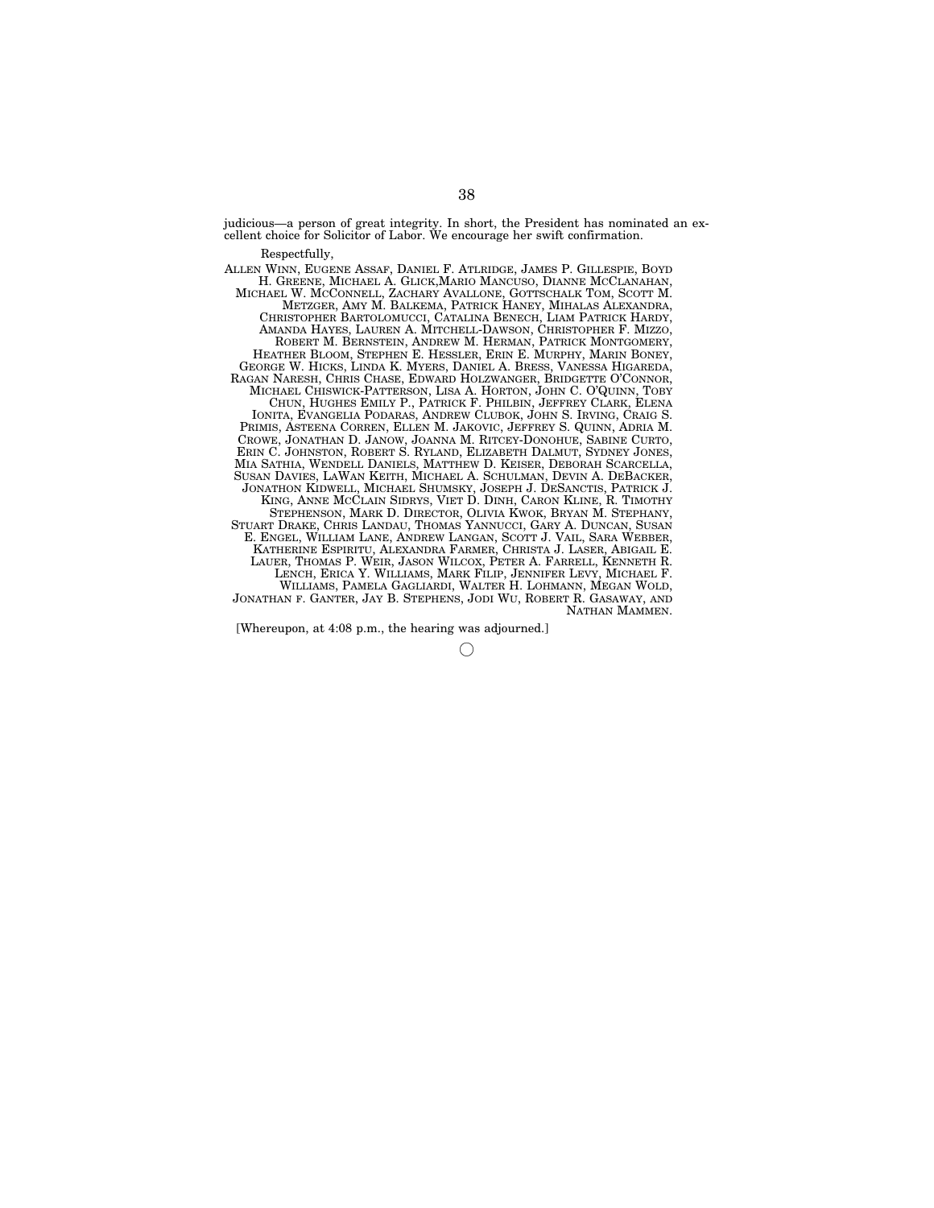judicious—a person of great integrity. In short, the President has nominated an excellent choice for Solicitor of Labor. We encourage her swift confirmation.

Respectfully,

ALLEN WINN, EUGENE ASSAF, DANIEL F. ATLRIDGE, JAMES P. GILLESPIE, BOYD H. GREENE, MICHAEL A. GLICK,MARIO MANCUSO, DIANNE MCCLANAHAN, MICHAEL W. MCCONNELL, ZACHARY AVALLONE, GOTTSCHALK TOM, SCOTT M. METZGER, AMY M. BALKEMA, PATRICK HANEY, MIHALAS ALEXANDRA, CHRISTOPHER BARTOLOMUCCI, CATALINA BENECH, LIAM PATRICK HARDY, AMANDA HAYES, LAUREN A. MITCHELL-DAWSON, CHRISTOPHER F. MIZZO, ROBERT M. BERNSTEIN, ANDREW M. HERMAN, PATRICK MONTGOMERY, HEATHER BLOOM, STEPHEN E. HESSLER, ERIN E. MURPHY, MARIN BONEY, GEORGE W. HICKS, LINDA K. MYERS, DANIEL A. BRESS, VANESSA HIGAREDA, RAGAN NARESH, CHRIS CHASE, EDWARD HOLZWANGER, BRIDGETTE O'CONNOR, MICHAEL CHISWICK-PATTERSON, LISA A. HORTON, JOHN C. O'QUINN, TOBY CHUN, HUGHES EMILY P., PATRICK F. PHILBIN, JEFFREY CLARK, ELENA IONITA, EVANGELIA PODARAS, ANDREW CLUBOK, JOHN S. IRVING, CRAIG S. PRIMIS, ASTEENA CORREN, ELLEN M. JAKOVIC, JEFFREY S. QUINN, ADRIA M. CROWE, JONATHAN D. JANOW, JOANNA M. RITCEY-DONOHUE, SABINE CURTO, ERIN C. JOHNSTON, ROBERT S. RYLAND, ELIZABETH DALMUT, SYDNEY JONES, MIA SATHIA, WENDELL DANIELS, MATTHEW D. KEISER, DEBORAH SCARCELLA, SUSAN DAVIES, LAWAN KEITH, MICHAEL A. SCHULMAN, DEVIN A. DEBACKER, JONATHON KIDWELL, MICHAEL SHUMSKY, JOSEPH J. DESANCTIS, PATRICK J. KING, ANNE MCCLAIN SIDRYS, VIET D. DINH, CARON KLINE, R. TIMOTHY STEPHENSON, MARK D. DIRECTOR, OLIVIA KWOK, BRYAN M. STEPHANY, STUART DRAKE, CHRIS LANDAU, THOMAS YANNUCCI, GARY A. DUNCAN, SUSAN E. ENGEL, WILLIAM LANE, ANDREW LANGAN, SCOTT J. VAIL, SARA WEBBER, KATHERINE ESPIRITU, ALEXANDRA FARMER, CHRISTA J. LASER, ABIGAIL E. LAUER, THOMAS P. WEIR, JASON WILCOX, PETER A. FARRELL, KENNETH R. LENCH, ERICA Y. WILLIAMS, MARK FILIP, JENNIFER LEVY, MICHAEL F. WILLIAMS, PAMELA GAGLIARDI, WALTER H. LOHMANN, MEGAN WOLD, JONATHAN F. GANTER, JAY B. STEPHENS, JODI WU, ROBERT R. GASAWAY, AND NATHAN MAMMEN.

[Whereupon, at 4:08 p.m., the hearing was adjourned.]

○